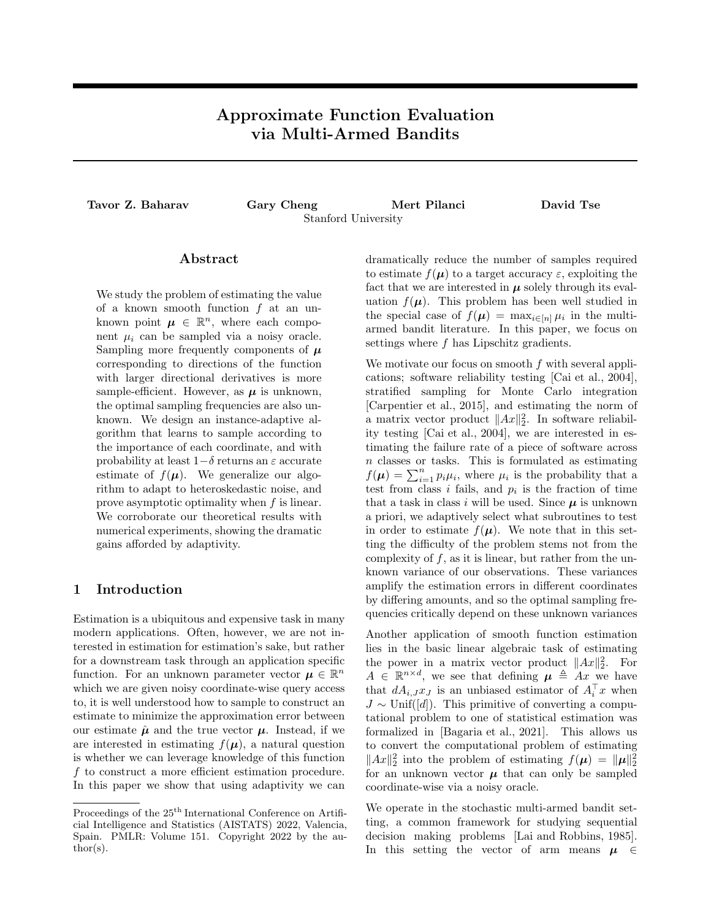# Approximate Function Evaluation via Multi-Armed Bandits

**Tavor Z. Baharav** **Gary Cheng** **Mert Pilanci** **David Tse**

Stanford University

## Abstract

We study the problem of estimating the value of a known smooth function $f$ at an unknown point $\boldsymbol{\mu} \in \mathbb{R}^n$, where each component $\mu_i$ can be sampled via a noisy oracle. Sampling more frequently components of $\boldsymbol{\mu}$ corresponding to directions of the function with larger directional derivatives is more sample-efficient. However, as $\boldsymbol{\mu}$ is unknown, the optimal sampling frequencies are also unknown. We design an instance-adaptive algorithm that learns to sample according to the importance of each coordinate, and with probability at least $1-\delta$ returns an $\varepsilon$ accurate estimate of $f(\boldsymbol{\mu})$. We generalize our algorithm to adapt to heteroskedastic noise, and prove asymptotic optimality when $f$ is linear. We corroborate our theoretical results with numerical experiments, showing the dramatic gains afforded by adaptivity.

## 1 Introduction

Estimation is a ubiquitous and expensive task in many modern applications. Often, however, we are not interested in estimation for estimation's sake, but rather for a downstream task through an application specific function. For an unknown parameter vector $\boldsymbol{\mu} \in \mathbb{R}^n$ which we are given noisy coordinate-wise query access to, it is well understood how to sample to construct an estimate to minimize the approximation error between our estimate $\hat{\boldsymbol{\mu}}$ and the true vector $\boldsymbol{\mu}$. Instead, if we are interested in estimating $f(\boldsymbol{\mu})$, a natural question is whether we can leverage knowledge of this function $f$ to construct a more efficient estimation procedure. In this paper we show that using adaptivity we can dramatically reduce the number of samples required to estimate $f(\boldsymbol{\mu})$ to a target accuracy $\varepsilon$, exploiting the fact that we are interested in $\boldsymbol{\mu}$ solely through its evaluation $f(\boldsymbol{\mu})$. This problem has been well studied in the special case of $f(\boldsymbol{\mu}) = \max_{i\in[n]} \mu_i$ in the multi-armed bandit literature. In this paper, we focus on settings where $f$ has Lipschitz gradients.

We motivate our focus on smooth $f$ with several applications; software reliability testing [Cai et al., 2004], stratified sampling for Monte Carlo integration [Carpentier et al., 2015], and estimating the norm of a matrix vector product $\|Ax\|_2^2$. In software reliability testing [Cai et al., 2004], we are interested in estimating the failure rate of a piece of software across $n$ classes or tasks. This is formulated as estimating $f(\boldsymbol{\mu}) = \sum_{i=1}^n p_i\mu_i$, where $\mu_i$ is the probability that a test from class $i$ fails, and $p_i$ is the fraction of time that a task in class $i$ will be used. Since $\boldsymbol{\mu}$ is unknown a priori, we adaptively select what subroutines to test in order to estimate $f(\boldsymbol{\mu})$. We note that in this setting the difficulty of the problem stems not from the complexity of $f$, as it is linear, but rather from the unknown variance of our observations. These variances amplify the estimation errors in different coordinates by differing amounts, and so the optimal sampling frequencies critically depend on these unknown variances

Another application of smooth function estimation lies in the basic linear algebraic task of estimating the power in a matrix vector product $\|Ax\|_2^2$. For $A \in \mathbb{R}^{n\times d}$, we see that defining $\boldsymbol{\mu} \triangleq Ax$ we have that $dA_{i,J}x_J$ is an unbiased estimator of $A_i^\top x$ when $J \sim \text{Unif}([d])$. This primitive of converting a computational problem to one of statistical estimation was formalized in [Bagaria et al., 2021]. This allows us to convert the computational problem of estimating $\|Ax\|_2^2$ into the problem of estimating $f(\boldsymbol{\mu}) = \|\boldsymbol{\mu}\|_2^2$ for an unknown vector $\boldsymbol{\mu}$ that can only be sampled coordinate-wise via a noisy oracle.

We operate in the stochastic multi-armed bandit setting, a common framework for studying sequential decision making problems [Lai and Robbins, 1985]. In this setting the vector of arm means $\boldsymbol{\mu} \in$

Proceedings of the 25[th] International Conference on Artificial Intelligence and Statistics (AISTATS) 2022, Valencia, Spain. PMLR: Volume 151. Copyright 2022 by the author(s).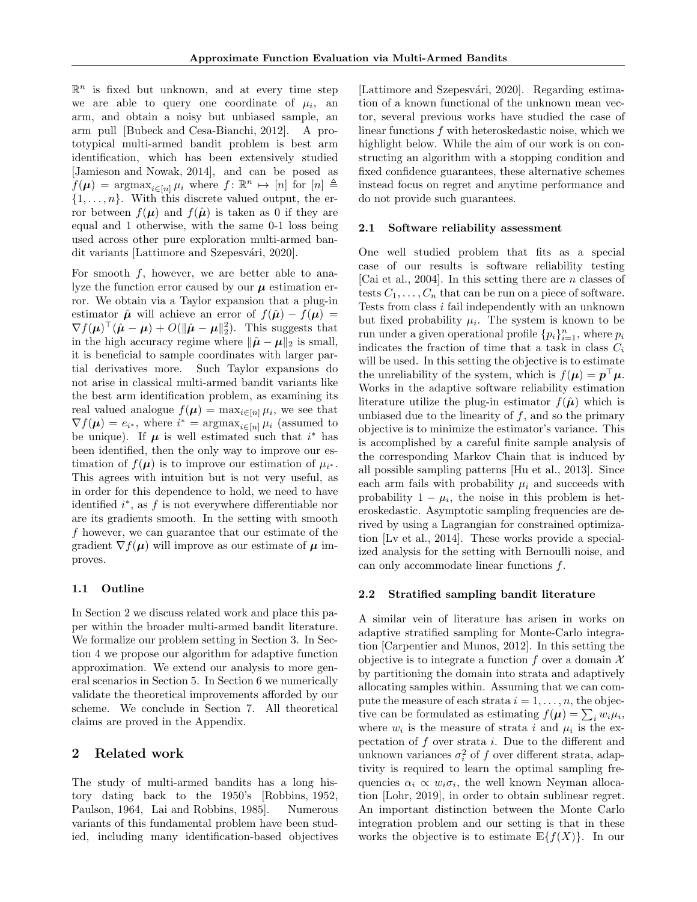$\mathbb{R}^n$ is fixed but unknown, and at every time step we are able to query one coordinate of $\mu_i$, an arm, and obtain a noisy but unbiased sample, an arm pull [Bubeck and Cesa-Bianchi, 2012]. A prototypical multi-armed bandit problem is best arm identification, which has been extensively studied [Jamieson and Nowak, 2014], and can be posed as $f(\boldsymbol{\mu}) = \mathrm{argmax}_{i\in[n]} \mu_i$ where $f\colon \mathbb{R}^n \mapsto [n]$ for $[n] \triangleq \{1,\ldots,n\}$. With this discrete valued output, the error between $f(\boldsymbol{\mu})$ and $f(\hat{\boldsymbol{\mu}})$ is taken as 0 if they are equal and 1 otherwise, with the same 0-1 loss being used across other pure exploration multi-armed bandit variants [Lattimore and Szepesvári, 2020].

For smooth $f$, however, we are better able to analyze the function error caused by our $\boldsymbol{\mu}$ estimation error. We obtain via a Taylor expansion that a plug-in estimator $\hat{\boldsymbol{\mu}}$ will achieve an error of $f(\hat{\boldsymbol{\mu}}) - f(\boldsymbol{\mu}) = \nabla f(\boldsymbol{\mu})^\top(\hat{\boldsymbol{\mu}} - \boldsymbol{\mu}) + O(\|\hat{\boldsymbol{\mu}} - \boldsymbol{\mu}\|_2^2)$. This suggests that in the high accuracy regime where $\|\hat{\boldsymbol{\mu}} - \boldsymbol{\mu}\|_2$ is small, it is beneficial to sample coordinates with larger partial derivatives more. Such Taylor expansions do not arise in classical multi-armed bandit variants like the best arm identification problem, as examining its real valued analogue $f(\boldsymbol{\mu}) = \max_{i\in[n]} \mu_i$, we see that $\nabla f(\boldsymbol{\mu}) = e_{i^*}$, where $i^* = \mathrm{argmax}_{i\in[n]} \mu_i$ (assumed to be unique). If $\boldsymbol{\mu}$ is well estimated such that $i^*$ has been identified, then the only way to improve our estimation of $f(\boldsymbol{\mu})$ is to improve our estimation of $\mu_{i^*}$. This agrees with intuition but is not very useful, as in order for this dependence to hold, we need to have identified $i^*$, as $f$ is not everywhere differentiable nor are its gradients smooth. In the setting with smooth $f$ however, we can guarantee that our estimate of the gradient $\nabla f(\boldsymbol{\mu})$ will improve as our estimate of $\boldsymbol{\mu}$ improves.

### 1.1 Outline

In Section 2 we discuss related work and place this paper within the broader multi-armed bandit literature. We formalize our problem setting in Section 3. In Section 4 we propose our algorithm for adaptive function approximation. We extend our analysis to more general scenarios in Section 5. In Section 6 we numerically validate the theoretical improvements afforded by our scheme. We conclude in Section 7. All theoretical claims are proved in the Appendix.

## 2 Related work

The study of multi-armed bandits has a long history dating back to the 1950's [Robbins, 1952, Paulson, 1964, Lai and Robbins, 1985]. Numerous variants of this fundamental problem have been studied, including many identification-based objectives [Lattimore and Szepesvári, 2020]. Regarding estimation of a known functional of the unknown mean vector, several previous works have studied the case of linear functions $f$ with heteroskedastic noise, which we highlight below. While the aim of our work is on constructing an algorithm with a stopping condition and fixed confidence guarantees, these alternative schemes instead focus on regret and anytime performance and do not provide such guarantees.

### 2.1 Software reliability assessment

One well studied problem that fits as a special case of our results is software reliability testing [Cai et al., 2004]. In this setting there are $n$ classes of tests $C_1,\ldots,C_n$ that can be run on a piece of software. Tests from class $i$ fail independently with an unknown but fixed probability $\mu_i$. The system is known to be run under a given operational profile $\{p_i\}_{i=1}^n$, where $p_i$ indicates the fraction of time that a task in class $C_i$ will be used. In this setting the objective is to estimate the unreliability of the system, which is $f(\boldsymbol{\mu}) = \boldsymbol{p}^\top\boldsymbol{\mu}$. Works in the adaptive software reliability estimation literature utilize the plug-in estimator $f(\hat{\boldsymbol{\mu}})$ which is unbiased due to the linearity of $f$, and so the primary objective is to minimize the estimator's variance. This is accomplished by a careful finite sample analysis of the corresponding Markov Chain that is induced by all possible sampling patterns [Hu et al., 2013]. Since each arm fails with probability $\mu_i$ and succeeds with probability $1 - \mu_i$, the noise in this problem is heteroskedastic. Asymptotic sampling frequencies are derived by using a Lagrangian for constrained optimization [Lv et al., 2014]. These works provide a specialized analysis for the setting with Bernoulli noise, and can only accommodate linear functions $f$.

### 2.2 Stratified sampling bandit literature

A similar vein of literature has arisen in works on adaptive stratified sampling for Monte-Carlo integration [Carpentier and Munos, 2012]. In this setting the objective is to integrate a function $f$ over a domain $\mathcal{X}$ by partitioning the domain into strata and adaptively allocating samples within. Assuming that we can compute the measure of each strata $i = 1,\ldots,n$, the objective can be formulated as estimating $f(\boldsymbol{\mu}) = \sum_i w_i\mu_i$, where $w_i$ is the measure of strata $i$ and $\mu_i$ is the expectation of $f$ over strata $i$. Due to the different and unknown variances $\sigma_i^2$ of $f$ over different strata, adaptivity is required to learn the optimal sampling frequencies $\alpha_i \propto w_i\sigma_i$, the well known Neyman allocation [Lohr, 2019], in order to obtain sublinear regret. An important distinction between the Monte Carlo integration problem and our setting is that in these works the objective is to estimate $\mathbb{E}\{f(X)\}$. In our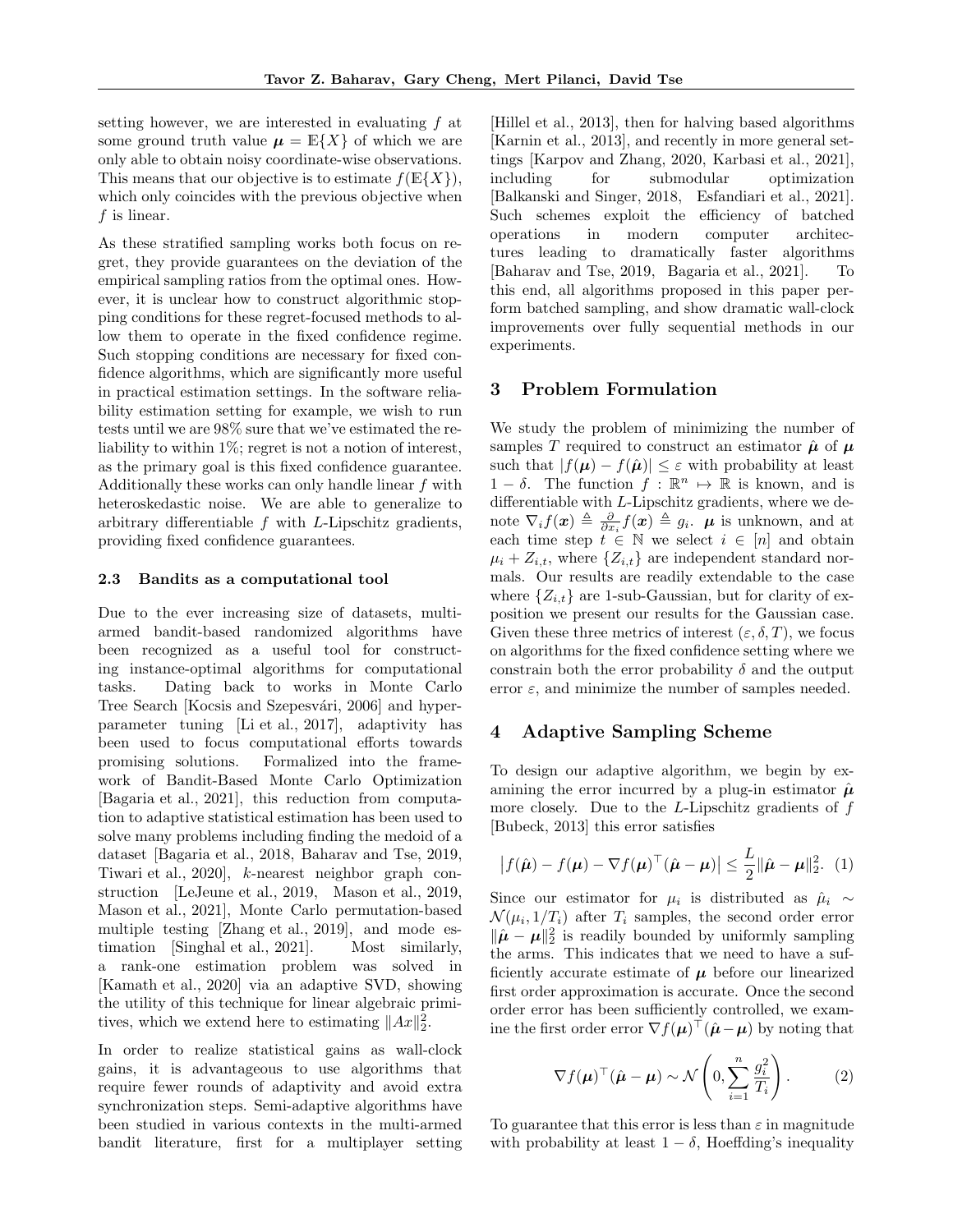setting however, we are interested in evaluating $f$ at some ground truth value $\boldsymbol{\mu} = \mathbb{E}\{X\}$ of which we are only able to obtain noisy coordinate-wise observations. This means that our objective is to estimate $f(\mathbb{E}\{X\})$, which only coincides with the previous objective when $f$ is linear.

As these stratified sampling works both focus on regret, they provide guarantees on the deviation of the empirical sampling ratios from the optimal ones. However, it is unclear how to construct algorithmic stopping conditions for these regret-focused methods to allow them to operate in the fixed confidence regime. Such stopping conditions are necessary for fixed confidence algorithms, which are significantly more useful in practical estimation settings. In the software reliability estimation setting for example, we wish to run tests until we are 98% sure that we've estimated the reliability to within 1%; regret is not a notion of interest, as the primary goal is this fixed confidence guarantee. Additionally these works can only handle linear $f$ with heteroskedastic noise. We are able to generalize to arbitrary differentiable $f$ with $L$-Lipschitz gradients, providing fixed confidence guarantees.

### 2.3 Bandits as a computational tool

Due to the ever increasing size of datasets, multi-armed bandit-based randomized algorithms have been recognized as a useful tool for constructing instance-optimal algorithms for computational tasks. Dating back to works in Monte Carlo Tree Search [Kocsis and Szepesvári, 2006] and hyperparameter tuning [Li et al., 2017], adaptivity has been used to focus computational efforts towards promising solutions. Formalized into the framework of Bandit-Based Monte Carlo Optimization [Bagaria et al., 2021], this reduction from computation to adaptive statistical estimation has been used to solve many problems including finding the medoid of a dataset [Bagaria et al., 2018, Baharav and Tse, 2019, Tiwari et al., 2020], $k$-nearest neighbor graph construction [LeJeune et al., 2019, Mason et al., 2019, Mason et al., 2021], Monte Carlo permutation-based multiple testing [Zhang et al., 2019], and mode estimation [Singhal et al., 2021]. Most similarly, a rank-one estimation problem was solved in [Kamath et al., 2020] via an adaptive SVD, showing the utility of this technique for linear algebraic primitives, which we extend here to estimating $\|Ax\|_2^2$.

In order to realize statistical gains as wall-clock gains, it is advantageous to use algorithms that require fewer rounds of adaptivity and avoid extra synchronization steps. Semi-adaptive algorithms have been studied in various contexts in the multi-armed bandit literature, first for a multiplayer setting [Hillel et al., 2013], then for halving based algorithms [Karnin et al., 2013], and recently in more general settings [Karpov and Zhang, 2020, Karbasi et al., 2021], including for submodular optimization [Balkanski and Singer, 2018, Esfandiari et al., 2021]. Such schemes exploit the efficiency of batched operations in modern computer architectures leading to dramatically faster algorithms [Baharav and Tse, 2019, Bagaria et al., 2021]. To this end, all algorithms proposed in this paper perform batched sampling, and show dramatic wall-clock improvements over fully sequential methods in our experiments.

## 3 Problem Formulation

We study the problem of minimizing the number of samples $T$ required to construct an estimator $\hat{\boldsymbol{\mu}}$ of $\boldsymbol{\mu}$ such that $|f(\boldsymbol{\mu}) - f(\hat{\boldsymbol{\mu}})| \leq \varepsilon$ with probability at least $1 - \delta$. The function $f : \mathbb{R}^n \mapsto \mathbb{R}$ is known, and is differentiable with $L$-Lipschitz gradients, where we denote $\nabla_i f(\boldsymbol{x}) \triangleq \frac{\partial}{\partial x_i} f(\boldsymbol{x}) \triangleq g_i$. $\boldsymbol{\mu}$ is unknown, and at each time step $t \in \mathbb{N}$ we select $i \in [n]$ and obtain $\mu_i + Z_{i,t}$, where $\{Z_{i,t}\}$ are independent standard normals. Our results are readily extendable to the case where $\{Z_{i,t}\}$ are 1-sub-Gaussian, but for clarity of exposition we present our results for the Gaussian case. Given these three metrics of interest $(\varepsilon, \delta, T)$, we focus on algorithms for the fixed confidence setting where we constrain both the error probability $\delta$ and the output error $\varepsilon$, and minimize the number of samples needed.

## 4 Adaptive Sampling Scheme

To design our adaptive algorithm, we begin by examining the error incurred by a plug-in estimator $\hat{\boldsymbol{\mu}}$ more closely. Due to the $L$-Lipschitz gradients of $f$ [Bubeck, 2013] this error satisfies

$$\left|f(\hat{\boldsymbol{\mu}}) - f(\boldsymbol{\mu}) - \nabla f(\boldsymbol{\mu})^\top (\hat{\boldsymbol{\mu}} - \boldsymbol{\mu})\right| \leq \frac{L}{2} \|\hat{\boldsymbol{\mu}} - \boldsymbol{\mu}\|_2^2. \quad (1)$$

Since our estimator for $\mu_i$ is distributed as $\hat{\mu}_i \sim \mathcal{N}(\mu_i, 1/T_i)$ after $T_i$ samples, the second order error $\|\hat{\boldsymbol{\mu}} - \boldsymbol{\mu}\|_2^2$ is readily bounded by uniformly sampling the arms. This indicates that we need to have a sufficiently accurate estimate of $\boldsymbol{\mu}$ before our linearized first order approximation is accurate. Once the second order error has been sufficiently controlled, we examine the first order error $\nabla f(\boldsymbol{\mu})^\top (\hat{\boldsymbol{\mu}} - \boldsymbol{\mu})$ by noting that

$$\nabla f(\boldsymbol{\mu})^\top (\hat{\boldsymbol{\mu}} - \boldsymbol{\mu}) \sim \mathcal{N}\left(0, \sum_{i=1}^n \frac{g_i^2}{T_i}\right). \quad (2)$$

To guarantee that this error is less than $\varepsilon$ in magnitude with probability at least $1 - \delta$, Hoeffding's inequality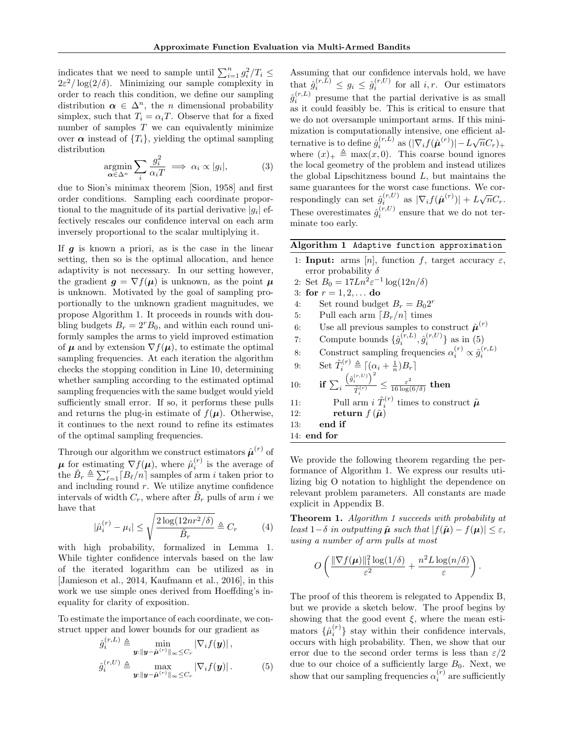indicates that we need to sample until $\sum_{i=1}^{n} g_i^2/T_i \leq 2\varepsilon^2/\log(2/\delta)$. Minimizing our sample complexity in order to reach this condition, we define our sampling distribution $\boldsymbol{\alpha} \in \Delta^n$, the $n$ dimensional probability simplex, such that $T_i = \alpha_i T$. Observe that for a fixed number of samples $T$ we can equivalently minimize over $\boldsymbol{\alpha}$ instead of $\{T_i\}$, yielding the optimal sampling distribution

$$\underset{\boldsymbol{\alpha}\in\Delta^n}{\operatorname{argmin}} \sum_i \frac{g_i^2}{\alpha_i T} \implies \alpha_i \propto |g_i|, \tag{3}$$

due to Sion's minimax theorem [Sion, 1958] and first order conditions. Sampling each coordinate proportional to the magnitude of its partial derivative $|g_i|$ effectively rescales our confidence interval on each arm inversely proportional to the scalar multiplying it.

If $\boldsymbol{g}$ is known a priori, as is the case in the linear setting, then so is the optimal allocation, and hence adaptivity is not necessary. In our setting however, the gradient $\boldsymbol{g} = \nabla f(\boldsymbol{\mu})$ is unknown, as the point $\boldsymbol{\mu}$ is unknown. Motivated by the goal of sampling proportionally to the unknown gradient magnitudes, we propose Algorithm 1. It proceeds in rounds with doubling budgets $B_r = 2^r B_0$, and within each round uniformly samples the arms to yield improved estimation of $\boldsymbol{\mu}$ and by extension $\nabla f(\boldsymbol{\mu})$, to estimate the optimal sampling frequencies. At each iteration the algorithm checks the stopping condition in Line 10, determining whether sampling according to the estimated optimal sampling frequencies with the same budget would yield sufficiently small error. If so, it performs these pulls and returns the plug-in estimate of $f(\boldsymbol{\mu})$. Otherwise, it continues to the next round to refine its estimates of the optimal sampling frequencies.

Through our algorithm we construct estimators $\hat{\boldsymbol{\mu}}^{(r)}$ of $\boldsymbol{\mu}$ for estimating $\nabla f(\boldsymbol{\mu})$, where $\hat{\mu}_i^{(r)}$ is the average of the $\tilde{B}_r \triangleq \sum_{\ell=1}^{r} \lceil B_\ell/n \rceil$ samples of arm $i$ taken prior to and including round $r$. We utilize anytime confidence intervals of width $C_r$, where after $\tilde{B}_r$ pulls of arm $i$ we have that

$$|\hat{\mu}_i^{(r)} - \mu_i| \leq \sqrt{\frac{2\log(12nr^2/\delta)}{\tilde{B}_r}} \triangleq C_r \tag{4}$$

with high probability, formalized in Lemma 1. While tighter confidence intervals based on the law of the iterated logarithm can be utilized as in [Jamieson et al., 2014, Kaufmann et al., 2016], in this work we use simple ones derived from Hoeffding's inequality for clarity of exposition.

To estimate the importance of each coordinate, we construct upper and lower bounds for our gradient as

$$\hat{g}_i^{(r,L)} \triangleq \min_{\boldsymbol{y}:\|\boldsymbol{y}-\hat{\boldsymbol{\mu}}^{(r)}\|_\infty \leq C_r} |\nabla_i f(\boldsymbol{y})|,$$
$$\hat{g}_i^{(r,U)} \triangleq \max_{\boldsymbol{y}:\|\boldsymbol{y}-\hat{\boldsymbol{\mu}}^{(r)}\|_\infty \leq C_r} |\nabla_i f(\boldsymbol{y})|. \tag{5}$$

Assuming that our confidence intervals hold, we have that $\hat{g}_i^{(r,L)} \leq g_i \leq \hat{g}_i^{(r,U)}$ for all $i, r$. Our estimators $\hat{g}_i^{(r,L)}$ presume that the partial derivative is as small as it could feasibly be. This is critical to ensure that we do not oversample unimportant arms. If this minimization is computationally intensive, one efficient alternative is to define $\hat{g}_i^{(r,L)}$ as $(|\nabla_i f(\hat{\boldsymbol{\mu}}^{(r)})| - L\sqrt{n}C_r)_+$ where $(x)_+ \triangleq \max(x, 0)$. This coarse bound ignores the local geometry of the problem and instead utilizes the global Lipschitzness bound $L$, but maintains the same guarantees for the worst case functions. We correspondingly can set $\hat{g}_i^{(r,U)}$ as $|\nabla_i f(\hat{\boldsymbol{\mu}}^{(r)})| + L\sqrt{n}C_r$. These overestimates $\hat{g}_i^{(r,U)}$ ensure that we do not terminate too early.

**Algorithm 1** `Adaptive function approximation`

1: **Input:** arms $[n]$, function $f$, target accuracy $\varepsilon$, error probability $\delta$
2: Set $B_0 = 17Ln^2\varepsilon^{-1}\log(12n/\delta)$
3: **for** $r = 1, 2, \ldots$ **do**
4: &nbsp;&nbsp;&nbsp;&nbsp;Set round budget $B_r = B_0 2^r$
5: &nbsp;&nbsp;&nbsp;&nbsp;Pull each arm $\lceil B_r/n \rceil$ times
6: &nbsp;&nbsp;&nbsp;&nbsp;Use all previous samples to construct $\hat{\boldsymbol{\mu}}^{(r)}$
7: &nbsp;&nbsp;&nbsp;&nbsp;Compute bounds $\{\hat{g}_i^{(r,L)}, \hat{g}_i^{(r,U)}\}$ as in (5)
8: &nbsp;&nbsp;&nbsp;&nbsp;Construct sampling frequencies $\alpha_i^{(r)} \propto \hat{g}_i^{(r,L)}$
9: &nbsp;&nbsp;&nbsp;&nbsp;Set $\tilde{T}_i^{(r)} \triangleq \lceil (\alpha_i + \frac{1}{n}) B_r \rceil$
10: &nbsp;&nbsp;&nbsp;**if** $\sum_i \frac{\left(\hat{g}_i^{(r,U)}\right)^2}{\tilde{T}_i^{(r)}} \leq \frac{\varepsilon^2}{16\log(6/\delta)}$ **then**
11: &nbsp;&nbsp;&nbsp;&nbsp;&nbsp;&nbsp;&nbsp;&nbsp;Pull arm $i$ $\tilde{T}_i^{(r)}$ times to construct $\tilde{\boldsymbol{\mu}}$
12: &nbsp;&nbsp;&nbsp;&nbsp;&nbsp;&nbsp;&nbsp;&nbsp;**return** $f(\tilde{\boldsymbol{\mu}})$
13: &nbsp;&nbsp;&nbsp;**end if**
14: **end for**

We provide the following theorem regarding the performance of Algorithm 1. We express our results utilizing big O notation to highlight the dependence on relevant problem parameters. All constants are made explicit in Appendix B.

**Theorem 1.** *Algorithm 1 succeeds with probability at least $1-\delta$ in outputting $\tilde{\boldsymbol{\mu}}$ such that $|f(\tilde{\boldsymbol{\mu}}) - f(\boldsymbol{\mu})| \leq \varepsilon$, using a number of arm pulls at most*

$$O\left(\frac{\|\nabla f(\boldsymbol{\mu})\|_1^2 \log(1/\delta)}{\varepsilon^2} + \frac{n^2 L \log(n/\delta)}{\varepsilon}\right).$$

The proof of this theorem is relegated to Appendix B, but we provide a sketch below. The proof begins by showing that the good event $\xi$, where the mean estimators $\{\hat{\mu}_i^{(r)}\}$ stay within their confidence intervals, occurs with high probability. Then, we show that our error due to the second order terms is less than $\varepsilon/2$ due to our choice of a sufficiently large $B_0$. Next, we show that our sampling frequencies $\alpha_i^{(r)}$ are sufficiently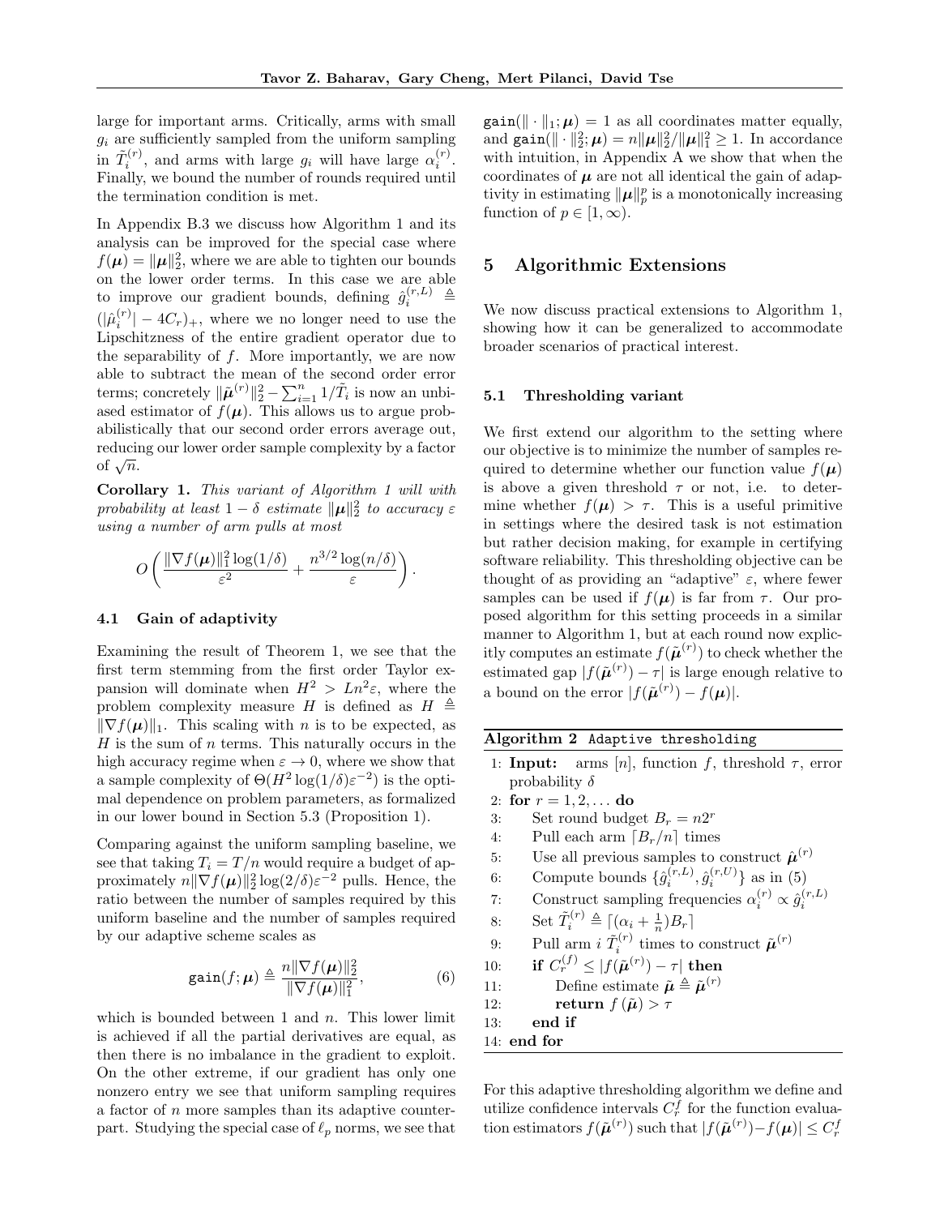large for important arms. Critically, arms with small $g_i$ are sufficiently sampled from the uniform sampling in $\tilde{T}_i^{(r)}$, and arms with large $g_i$ will have large $\alpha_i^{(r)}$. Finally, we bound the number of rounds required until the termination condition is met.

In Appendix B.3 we discuss how Algorithm 1 and its analysis can be improved for the special case where $f(\boldsymbol{\mu}) = \|\boldsymbol{\mu}\|_2^2$, where we are able to tighten our bounds on the lower order terms. In this case we are able to improve our gradient bounds, defining $\hat{g}_i^{(r,L)} \triangleq (|\hat{\mu}_i^{(r)}| - 4C_r)_+$, where we no longer need to use the Lipschitzness of the entire gradient operator due to the separability of $f$. More importantly, we are now able to subtract the mean of the second order error terms; concretely $\|\tilde{\boldsymbol{\mu}}^{(r)}\|_2^2 - \sum_{i=1}^n 1/\tilde{T}_i$ is now an unbiased estimator of $f(\boldsymbol{\mu})$. This allows us to argue probabilistically that our second order errors average out, reducing our lower order sample complexity by a factor of $\sqrt{n}$.

**Corollary 1.** *This variant of Algorithm 1 will with probability at least $1-\delta$ estimate $\|\boldsymbol{\mu}\|_2^2$ to accuracy $\varepsilon$ using a number of arm pulls at most*

$$O\left(\frac{\|\nabla f(\boldsymbol{\mu})\|_1^2 \log(1/\delta)}{\varepsilon^2} + \frac{n^{3/2}\log(n/\delta)}{\varepsilon}\right).$$

### 4.1 Gain of adaptivity

Examining the result of Theorem 1, we see that the first term stemming from the first order Taylor expansion will dominate when $H^2 > Ln^2\varepsilon$, where the problem complexity measure $H$ is defined as $H \triangleq \|\nabla f(\boldsymbol{\mu})\|_1$. This scaling with $n$ is to be expected, as $H$ is the sum of $n$ terms. This naturally occurs in the high accuracy regime when $\varepsilon \to 0$, where we show that a sample complexity of $\Theta(H^2 \log(1/\delta)\varepsilon^{-2})$ is the optimal dependence on problem parameters, as formalized in our lower bound in Section 5.3 (Proposition 1).

Comparing against the uniform sampling baseline, we see that taking $T_i = T/n$ would require a budget of approximately $n\|\nabla f(\boldsymbol{\mu})\|_2^2 \log(2/\delta)\varepsilon^{-2}$ pulls. Hence, the ratio between the number of samples required by this uniform baseline and the number of samples required by our adaptive scheme scales as

$$\texttt{gain}(f;\boldsymbol{\mu}) \triangleq \frac{n\|\nabla f(\boldsymbol{\mu})\|_2^2}{\|\nabla f(\boldsymbol{\mu})\|_1^2}, \tag{6}$$

which is bounded between 1 and $n$. This lower limit is achieved if all the partial derivatives are equal, as then there is no imbalance in the gradient to exploit. On the other extreme, if our gradient has only one nonzero entry we see that uniform sampling requires a factor of $n$ more samples than its adaptive counterpart. Studying the special case of $\ell_p$ norms, we see that $\texttt{gain}(\|\cdot\|_1;\boldsymbol{\mu}) = 1$ as all coordinates matter equally, and $\texttt{gain}(\|\cdot\|_2^2;\boldsymbol{\mu}) = n\|\boldsymbol{\mu}\|_2^2/\|\boldsymbol{\mu}\|_1^2 \geq 1$. In accordance with intuition, in Appendix A we show that when the coordinates of $\boldsymbol{\mu}$ are not all identical the gain of adaptivity in estimating $\|\boldsymbol{\mu}\|_p^p$ is a monotonically increasing function of $p \in [1,\infty)$.

## 5 Algorithmic Extensions

We now discuss practical extensions to Algorithm 1, showing how it can be generalized to accommodate broader scenarios of practical interest.

### 5.1 Thresholding variant

We first extend our algorithm to the setting where our objective is to minimize the number of samples required to determine whether our function value $f(\boldsymbol{\mu})$ is above a given threshold $\tau$ or not, i.e. to determine whether $f(\boldsymbol{\mu}) > \tau$. This is a useful primitive in settings where the desired task is not estimation but rather decision making, for example in certifying software reliability. This thresholding objective can be thought of as providing an "adaptive" $\varepsilon$, where fewer samples can be used if $f(\boldsymbol{\mu})$ is far from $\tau$. Our proposed algorithm for this setting proceeds in a similar manner to Algorithm 1, but at each round now explicitly computes an estimate $f(\tilde{\boldsymbol{\mu}}^{(r)})$ to check whether the estimated gap $|f(\tilde{\boldsymbol{\mu}}^{(r)}) - \tau|$ is large enough relative to a bound on the error $|f(\tilde{\boldsymbol{\mu}}^{(r)}) - f(\boldsymbol{\mu})|$.

**Algorithm 2** `Adaptive thresholding`

```
1:  Input: arms [n], function f, threshold τ, error probability δ
2:  for r = 1, 2, ... do
3:      Set round budget B_r = n2^r
4:      Pull each arm ⌈B_r/n⌉ times
5:      Use all previous samples to construct μ̂^(r)
6:      Compute bounds {ĝ_i^(r,L), ĝ_i^(r,U)} as in (5)
7:      Construct sampling frequencies α_i^(r) ∝ ĝ_i^(r,L)
8:      Set T̃_i^(r) ≜ ⌈(α_i + 1/n)B_r⌉
9:      Pull arm i T̃_i^(r) times to construct μ̃^(r)
10:     if C_r^(f) ≤ |f(μ̃^(r)) − τ| then
11:         Define estimate μ̃ ≜ μ̃^(r)
12:         return f(μ̃) > τ
13:     end if
14: end for
```

For this adaptive thresholding algorithm we define and utilize confidence intervals $C_r^f$ for the function evaluation estimators $f(\tilde{\boldsymbol{\mu}}^{(r)})$ such that $|f(\tilde{\boldsymbol{\mu}}^{(r)}) - f(\boldsymbol{\mu})| \leq C_r^f$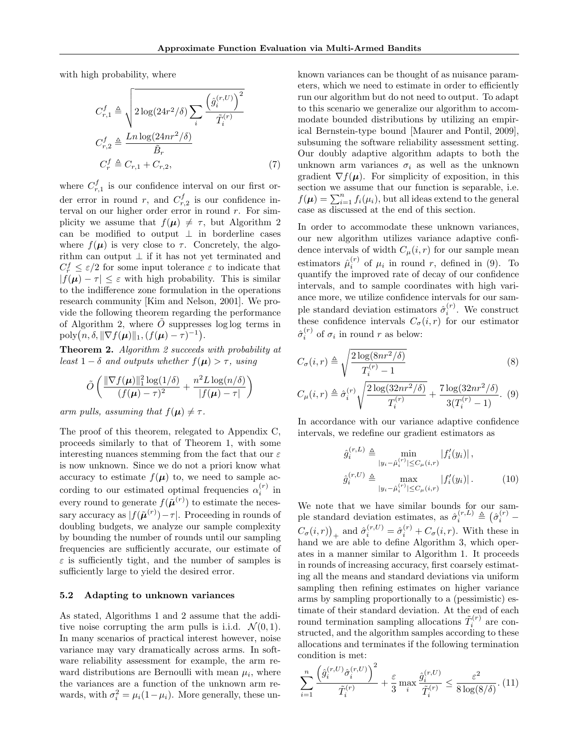with high probability, where

$$
\begin{aligned}
C^f_{r,1} &\triangleq \sqrt{2\log(24r^2/\delta)\sum_i \frac{\left(\hat{g}_i^{(r,U)}\right)^2}{\tilde{T}_i^{(r)}}} \\
C^f_{r,2} &\triangleq \frac{Ln\log(24nr^2/\delta)}{\tilde{B}_r} \\
C^f_r &\triangleq C_{r,1} + C_{r,2}, \qquad (7)
\end{aligned}
$$

where $C^f_{r,1}$ is our confidence interval on our first order error in round $r$, and $C^f_{r,2}$ is our confidence interval on our higher order error in round $r$. For simplicity we assume that $f(\boldsymbol{\mu}) \neq \tau$, but Algorithm 2 can be modified to output $\perp$ in borderline cases where $f(\boldsymbol{\mu})$ is very close to $\tau$. Concretely, the algorithm can output $\perp$ if it has not yet terminated and $C^f_r \leq \varepsilon/2$ for some input tolerance $\varepsilon$ to indicate that $|f(\boldsymbol{\mu}) - \tau| \leq \varepsilon$ with high probability. This is similar to the indifference zone formulation in the operations research community [Kim and Nelson, 2001]. We provide the following theorem regarding the performance of Algorithm 2, where $\tilde{O}$ suppresses log log terms in $\text{poly}(n, \delta, \|\nabla f(\boldsymbol{\mu})\|_1, (f(\boldsymbol{\mu}) - \tau)^{-1})$.

**Theorem 2.** *Algorithm 2 succeeds with probability at least $1-\delta$ and outputs whether $f(\boldsymbol{\mu}) > \tau$, using*

$$
\tilde{O}\left(\frac{\|\nabla f(\boldsymbol{\mu})\|_1^2 \log(1/\delta)}{(f(\boldsymbol{\mu}) - \tau)^2} + \frac{n^2 L \log(n/\delta)}{|f(\boldsymbol{\mu}) - \tau|}\right)
$$

*arm pulls, assuming that $f(\boldsymbol{\mu}) \neq \tau$.*

The proof of this theorem, relegated to Appendix C, proceeds similarly to that of Theorem 1, with some interesting nuances stemming from the fact that our $\varepsilon$ is now unknown. Since we do not a priori know what accuracy to estimate $f(\boldsymbol{\mu})$ to, we need to sample according to our estimated optimal frequencies $\alpha_i^{(r)}$ in every round to generate $f(\tilde{\boldsymbol{\mu}}^{(r)})$ to estimate the necessary accuracy as $|f(\tilde{\boldsymbol{\mu}}^{(r)}) - \tau|$. Proceeding in rounds of doubling budgets, we analyze our sample complexity by bounding the number of rounds until our sampling frequencies are sufficiently accurate, our estimate of $\varepsilon$ is sufficiently tight, and the number of samples is sufficiently large to yield the desired error.

### 5.2 Adapting to unknown variances

As stated, Algorithms 1 and 2 assume that the additive noise corrupting the arm pulls is i.i.d. $\mathcal{N}(0,1)$. In many scenarios of practical interest however, noise variance may vary dramatically across arms. In software reliability assessment for example, the arm reward distributions are Bernoulli with mean $\mu_i$, where the variances are a function of the unknown arm rewards, with $\sigma_i^2 = \mu_i(1-\mu_i)$. More generally, these unknown variances can be thought of as nuisance parameters, which we need to estimate in order to efficiently run our algorithm but do not need to output. To adapt to this scenario we generalize our algorithm to accommodate bounded distributions by utilizing an empirical Bernstein-type bound [Maurer and Pontil, 2009], subsuming the software reliability assessment setting. Our doubly adaptive algorithm adapts to both the unknown arm variances $\sigma_i$ as well as the unknown gradient $\nabla f(\boldsymbol{\mu})$. For simplicity of exposition, in this section we assume that our function is separable, i.e. $f(\boldsymbol{\mu}) = \sum_{i=1}^n f_i(\mu_i)$, but all ideas extend to the general case as discussed at the end of this section.

In order to accommodate these unknown variances, our new algorithm utilizes variance adaptive confidence intervals of width $C_\mu(i,r)$ for our sample mean estimators $\hat{\mu}_i^{(r)}$ of $\mu_i$ in round $r$, defined in (9). To quantify the improved rate of decay of our confidence intervals, and to sample coordinates with high variance more, we utilize confidence intervals for our sample standard deviation estimators $\hat{\sigma}_i^{(r)}$. We construct these confidence intervals $C_\sigma(i,r)$ for our estimator $\hat{\sigma}_i^{(r)}$ of $\sigma_i$ in round $r$ as below:

$$
C_\sigma(i,r) \triangleq \sqrt{\frac{2\log(8nr^2/\delta)}{T_i^{(r)} - 1}} \qquad (8)
$$

$$
C_\mu(i,r) \triangleq \hat{\sigma}_i^{(r)}\sqrt{\frac{2\log(32nr^2/\delta)}{T_i^{(r)}}} + \frac{7\log(32nr^2/\delta)}{3(T_i^{(r)} - 1)}. \qquad (9)
$$

In accordance with our variance adaptive confidence intervals, we redefine our gradient estimators as

$$
\begin{aligned}
\hat{g}_i^{(r,L)} &\triangleq \min_{|y_i - \hat{\mu}_i^{(r)}| \leq C_\mu(i,r)} |f_i'(y_i)|, \\
\hat{g}_i^{(r,U)} &\triangleq \max_{|y_i - \hat{\mu}_i^{(r)}| \leq C_\mu(i,r)} |f_i'(y_i)|. \qquad (10)
\end{aligned}
$$

We note that we have similar bounds for our sample standard deviation estimates, as $\hat{\sigma}_i^{(r,L)} \triangleq \left(\hat{\sigma}_i^{(r)} - C_\sigma(i,r)\right)_+$ and $\hat{\sigma}_i^{(r,U)} = \hat{\sigma}_i^{(r)} + C_\sigma(i,r)$. With these in hand we are able to define Algorithm 3, which operates in a manner similar to Algorithm 1. It proceeds in rounds of increasing accuracy, first coarsely estimating all the means and standard deviations via uniform sampling then refining estimates on higher variance arms by sampling proportionally to a (pessimistic) estimate of their standard deviation. At the end of each round termination sampling allocations $\tilde{T}_i^{(r)}$ are constructed, and the algorithm samples according to these allocations and terminates if the following termination condition is met:

$$
\sum_{i=1}^n \frac{\left(\hat{g}_i^{(r,U)}\hat{\sigma}_i^{(r,U)}\right)^2}{\tilde{T}_i^{(r)}} + \frac{\varepsilon}{3}\max_i \frac{\hat{g}_i^{(r,U)}}{\tilde{T}_i^{(r)}} \leq \frac{\varepsilon^2}{8\log(8/\delta)}. \qquad (11)
$$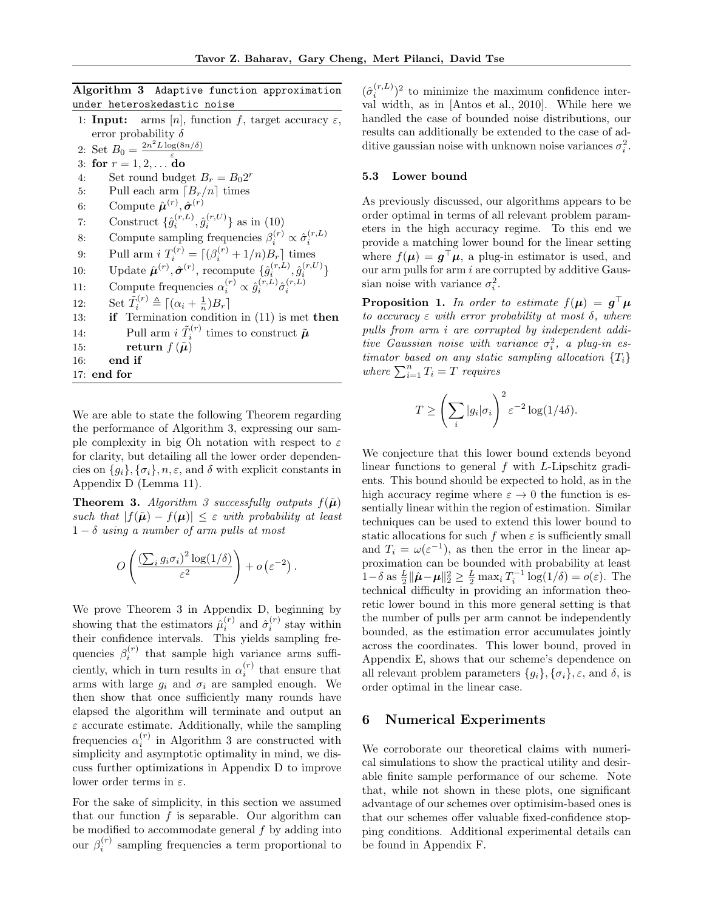**Algorithm 3** Adaptive function approximation under heteroskedastic noise

```
1: Input: arms [n], function f, target accuracy ε, error probability δ
2: Set B_0 = 2n^2 L log(8n/δ) / ε
3: for r = 1, 2, ... do
4:     Set round budget B_r = B_0 2^r
5:     Pull each arm ⌈B_r/n⌉ times
6:     Compute μ̂^(r), σ̂^(r)
7:     Construct {ĝ_i^(r,L), ĝ_i^(r,U)} as in (10)
8:     Compute sampling frequencies β_i^(r) ∝ σ̂_i^(r,L)
9:     Pull arm i T_i^(r) = ⌈(β_i^(r) + 1/n)B_r⌉ times
10:    Update μ̂^(r), σ̂^(r), recompute {ĝ_i^(r,L), ĝ_i^(r,U)}
11:    Compute frequencies α_i^(r) ∝ ĝ_i^(r,L) σ̂_i^(r,L)
12:    Set T̃_i^(r) ≜ ⌈(α_i + 1/n)B_r⌉
13:    if Termination condition in (11) is met then
14:        Pull arm i T̃_i^(r) times to construct μ̃
15:        return f(μ̃)
16:    end if
17: end for
```

We are able to state the following Theorem regarding the performance of Algorithm 3, expressing our sample complexity in big Oh notation with respect to $\varepsilon$ for clarity, but detailing all the lower order dependencies on $\{g_i\}, \{\sigma_i\}, n, \varepsilon,$ and $\delta$ with explicit constants in Appendix D (Lemma 11).

**Theorem 3.** *Algorithm 3 successfully outputs $f(\tilde{\boldsymbol{\mu}})$ such that $|f(\tilde{\boldsymbol{\mu}}) - f(\boldsymbol{\mu})| \leq \varepsilon$ with probability at least $1-\delta$ using a number of arm pulls at most*

$$O\left(\frac{\left(\sum_i g_i \sigma_i\right)^2 \log(1/\delta)}{\varepsilon^2}\right) + o\left(\varepsilon^{-2}\right).$$

We prove Theorem 3 in Appendix D, beginning by showing that the estimators $\hat{\mu}_i^{(r)}$ and $\hat{\sigma}_i^{(r)}$ stay within their confidence intervals. This yields sampling frequencies $\beta_i^{(r)}$ that sample high variance arms sufficiently, which in turn results in $\alpha_i^{(r)}$ that ensure that arms with large $g_i$ and $\sigma_i$ are sampled enough. We then show that once sufficiently many rounds have elapsed the algorithm will terminate and output an $\varepsilon$ accurate estimate. Additionally, while the sampling frequencies $\alpha_i^{(r)}$ in Algorithm 3 are constructed with simplicity and asymptotic optimality in mind, we discuss further optimizations in Appendix D to improve lower order terms in $\varepsilon$.

For the sake of simplicity, in this section we assumed that our function $f$ is separable. Our algorithm can be modified to accommodate general $f$ by adding into our $\beta_i^{(r)}$ sampling frequencies a term proportional to $(\hat{\sigma}_i^{(r,L)})^2$ to minimize the maximum confidence interval width, as in [Antos et al., 2010]. While here we handled the case of bounded noise distributions, our results can additionally be extended to the case of additive gaussian noise with unknown noise variances $\sigma_i^2$.

### 5.3 Lower bound

As previously discussed, our algorithms appears to be order optimal in terms of all relevant problem parameters in the high accuracy regime. To this end we provide a matching lower bound for the linear setting where $f(\boldsymbol{\mu}) = \boldsymbol{g}^\top \boldsymbol{\mu}$, a plug-in estimator is used, and our arm pulls for arm $i$ are corrupted by additive Gaussian noise with variance $\sigma_i^2$.

**Proposition 1.** *In order to estimate $f(\boldsymbol{\mu}) = \boldsymbol{g}^\top \boldsymbol{\mu}$ to accuracy $\varepsilon$ with error probability at most $\delta$, where pulls from arm $i$ are corrupted by independent additive Gaussian noise with variance $\sigma_i^2$, a plug-in estimator based on any static sampling allocation $\{T_i\}$ where $\sum_{i=1}^n T_i = T$ requires*

$$T \geq \left(\sum_i |g_i| \sigma_i\right)^2 \varepsilon^{-2} \log(1/4\delta).$$

We conjecture that this lower bound extends beyond linear functions to general $f$ with $L$-Lipschitz gradients. This bound should be expected to hold, as in the high accuracy regime where $\varepsilon \to 0$ the function is essentially linear within the region of estimation. Similar techniques can be used to extend this lower bound to static allocations for such $f$ when $\varepsilon$ is sufficiently small and $T_i = \omega(\varepsilon^{-1})$, as then the error in the linear approximation can be bounded with probability at least $1-\delta$ as $\frac{L}{2}\|\hat{\boldsymbol{\mu}} - \boldsymbol{\mu}\|_2^2 \geq \frac{L}{2} \max_i T_i^{-1} \log(1/\delta) = o(\varepsilon)$. The technical difficulty in providing an information theoretic lower bound in this more general setting is that the number of pulls per arm cannot be independently bounded, as the estimation error accumulates jointly across the coordinates. This lower bound, proved in Appendix E, shows that our scheme's dependence on all relevant problem parameters $\{g_i\}, \{\sigma_i\}, \varepsilon,$ and $\delta$, is order optimal in the linear case.

## 6 Numerical Experiments

We corroborate our theoretical claims with numerical simulations to show the practical utility and desirable finite sample performance of our scheme. Note that, while not shown in these plots, one significant advantage of our schemes over optimisim-based ones is that our schemes offer valuable fixed-confidence stopping conditions. Additional experimental details can be found in Appendix F.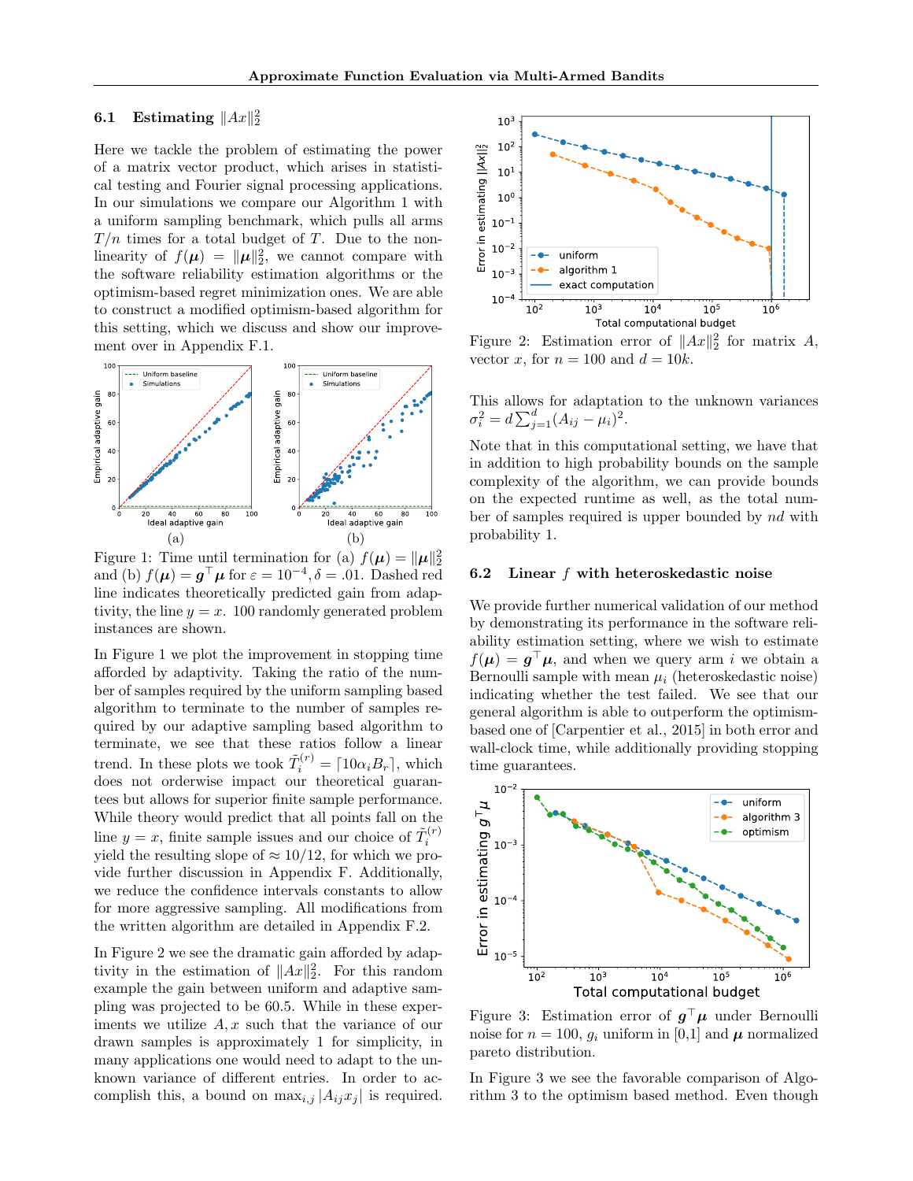### 6.1 Estimating $\|Ax\|_2^2$

Here we tackle the problem of estimating the power of a matrix vector product, which arises in statistical testing and Fourier signal processing applications. In our simulations we compare our Algorithm 1 with a uniform sampling benchmark, which pulls all arms $T/n$ times for a total budget of $T$. Due to the non-linearity of $f(\boldsymbol{\mu}) = \|\boldsymbol{\mu}\|_2^2$, we cannot compare with the software reliability estimation algorithms or the optimism-based regret minimization ones. We are able to construct a modified optimism-based algorithm for this setting, which we discuss and show our improvement over in Appendix F.1.

Figure 1: Time until termination for (a) $f(\boldsymbol{\mu}) = \|\boldsymbol{\mu}\|_2^2$ and (b) $f(\boldsymbol{\mu}) = \boldsymbol{g}^\top \boldsymbol{\mu}$ for $\varepsilon = 10^{-4}, \delta = .01$. Dashed red line indicates theoretically predicted gain from adaptivity, the line $y = x$. 100 randomly generated problem instances are shown.

In Figure 1 we plot the improvement in stopping time afforded by adaptivity. Taking the ratio of the number of samples required by the uniform sampling based algorithm to terminate to the number of samples required by our adaptive sampling based algorithm to terminate, we see that these ratios follow a linear trend. In these plots we took $\tilde{T}_i^{(r)} = \lceil 10\alpha_i B_r \rceil$, which does not orderwise impact our theoretical guarantees but allows for superior finite sample performance. While theory would predict that all points fall on the line $y = x$, finite sample issues and our choice of $\tilde{T}_i^{(r)}$ yield the resulting slope of $\approx 10/12$, for which we provide further discussion in Appendix F. Additionally, we reduce the confidence intervals constants to allow for more aggressive sampling. All modifications from the written algorithm are detailed in Appendix F.2.

In Figure 2 we see the dramatic gain afforded by adaptivity in the estimation of $\|Ax\|_2^2$. For this random example the gain between uniform and adaptive sampling was projected to be 60.5. While in these experiments we utilize $A, x$ such that the variance of our drawn samples is approximately 1 for simplicity, in many applications one would need to adapt to the unknown variance of different entries. In order to accomplish this, a bound on $\max_{i,j} |A_{ij} x_j|$ is required.

Figure 2: Estimation error of $\|Ax\|_2^2$ for matrix $A$, vector $x$, for $n = 100$ and $d = 10k$.

This allows for adaptation to the unknown variances $\sigma_i^2 = d \sum_{j=1}^d (A_{ij} - \mu_i)^2$.

Note that in this computational setting, we have that in addition to high probability bounds on the sample complexity of the algorithm, we can provide bounds on the expected runtime as well, as the total number of samples required is upper bounded by $nd$ with probability 1.

### 6.2 Linear $f$ with heteroskedastic noise

We provide further numerical validation of our method by demonstrating its performance in the software reliability estimation setting, where we wish to estimate $f(\boldsymbol{\mu}) = \boldsymbol{g}^\top \boldsymbol{\mu}$, and when we query arm $i$ we obtain a Bernoulli sample with mean $\mu_i$ (heteroskedastic noise) indicating whether the test failed. We see that our general algorithm is able to outperform the optimism-based one of [Carpentier et al., 2015] in both error and wall-clock time, while additionally providing stopping time guarantees.

Figure 3: Estimation error of $\boldsymbol{g}^\top \boldsymbol{\mu}$ under Bernoulli noise for $n = 100$, $g_i$ uniform in [0,1] and $\boldsymbol{\mu}$ normalized pareto distribution.

In Figure 3 we see the favorable comparison of Algorithm 3 to the optimism based method. Even though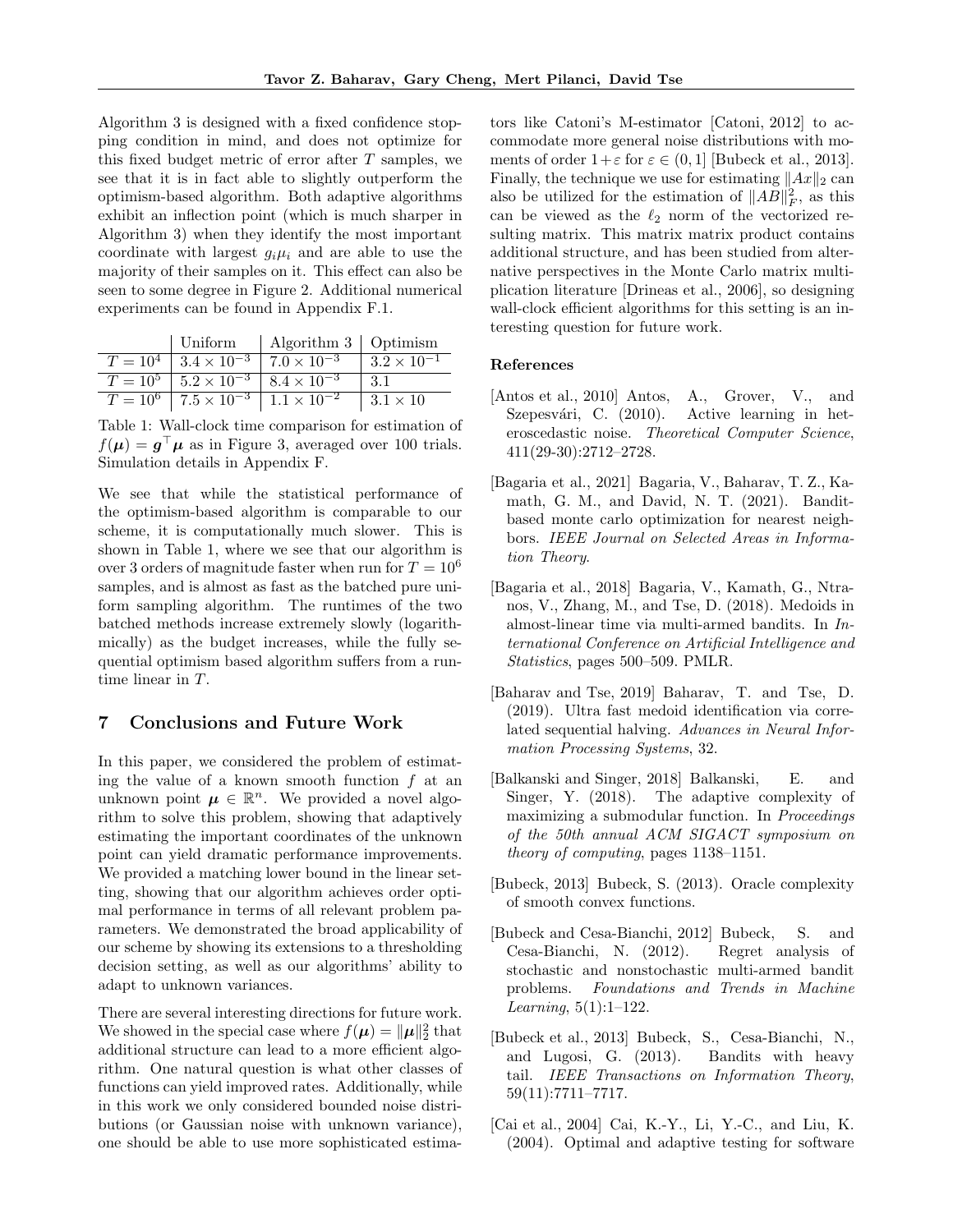Algorithm 3 is designed with a fixed confidence stopping condition in mind, and does not optimize for this fixed budget metric of error after $T$ samples, we see that it is in fact able to slightly outperform the optimism-based algorithm. Both adaptive algorithms exhibit an inflection point (which is much sharper in Algorithm 3) when they identify the most important coordinate with largest $g_i\mu_i$ and are able to use the majority of their samples on it. This effect can also be seen to some degree in Figure 2. Additional numerical experiments can be found in Appendix F.1.

| | Uniform | Algorithm 3 | Optimism |
|---|---|---|---|
| $T = 10^4$ | $3.4 \times 10^{-3}$ | $7.0 \times 10^{-3}$ | $3.2 \times 10^{-1}$ |
| $T = 10^5$ | $5.2 \times 10^{-3}$ | $8.4 \times 10^{-3}$ | $3.1$ |
| $T = 10^6$ | $7.5 \times 10^{-3}$ | $1.1 \times 10^{-2}$ | $3.1 \times 10$ |

Table 1: Wall-clock time comparison for estimation of $f(\boldsymbol{\mu}) = \boldsymbol{g}^\top \boldsymbol{\mu}$ as in Figure 3, averaged over 100 trials. Simulation details in Appendix F.

We see that while the statistical performance of the optimism-based algorithm is comparable to our scheme, it is computationally much slower. This is shown in Table 1, where we see that our algorithm is over 3 orders of magnitude faster when run for $T = 10^6$ samples, and is almost as fast as the batched pure uniform sampling algorithm. The runtimes of the two batched methods increase extremely slowly (logarithmically) as the budget increases, while the fully sequential optimism based algorithm suffers from a runtime linear in $T$.

## 7 Conclusions and Future Work

In this paper, we considered the problem of estimating the value of a known smooth function $f$ at an unknown point $\boldsymbol{\mu} \in \mathbb{R}^n$. We provided a novel algorithm to solve this problem, showing that adaptively estimating the important coordinates of the unknown point can yield dramatic performance improvements. We provided a matching lower bound in the linear setting, showing that our algorithm achieves order optimal performance in terms of all relevant problem parameters. We demonstrated the broad applicability of our scheme by showing its extensions to a thresholding decision setting, as well as our algorithms' ability to adapt to unknown variances.

There are several interesting directions for future work. We showed in the special case where $f(\boldsymbol{\mu}) = \|\boldsymbol{\mu}\|_2^2$ that additional structure can lead to a more efficient algorithm. One natural question is what other classes of functions can yield improved rates. Additionally, while in this work we only considered bounded noise distributions (or Gaussian noise with unknown variance), one should be able to use more sophisticated estimators like Catoni's M-estimator [Catoni, 2012] to accommodate more general noise distributions with moments of order $1+\varepsilon$ for $\varepsilon \in (0, 1]$ [Bubeck et al., 2013]. Finally, the technique we use for estimating $\|Ax\|_2$ can also be utilized for the estimation of $\|AB\|_F^2$, as this can be viewed as the $\ell_2$ norm of the vectorized resulting matrix. This matrix matrix product contains additional structure, and has been studied from alternative perspectives in the Monte Carlo matrix multiplication literature [Drineas et al., 2006], so designing wall-clock efficient algorithms for this setting is an interesting question for future work.

### References

[Antos et al., 2010] Antos, A., Grover, V., and Szepesvári, C. (2010). Active learning in heteroscedastic noise. *Theoretical Computer Science*, 411(29-30):2712–2728.

[Bagaria et al., 2021] Bagaria, V., Baharav, T. Z., Kamath, G. M., and David, N. T. (2021). Bandit-based monte carlo optimization for nearest neighbors. *IEEE Journal on Selected Areas in Information Theory*.

[Bagaria et al., 2018] Bagaria, V., Kamath, G., Ntranos, V., Zhang, M., and Tse, D. (2018). Medoids in almost-linear time via multi-armed bandits. In *International Conference on Artificial Intelligence and Statistics*, pages 500–509. PMLR.

[Baharav and Tse, 2019] Baharav, T. and Tse, D. (2019). Ultra fast medoid identification via correlated sequential halving. *Advances in Neural Information Processing Systems*, 32.

[Balkanski and Singer, 2018] Balkanski, E. and Singer, Y. (2018). The adaptive complexity of maximizing a submodular function. In *Proceedings of the 50th annual ACM SIGACT symposium on theory of computing*, pages 1138–1151.

[Bubeck, 2013] Bubeck, S. (2013). Oracle complexity of smooth convex functions.

[Bubeck and Cesa-Bianchi, 2012] Bubeck, S. and Cesa-Bianchi, N. (2012). Regret analysis of stochastic and nonstochastic multi-armed bandit problems. *Foundations and Trends in Machine Learning*, 5(1):1–122.

[Bubeck et al., 2013] Bubeck, S., Cesa-Bianchi, N., and Lugosi, G. (2013). Bandits with heavy tail. *IEEE Transactions on Information Theory*, 59(11):7711–7717.

[Cai et al., 2004] Cai, K.-Y., Li, Y.-C., and Liu, K. (2004). Optimal and adaptive testing for software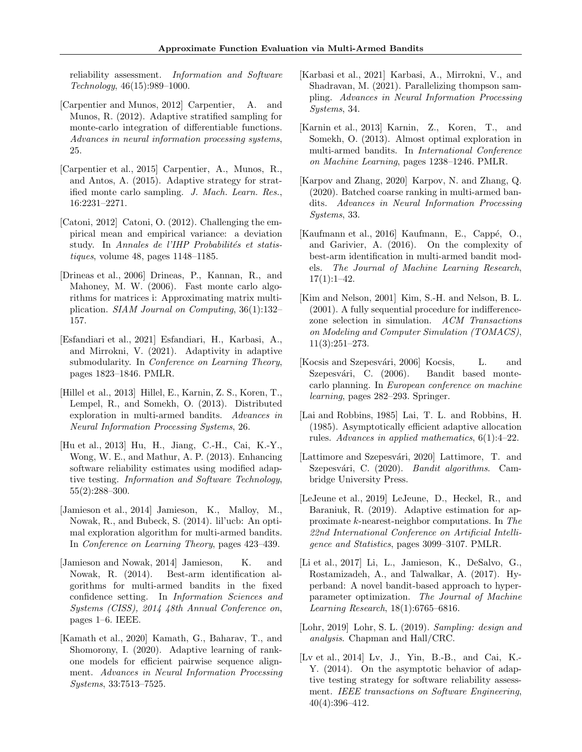reliability assessment. *Information and Software Technology*, 46(15):989–1000.

[Carpentier and Munos, 2012] Carpentier, A. and Munos, R. (2012). Adaptive stratified sampling for monte-carlo integration of differentiable functions. *Advances in neural information processing systems*, 25.

[Carpentier et al., 2015] Carpentier, A., Munos, R., and Antos, A. (2015). Adaptive strategy for stratified monte carlo sampling. *J. Mach. Learn. Res.*, 16:2231–2271.

[Catoni, 2012] Catoni, O. (2012). Challenging the empirical mean and empirical variance: a deviation study. In *Annales de l'IHP Probabilités et statistiques*, volume 48, pages 1148–1185.

[Drineas et al., 2006] Drineas, P., Kannan, R., and Mahoney, M. W. (2006). Fast monte carlo algorithms for matrices i: Approximating matrix multiplication. *SIAM Journal on Computing*, 36(1):132–157.

[Esfandiari et al., 2021] Esfandiari, H., Karbasi, A., and Mirrokni, V. (2021). Adaptivity in adaptive submodularity. In *Conference on Learning Theory*, pages 1823–1846. PMLR.

[Hillel et al., 2013] Hillel, E., Karnin, Z. S., Koren, T., Lempel, R., and Somekh, O. (2013). Distributed exploration in multi-armed bandits. *Advances in Neural Information Processing Systems*, 26.

[Hu et al., 2013] Hu, H., Jiang, C.-H., Cai, K.-Y., Wong, W. E., and Mathur, A. P. (2013). Enhancing software reliability estimates using modified adaptive testing. *Information and Software Technology*, 55(2):288–300.

[Jamieson et al., 2014] Jamieson, K., Malloy, M., Nowak, R., and Bubeck, S. (2014). lil'ucb: An optimal exploration algorithm for multi-armed bandits. In *Conference on Learning Theory*, pages 423–439.

[Jamieson and Nowak, 2014] Jamieson, K. and Nowak, R. (2014). Best-arm identification algorithms for multi-armed bandits in the fixed confidence setting. In *Information Sciences and Systems (CISS), 2014 48th Annual Conference on*, pages 1–6. IEEE.

[Kamath et al., 2020] Kamath, G., Baharav, T., and Shomorony, I. (2020). Adaptive learning of rank-one models for efficient pairwise sequence alignment. *Advances in Neural Information Processing Systems*, 33:7513–7525.

[Karbasi et al., 2021] Karbasi, A., Mirrokni, V., and Shadravan, M. (2021). Parallelizing thompson sampling. *Advances in Neural Information Processing Systems*, 34.

[Karnin et al., 2013] Karnin, Z., Koren, T., and Somekh, O. (2013). Almost optimal exploration in multi-armed bandits. In *International Conference on Machine Learning*, pages 1238–1246. PMLR.

[Karpov and Zhang, 2020] Karpov, N. and Zhang, Q. (2020). Batched coarse ranking in multi-armed bandits. *Advances in Neural Information Processing Systems*, 33.

[Kaufmann et al., 2016] Kaufmann, E., Cappé, O., and Garivier, A. (2016). On the complexity of best-arm identification in multi-armed bandit models. *The Journal of Machine Learning Research*, 17(1):1–42.

[Kim and Nelson, 2001] Kim, S.-H. and Nelson, B. L. (2001). A fully sequential procedure for indifference-zone selection in simulation. *ACM Transactions on Modeling and Computer Simulation (TOMACS)*, 11(3):251–273.

[Kocsis and Szepesvári, 2006] Kocsis, L. and Szepesvári, C. (2006). Bandit based monte-carlo planning. In *European conference on machine learning*, pages 282–293. Springer.

[Lai and Robbins, 1985] Lai, T. L. and Robbins, H. (1985). Asymptotically efficient adaptive allocation rules. *Advances in applied mathematics*, 6(1):4–22.

[Lattimore and Szepesvári, 2020] Lattimore, T. and Szepesvári, C. (2020). *Bandit algorithms*. Cambridge University Press.

[LeJeune et al., 2019] LeJeune, D., Heckel, R., and Baraniuk, R. (2019). Adaptive estimation for approximate $k$-nearest-neighbor computations. In *The 22nd International Conference on Artificial Intelligence and Statistics*, pages 3099–3107. PMLR.

[Li et al., 2017] Li, L., Jamieson, K., DeSalvo, G., Rostamizadeh, A., and Talwalkar, A. (2017). Hyperband: A novel bandit-based approach to hyperparameter optimization. *The Journal of Machine Learning Research*, 18(1):6765–6816.

[Lohr, 2019] Lohr, S. L. (2019). *Sampling: design and analysis*. Chapman and Hall/CRC.

[Lv et al., 2014] Lv, J., Yin, B.-B., and Cai, K.-Y. (2014). On the asymptotic behavior of adaptive testing strategy for software reliability assessment. *IEEE transactions on Software Engineering*, 40(4):396–412.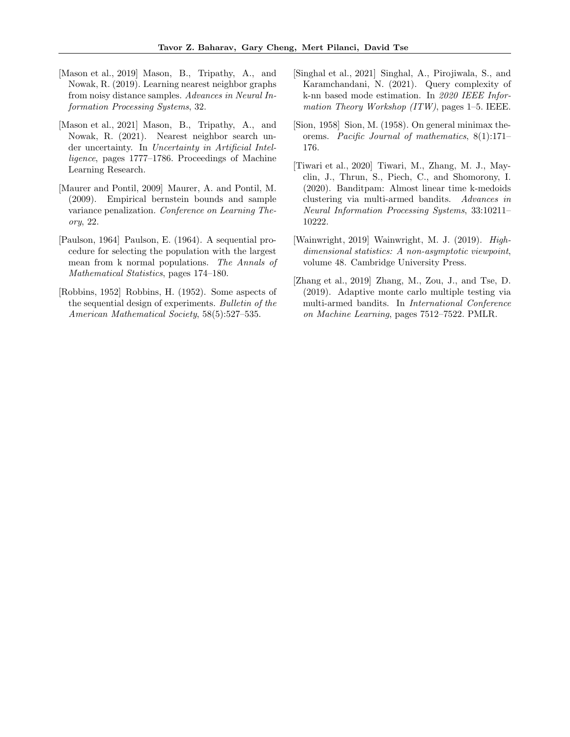[Mason et al., 2019] Mason, B., Tripathy, A., and Nowak, R. (2019). Learning nearest neighbor graphs from noisy distance samples. *Advances in Neural Information Processing Systems*, 32.

[Mason et al., 2021] Mason, B., Tripathy, A., and Nowak, R. (2021). Nearest neighbor search under uncertainty. In *Uncertainty in Artificial Intelligence*, pages 1777–1786. Proceedings of Machine Learning Research.

[Maurer and Pontil, 2009] Maurer, A. and Pontil, M. (2009). Empirical bernstein bounds and sample variance penalization. *Conference on Learning Theory*, 22.

[Paulson, 1964] Paulson, E. (1964). A sequential procedure for selecting the population with the largest mean from k normal populations. *The Annals of Mathematical Statistics*, pages 174–180.

[Robbins, 1952] Robbins, H. (1952). Some aspects of the sequential design of experiments. *Bulletin of the American Mathematical Society*, 58(5):527–535.

[Singhal et al., 2021] Singhal, A., Pirojiwala, S., and Karamchandani, N. (2021). Query complexity of k-nn based mode estimation. In *2020 IEEE Information Theory Workshop (ITW)*, pages 1–5. IEEE.

[Sion, 1958] Sion, M. (1958). On general minimax theorems. *Pacific Journal of mathematics*, 8(1):171–176.

[Tiwari et al., 2020] Tiwari, M., Zhang, M. J., Mayclin, J., Thrun, S., Piech, C., and Shomorony, I. (2020). Banditpam: Almost linear time k-medoids clustering via multi-armed bandits. *Advances in Neural Information Processing Systems*, 33:10211–10222.

[Wainwright, 2019] Wainwright, M. J. (2019). *High-dimensional statistics: A non-asymptotic viewpoint*, volume 48. Cambridge University Press.

[Zhang et al., 2019] Zhang, M., Zou, J., and Tse, D. (2019). Adaptive monte carlo multiple testing via multi-armed bandits. In *International Conference on Machine Learning*, pages 7512–7522. PMLR.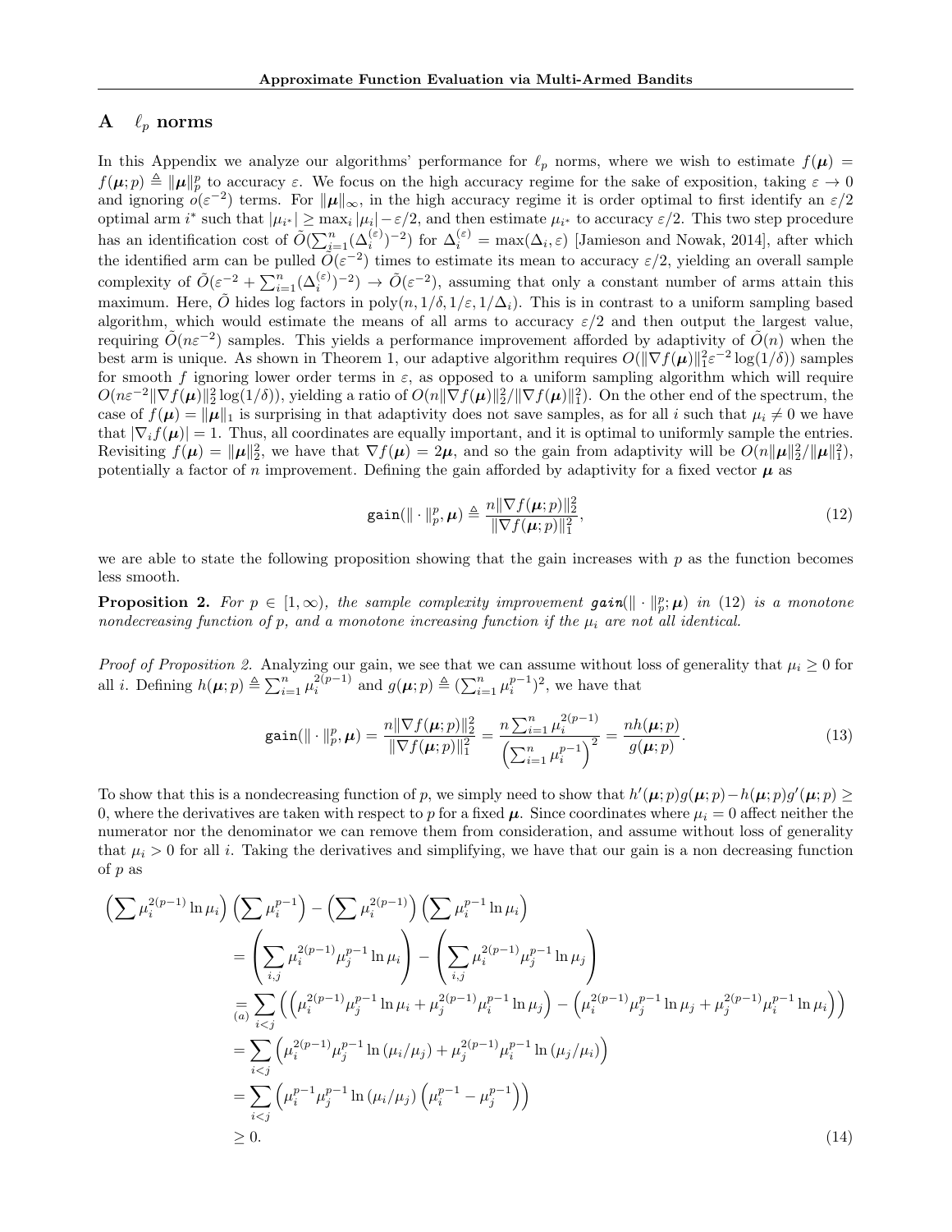# A $\ell_p$ norms

In this Appendix we analyze our algorithms' performance for $\ell_p$ norms, where we wish to estimate $f(\boldsymbol{\mu}) = f(\boldsymbol{\mu}; p) \triangleq \|\boldsymbol{\mu}\|_p^p$ to accuracy $\varepsilon$. We focus on the high accuracy regime for the sake of exposition, taking $\varepsilon \to 0$ and ignoring $o(\varepsilon^{-2})$ terms. For $\|\boldsymbol{\mu}\|_\infty$, in the high accuracy regime it is order optimal to first identify an $\varepsilon/2$ optimal arm $i^*$ such that $|\mu_{i^*}| \geq \max_i |\mu_i| - \varepsilon/2$, and then estimate $\mu_{i^*}$ to accuracy $\varepsilon/2$. This two step procedure has an identification cost of $\tilde{O}(\sum_{i=1}^n (\Delta_i^{(\varepsilon)})^{-2})$ for $\Delta_i^{(\varepsilon)} = \max(\Delta_i, \varepsilon)$ [Jamieson and Nowak, 2014], after which the identified arm can be pulled $\tilde{O}(\varepsilon^{-2})$ times to estimate its mean to accuracy $\varepsilon/2$, yielding an overall sample complexity of $\tilde{O}(\varepsilon^{-2} + \sum_{i=1}^n (\Delta_i^{(\varepsilon)})^{-2}) \to \tilde{O}(\varepsilon^{-2})$, assuming that only a constant number of arms attain this maximum. Here, $\tilde{O}$ hides log factors in $\text{poly}(n, 1/\delta, 1/\varepsilon, 1/\Delta_i)$. This is in contrast to a uniform sampling based algorithm, which would estimate the means of all arms to accuracy $\varepsilon/2$ and then output the largest value, requiring $\tilde{O}(n\varepsilon^{-2})$ samples. This yields a performance improvement afforded by adaptivity of $\tilde{O}(n)$ when the best arm is unique. As shown in Theorem 1, our adaptive algorithm requires $O(\|\nabla f(\boldsymbol{\mu})\|_1^2 \varepsilon^{-2} \log(1/\delta))$ samples for smooth $f$ ignoring lower order terms in $\varepsilon$, as opposed to a uniform sampling algorithm which will require $O(n\varepsilon^{-2}\|\nabla f(\boldsymbol{\mu})\|_2^2 \log(1/\delta))$, yielding a ratio of $O(n\|\nabla f(\boldsymbol{\mu})\|_2^2/\|\nabla f(\boldsymbol{\mu})\|_1^2)$. On the other end of the spectrum, the case of $f(\boldsymbol{\mu}) = \|\boldsymbol{\mu}\|_1$ is surprising in that adaptivity does not save samples, as for all $i$ such that $\mu_i \neq 0$ we have that $|\nabla_i f(\boldsymbol{\mu})| = 1$. Thus, all coordinates are equally important, and it is optimal to uniformly sample the entries. Revisiting $f(\boldsymbol{\mu}) = \|\boldsymbol{\mu}\|_2^2$, we have that $\nabla f(\boldsymbol{\mu}) = 2\boldsymbol{\mu}$, and so the gain from adaptivity will be $O(n\|\boldsymbol{\mu}\|_2^2/\|\boldsymbol{\mu}\|_1^2)$, potentially a factor of $n$ improvement. Defining the gain afforded by adaptivity for a fixed vector $\boldsymbol{\mu}$ as

$$\texttt{gain}(\|\cdot\|_p^p, \boldsymbol{\mu}) \triangleq \frac{n\|\nabla f(\boldsymbol{\mu}; p)\|_2^2}{\|\nabla f(\boldsymbol{\mu}; p)\|_1^2}, \tag{12}$$

we are able to state the following proposition showing that the gain increases with $p$ as the function becomes less smooth.

**Proposition 2.** *For $p \in [1, \infty)$, the sample complexity improvement $\texttt{gain}(\|\cdot\|_p^p; \boldsymbol{\mu})$ in (12) is a monotone nondecreasing function of $p$, and a monotone increasing function if the $\mu_i$ are not all identical.*

*Proof of Proposition 2.* Analyzing our gain, we see that we can assume without loss of generality that $\mu_i \geq 0$ for all $i$. Defining $h(\boldsymbol{\mu}; p) \triangleq \sum_{i=1}^n \mu_i^{2(p-1)}$ and $g(\boldsymbol{\mu}; p) \triangleq (\sum_{i=1}^n \mu_i^{p-1})^2$, we have that

$$\texttt{gain}(\|\cdot\|_p^p, \boldsymbol{\mu}) = \frac{n\|\nabla f(\boldsymbol{\mu}; p)\|_2^2}{\|\nabla f(\boldsymbol{\mu}; p)\|_1^2} = \frac{n\sum_{i=1}^n \mu_i^{2(p-1)}}{\left(\sum_{i=1}^n \mu_i^{p-1}\right)^2} = \frac{nh(\boldsymbol{\mu}; p)}{g(\boldsymbol{\mu}; p)}. \tag{13}$$

To show that this is a nondecreasing function of $p$, we simply need to show that $h'(\boldsymbol{\mu}; p)g(\boldsymbol{\mu}; p) - h(\boldsymbol{\mu}; p)g'(\boldsymbol{\mu}; p) \geq 0$, where the derivatives are taken with respect to $p$ for a fixed $\boldsymbol{\mu}$. Since coordinates where $\mu_i = 0$ affect neither the numerator nor the denominator we can remove them from consideration, and assume without loss of generality that $\mu_i > 0$ for all $i$. Taking the derivatives and simplifying, we have that our gain is a non decreasing function of $p$ as

$$\begin{aligned}
&\left(\sum \mu_i^{2(p-1)} \ln \mu_i\right)\left(\sum \mu_i^{p-1}\right) - \left(\sum \mu_i^{2(p-1)}\right)\left(\sum \mu_i^{p-1} \ln \mu_i\right) \\
&\quad = \left(\sum_{i,j} \mu_i^{2(p-1)} \mu_j^{p-1} \ln \mu_i\right) - \left(\sum_{i,j} \mu_i^{2(p-1)} \mu_j^{p-1} \ln \mu_j\right) \\
&\quad \underset{(a)}{=} \sum_{i<j} \left(\left(\mu_i^{2(p-1)} \mu_j^{p-1} \ln \mu_i + \mu_j^{2(p-1)} \mu_i^{p-1} \ln \mu_j\right) - \left(\mu_i^{2(p-1)} \mu_j^{p-1} \ln \mu_j + \mu_j^{2(p-1)} \mu_i^{p-1} \ln \mu_i\right)\right) \\
&\quad = \sum_{i<j} \left(\mu_i^{2(p-1)} \mu_j^{p-1} \ln(\mu_i/\mu_j) + \mu_j^{2(p-1)} \mu_i^{p-1} \ln(\mu_j/\mu_i)\right) \\
&\quad = \sum_{i<j} \left(\mu_i^{p-1} \mu_j^{p-1} \ln(\mu_i/\mu_j)\left(\mu_i^{p-1} - \mu_j^{p-1}\right)\right) \\
&\quad \geq 0.
\end{aligned} \tag{14}$$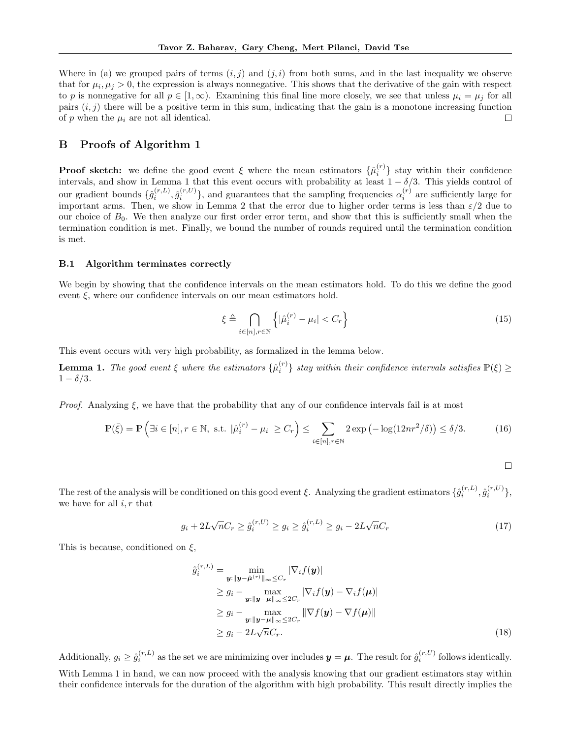Where in (a) we grouped pairs of terms $(i, j)$ and $(j, i)$ from both sums, and in the last inequality we observe that for $\mu_i, \mu_j > 0$, the expression is always nonnegative. This shows that the derivative of the gain with respect to $p$ is nonnegative for all $p \in [1, \infty)$. Examining this final line more closely, we see that unless $\mu_i = \mu_j$ for all pairs $(i, j)$ there will be a positive term in this sum, indicating that the gain is a monotone increasing function of $p$ when the $\mu_i$ are not all identical. $\square$

## B Proofs of Algorithm 1

**Proof sketch:** we define the good event $\xi$ where the mean estimators $\{\hat{\mu}_i^{(r)}\}$ stay within their confidence intervals, and show in Lemma 1 that this event occurs with probability at least $1 - \delta/3$. This yields control of our gradient bounds $\{\hat{g}_i^{(r,L)}, \hat{g}_i^{(r,U)}\}$, and guarantees that the sampling frequencies $\alpha_i^{(r)}$ are sufficiently large for important arms. Then, we show in Lemma 2 that the error due to higher order terms is less than $\varepsilon/2$ due to our choice of $B_0$. We then analyze our first order error term, and show that this is sufficiently small when the termination condition is met. Finally, we bound the number of rounds required until the termination condition is met.

### B.1 Algorithm terminates correctly

We begin by showing that the confidence intervals on the mean estimators hold. To do this we define the good event $\xi$, where our confidence intervals on our mean estimators hold.

$$\xi \triangleq \bigcap_{i\in[n], r\in\mathbb{N}} \left\{ |\hat{\mu}_i^{(r)} - \mu_i| < C_r \right\} \tag{15}$$

This event occurs with very high probability, as formalized in the lemma below.

**Lemma 1.** *The good event $\xi$ where the estimators $\{\hat{\mu}_i^{(r)}\}$ stay within their confidence intervals satisfies $\mathbb{P}(\xi) \geq 1 - \delta/3$.*

*Proof.* Analyzing $\xi$, we have that the probability that any of our confidence intervals fail is at most

$$\mathbb{P}(\bar{\xi}) = \mathbb{P}\left( \exists i \in [n], r \in \mathbb{N}, \text{ s.t. } |\hat{\mu}_i^{(r)} - \mu_i| \geq C_r \right) \leq \sum_{i\in[n], r\in\mathbb{N}} 2\exp\left(-\log(12nr^2/\delta)\right) \leq \delta/3. \tag{16}$$

$\square$

The rest of the analysis will be conditioned on this good event $\xi$. Analyzing the gradient estimators $\{\hat{g}_i^{(r,L)}, \hat{g}_i^{(r,U)}\}$, we have for all $i, r$ that

$$g_i + 2L\sqrt{n}C_r \geq \hat{g}_i^{(r,U)} \geq g_i \geq \hat{g}_i^{(r,L)} \geq g_i - 2L\sqrt{n}C_r \tag{17}$$

This is because, conditioned on $\xi$,

$$\begin{aligned}
\hat{g}_i^{(r,L)} &= \min_{\boldsymbol{y}:\|\boldsymbol{y}-\hat{\boldsymbol{\mu}}^{(r)}\|_\infty \leq C_r} |\nabla_i f(\boldsymbol{y})| \\
&\geq g_i - \max_{\boldsymbol{y}:\|\boldsymbol{y}-\boldsymbol{\mu}\|_\infty \leq 2C_r} |\nabla_i f(\boldsymbol{y}) - \nabla_i f(\boldsymbol{\mu})| \\
&\geq g_i - \max_{\boldsymbol{y}:\|\boldsymbol{y}-\boldsymbol{\mu}\|_\infty \leq 2C_r} \|\nabla f(\boldsymbol{y}) - \nabla f(\boldsymbol{\mu})\| \\
&\geq g_i - 2L\sqrt{n}C_r.
\end{aligned} \tag{18}$$

Additionally, $g_i \geq \hat{g}_i^{(r,L)}$ as the set we are minimizing over includes $\boldsymbol{y} = \boldsymbol{\mu}$. The result for $\hat{g}_i^{(r,U)}$ follows identically.

With Lemma 1 in hand, we can now proceed with the analysis knowing that our gradient estimators stay within their confidence intervals for the duration of the algorithm with high probability. This result directly implies the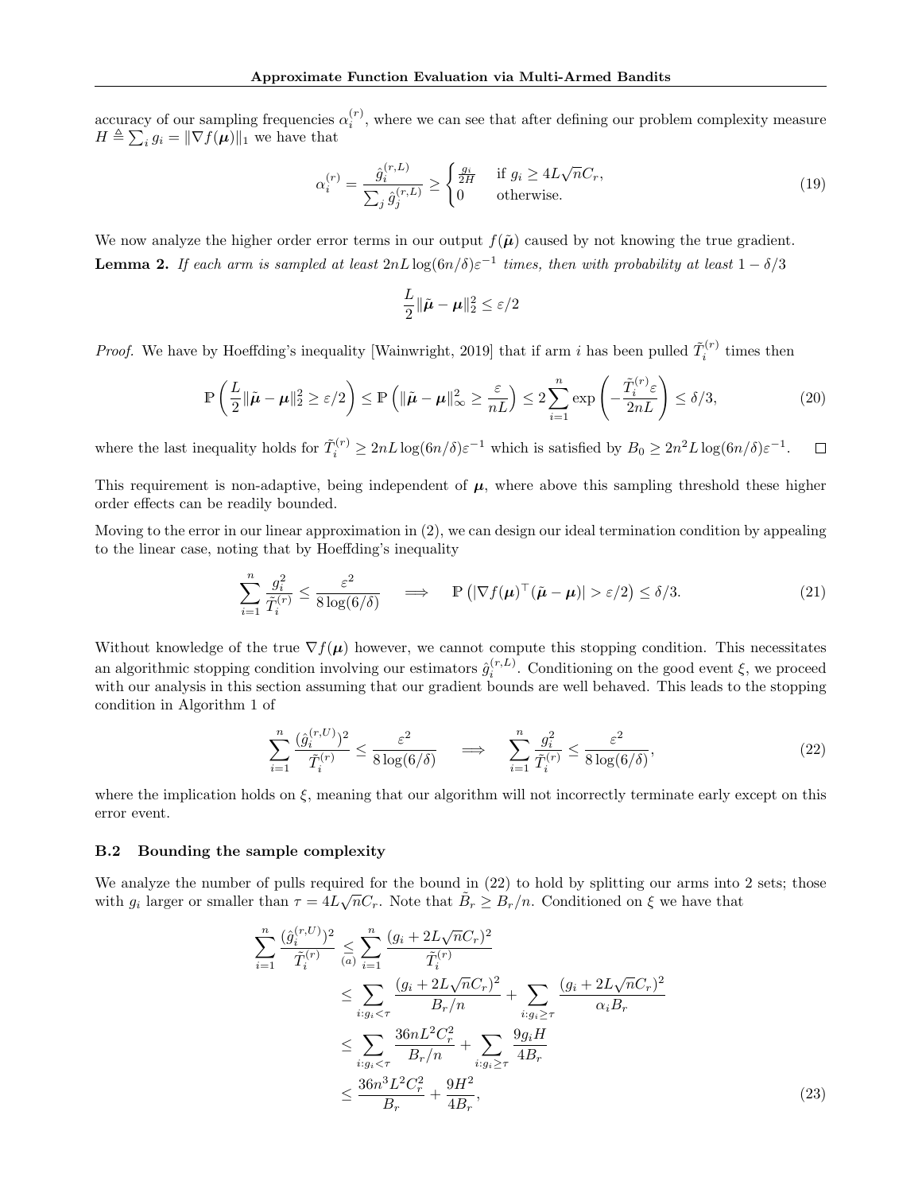accuracy of our sampling frequencies $\alpha_i^{(r)}$, where we can see that after defining our problem complexity measure $H \triangleq \sum_i g_i = \|\nabla f(\boldsymbol{\mu})\|_1$ we have that

$$\alpha_i^{(r)} = \frac{\hat{g}_i^{(r,L)}}{\sum_j \hat{g}_j^{(r,L)}} \geq \begin{cases} \frac{g_i}{2H} & \text{if } g_i \geq 4L\sqrt{n}C_r, \\ 0 & \text{otherwise.} \end{cases} \tag{19}$$

We now analyze the higher order error terms in our output $f(\tilde{\boldsymbol{\mu}})$ caused by not knowing the true gradient.

**Lemma 2.** *If each arm is sampled at least $2nL\log(6n/\delta)\varepsilon^{-1}$ times, then with probability at least $1-\delta/3$*

$$\frac{L}{2}\|\tilde{\boldsymbol{\mu}} - \boldsymbol{\mu}\|_2^2 \leq \varepsilon/2$$

*Proof.* We have by Hoeffding's inequality [Wainwright, 2019] that if arm $i$ has been pulled $\tilde{T}_i^{(r)}$ times then

$$\mathbb{P}\left(\frac{L}{2}\|\tilde{\boldsymbol{\mu}} - \boldsymbol{\mu}\|_2^2 \geq \varepsilon/2\right) \leq \mathbb{P}\left(\|\tilde{\boldsymbol{\mu}} - \boldsymbol{\mu}\|_\infty^2 \geq \frac{\varepsilon}{nL}\right) \leq 2\sum_{i=1}^n \exp\left(-\frac{\tilde{T}_i^{(r)}\varepsilon}{2nL}\right) \leq \delta/3, \tag{20}$$

where the last inequality holds for $\tilde{T}_i^{(r)} \geq 2nL\log(6n/\delta)\varepsilon^{-1}$ which is satisfied by $B_0 \geq 2n^2L\log(6n/\delta)\varepsilon^{-1}$. □

This requirement is non-adaptive, being independent of $\boldsymbol{\mu}$, where above this sampling threshold these higher order effects can be readily bounded.

Moving to the error in our linear approximation in (2), we can design our ideal termination condition by appealing to the linear case, noting that by Hoeffding's inequality

$$\sum_{i=1}^n \frac{g_i^2}{\tilde{T}_i^{(r)}} \leq \frac{\varepsilon^2}{8\log(6/\delta)} \implies \mathbb{P}\left(|\nabla f(\boldsymbol{\mu})^\top(\tilde{\boldsymbol{\mu}} - \boldsymbol{\mu})| > \varepsilon/2\right) \leq \delta/3. \tag{21}$$

Without knowledge of the true $\nabla f(\boldsymbol{\mu})$ however, we cannot compute this stopping condition. This necessitates an algorithmic stopping condition involving our estimators $\hat{g}_i^{(r,L)}$. Conditioning on the good event $\xi$, we proceed with our analysis in this section assuming that our gradient bounds are well behaved. This leads to the stopping condition in Algorithm 1 of

$$\sum_{i=1}^n \frac{(\hat{g}_i^{(r,U)})^2}{\tilde{T}_i^{(r)}} \leq \frac{\varepsilon^2}{8\log(6/\delta)} \implies \sum_{i=1}^n \frac{g_i^2}{\tilde{T}_i^{(r)}} \leq \frac{\varepsilon^2}{8\log(6/\delta)}, \tag{22}$$

where the implication holds on $\xi$, meaning that our algorithm will not incorrectly terminate early except on this error event.

### B.2 Bounding the sample complexity

We analyze the number of pulls required for the bound in (22) to hold by splitting our arms into 2 sets; those with $g_i$ larger or smaller than $\tau = 4L\sqrt{n}C_r$. Note that $\tilde{B}_r \geq B_r/n$. Conditioned on $\xi$ we have that

$$\begin{aligned}
\sum_{i=1}^n \frac{(\hat{g}_i^{(r,U)})^2}{\tilde{T}_i^{(r)}} &\underset{(a)}{\leq} \sum_{i=1}^n \frac{(g_i + 2L\sqrt{n}C_r)^2}{\tilde{T}_i^{(r)}} \\
&\leq \sum_{i:g_i<\tau} \frac{(g_i + 2L\sqrt{n}C_r)^2}{B_r/n} + \sum_{i:g_i\geq\tau} \frac{(g_i + 2L\sqrt{n}C_r)^2}{\alpha_i B_r} \\
&\leq \sum_{i:g_i<\tau} \frac{36nL^2C_r^2}{B_r/n} + \sum_{i:g_i\geq\tau} \frac{9g_iH}{4B_r} \\
&\leq \frac{36n^3L^2C_r^2}{B_r} + \frac{9H^2}{4B_r},
\end{aligned} \tag{23}$$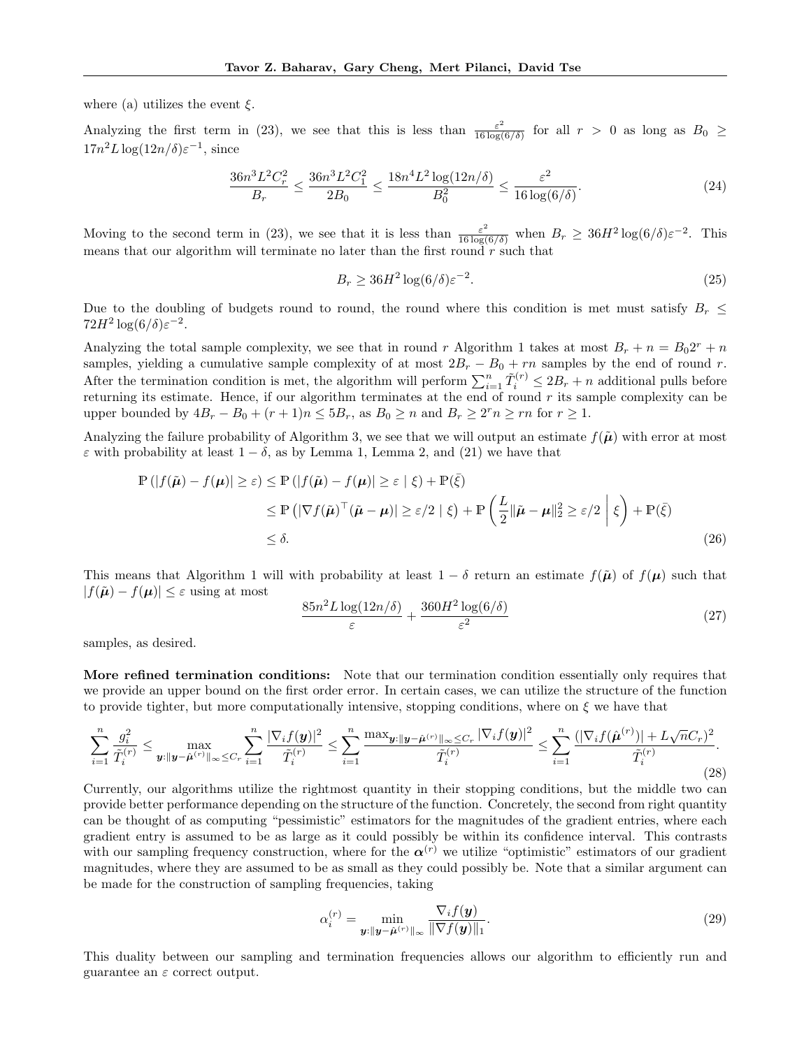where (a) utilizes the event $\xi$.

Analyzing the first term in (23), we see that this is less than $\frac{\varepsilon^2}{16\log(6/\delta)}$ for all $r > 0$ as long as $B_0 \geq 17n^2 L \log(12n/\delta)\varepsilon^{-1}$, since

$$\frac{36n^3L^2C_r^2}{B_r} \leq \frac{36n^3L^2C_1^2}{2B_0} \leq \frac{18n^4L^2\log(12n/\delta)}{B_0^2} \leq \frac{\varepsilon^2}{16\log(6/\delta)}. \tag{24}$$

Moving to the second term in (23), we see that it is less than $\frac{\varepsilon^2}{16\log(6/\delta)}$ when $B_r \geq 36H^2\log(6/\delta)\varepsilon^{-2}$. This means that our algorithm will terminate no later than the first round $r$ such that

$$B_r \geq 36H^2\log(6/\delta)\varepsilon^{-2}. \tag{25}$$

Due to the doubling of budgets round to round, the round where this condition is met must satisfy $B_r \leq 72H^2\log(6/\delta)\varepsilon^{-2}$.

Analyzing the total sample complexity, we see that in round $r$ Algorithm 1 takes at most $B_r + n = B_0 2^r + n$ samples, yielding a cumulative sample complexity of at most $2B_r - B_0 + rn$ samples by the end of round $r$. After the termination condition is met, the algorithm will perform $\sum_{i=1}^n \tilde{T}_i^{(r)} \leq 2B_r + n$ additional pulls before returning its estimate. Hence, if our algorithm terminates at the end of round $r$ its sample complexity can be upper bounded by $4B_r - B_0 + (r+1)n \leq 5B_r$, as $B_0 \geq n$ and $B_r \geq 2^r n \geq rn$ for $r \geq 1$.

Analyzing the failure probability of Algorithm 3, we see that we will output an estimate $f(\tilde{\boldsymbol{\mu}})$ with error at most $\varepsilon$ with probability at least $1-\delta$, as by Lemma 1, Lemma 2, and (21) we have that

$$\begin{aligned}
\mathbb{P}\left(|f(\tilde{\boldsymbol{\mu}}) - f(\boldsymbol{\mu})| \geq \varepsilon\right) &\leq \mathbb{P}\left(|f(\tilde{\boldsymbol{\mu}}) - f(\boldsymbol{\mu})| \geq \varepsilon \mid \xi\right) + \mathbb{P}(\bar{\xi}) \\
&\leq \mathbb{P}\left(|\nabla f(\tilde{\boldsymbol{\mu}})^\top(\tilde{\boldsymbol{\mu}} - \boldsymbol{\mu})| \geq \varepsilon/2 \mid \xi\right) + \mathbb{P}\left(\frac{L}{2}\|\tilde{\boldsymbol{\mu}} - \boldsymbol{\mu}\|_2^2 \geq \varepsilon/2 \;\middle|\; \xi\right) + \mathbb{P}(\bar{\xi}) \\
&\leq \delta.
\end{aligned} \tag{26}$$

This means that Algorithm 1 will with probability at least $1-\delta$ return an estimate $f(\tilde{\boldsymbol{\mu}})$ of $f(\boldsymbol{\mu})$ such that $|f(\tilde{\boldsymbol{\mu}}) - f(\boldsymbol{\mu})| \leq \varepsilon$ using at most

$$\frac{85n^2L\log(12n/\delta)}{\varepsilon} + \frac{360H^2\log(6/\delta)}{\varepsilon^2} \tag{27}$$

samples, as desired.

**More refined termination conditions:** Note that our termination condition essentially only requires that we provide an upper bound on the first order error. In certain cases, we can utilize the structure of the function to provide tighter, but more computationally intensive, stopping conditions, where on $\xi$ we have that

$$\sum_{i=1}^n \frac{g_i^2}{\tilde{T}_i^{(r)}} \leq \max_{\boldsymbol{y}:\|\boldsymbol{y}-\hat{\boldsymbol{\mu}}^{(r)}\|_\infty \leq C_r} \sum_{i=1}^n \frac{|\nabla_i f(\boldsymbol{y})|^2}{\tilde{T}_i^{(r)}} \leq \sum_{i=1}^n \frac{\max_{\boldsymbol{y}:\|\boldsymbol{y}-\hat{\boldsymbol{\mu}}^{(r)}\|_\infty \leq C_r} |\nabla_i f(\boldsymbol{y})|^2}{\tilde{T}_i^{(r)}} \leq \sum_{i=1}^n \frac{(|\nabla_i f(\hat{\boldsymbol{\mu}}^{(r)})| + L\sqrt{n}C_r)^2}{\tilde{T}_i^{(r)}}. \tag{28}$$

Currently, our algorithms utilize the rightmost quantity in their stopping conditions, but the middle two can provide better performance depending on the structure of the function. Concretely, the second from right quantity can be thought of as computing "pessimistic" estimators for the magnitudes of the gradient entries, where each gradient entry is assumed to be as large as it could possibly be within its confidence interval. This contrasts with our sampling frequency construction, where for the $\boldsymbol{\alpha}^{(r)}$ we utilize "optimistic" estimators of our gradient magnitudes, where they are assumed to be as small as they could possibly be. Note that a similar argument can be made for the construction of sampling frequencies, taking

$$\alpha_i^{(r)} = \min_{\boldsymbol{y}:\|\boldsymbol{y}-\hat{\boldsymbol{\mu}}^{(r)}\|_\infty} \frac{\nabla_i f(\boldsymbol{y})}{\|\nabla f(\boldsymbol{y})\|_1}. \tag{29}$$

This duality between our sampling and termination frequencies allows our algorithm to efficiently run and guarantee an $\varepsilon$ correct output.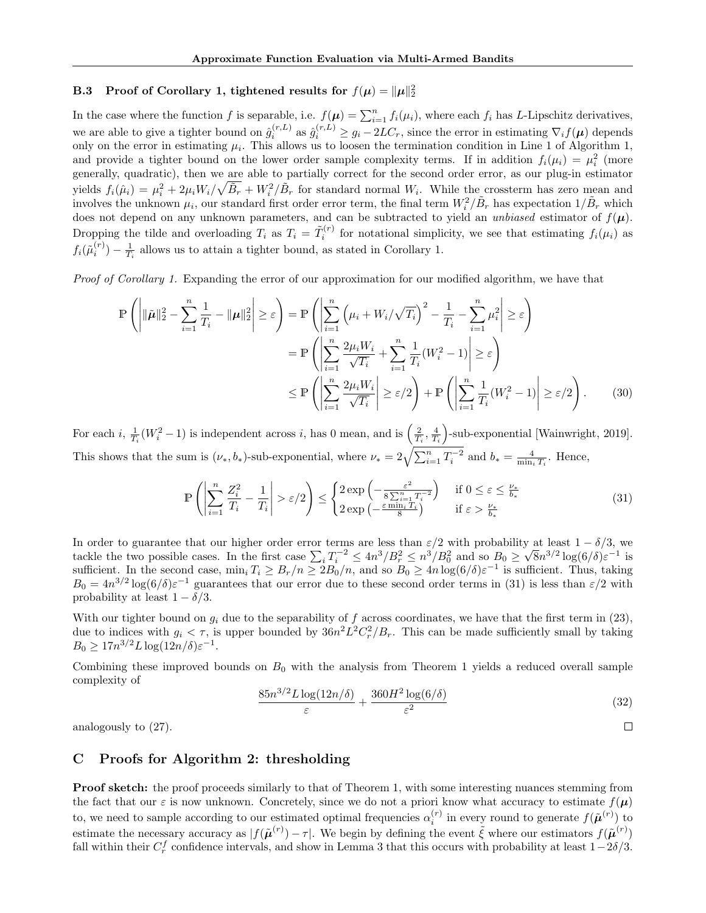### B.3 Proof of Corollary 1, tightened results for $f(\boldsymbol{\mu}) = \|\boldsymbol{\mu}\|_2^2$

In the case where the function $f$ is separable, i.e. $f(\boldsymbol{\mu}) = \sum_{i=1}^n f_i(\mu_i)$, where each $f_i$ has $L$-Lipschitz derivatives, we are able to give a tighter bound on $\hat{g}_i^{(r,L)}$ as $\hat{g}_i^{(r,L)} \geq g_i - 2LC_r$, since the error in estimating $\nabla_i f(\boldsymbol{\mu})$ depends only on the error in estimating $\mu_i$. This allows us to loosen the termination condition in Line 1 of Algorithm 1, and provide a tighter bound on the lower order sample complexity terms. If in addition $f_i(\mu_i) = \mu_i^2$ (more generally, quadratic), then we are able to partially correct for the second order error, as our plug-in estimator yields $f_i(\hat{\mu}_i) = \mu_i^2 + 2\mu_i W_i/\sqrt{\tilde{B}_r} + W_i^2/\tilde{B}_r$ for standard normal $W_i$. While the crossterm has zero mean and involves the unknown $\mu_i$, our standard first order error term, the final term $W_i^2/\tilde{B}_r$ has expectation $1/\tilde{B}_r$ which does not depend on any unknown parameters, and can be subtracted to yield an *unbiased* estimator of $f(\boldsymbol{\mu})$. Dropping the tilde and overloading $T_i$ as $T_i = \tilde{T}_i^{(r)}$ for notational simplicity, we see that estimating $f_i(\mu_i)$ as $f_i(\tilde{\mu}_i^{(r)}) - \frac{1}{T_i}$ allows us to attain a tighter bound, as stated in Corollary 1.

*Proof of Corollary 1.* Expanding the error of our approximation for our modified algorithm, we have that

$$
\begin{aligned}
\mathbb{P}\left(\left|\|\tilde{\boldsymbol{\mu}}\|_2^2 - \sum_{i=1}^n \frac{1}{T_i} - \|\boldsymbol{\mu}\|_2^2\right| \geq \varepsilon\right) &= \mathbb{P}\left(\left|\sum_{i=1}^n \left(\mu_i + W_i/\sqrt{T_i}\right)^2 - \frac{1}{T_i} - \sum_{i=1}^n \mu_i^2\right| \geq \varepsilon\right) \\
&= \mathbb{P}\left(\left|\sum_{i=1}^n \frac{2\mu_i W_i}{\sqrt{T_i}} + \sum_{i=1}^n \frac{1}{T_i}(W_i^2 - 1)\right| \geq \varepsilon\right) \\
&\leq \mathbb{P}\left(\left|\sum_{i=1}^n \frac{2\mu_i W_i}{\sqrt{T_i}}\right| \geq \varepsilon/2\right) + \mathbb{P}\left(\left|\sum_{i=1}^n \frac{1}{T_i}(W_i^2 - 1)\right| \geq \varepsilon/2\right). \qquad (30)
\end{aligned}
$$

For each $i$, $\frac{1}{T_i}(W_i^2 - 1)$ is independent across $i$, has 0 mean, and is $\left(\frac{2}{T_i}, \frac{4}{T_i}\right)$-sub-exponential [Wainwright, 2019]. This shows that the sum is $(\nu_*, b_*)$-sub-exponential, where $\nu_* = 2\sqrt{\sum_{i=1}^n T_i^{-2}}$ and $b_* = \frac{4}{\min_i T_i}$. Hence,

$$
\mathbb{P}\left(\left|\sum_{i=1}^n \frac{Z_i^2}{T_i} - \frac{1}{T_i}\right| > \varepsilon/2\right) \leq \begin{cases} 2\exp\left(-\frac{\varepsilon^2}{8\sum_{i=1}^n T_i^{-2}}\right) & \text{if } 0 \leq \varepsilon \leq \frac{\nu_*}{b_*} \\ 2\exp\left(-\frac{\varepsilon \min_i T_i}{8}\right) & \text{if } \varepsilon > \frac{\nu_*}{b_*} \end{cases} \qquad (31)
$$

In order to guarantee that our higher order error terms are less than $\varepsilon/2$ with probability at least $1 - \delta/3$, we tackle the two possible cases. In the first case $\sum_i T_i^{-2} \leq 4n^3/B_r^2 \leq n^3/B_0^2$ and so $B_0 \geq \sqrt{8}n^{3/2}\log(6/\delta)\varepsilon^{-1}$ is sufficient. In the second case, $\min_i T_i \geq B_r/n \geq 2B_0/n$, and so $B_0 \geq 4n\log(6/\delta)\varepsilon^{-1}$ is sufficient. Thus, taking $B_0 = 4n^{3/2}\log(6/\delta)\varepsilon^{-1}$ guarantees that our error due to these second order terms in (31) is less than $\varepsilon/2$ with probability at least $1 - \delta/3$.

With our tighter bound on $g_i$ due to the separability of $f$ across coordinates, we have that the first term in (23), due to indices with $g_i < \tau$, is upper bounded by $36n^2L^2C_r^2/B_r$. This can be made sufficiently small by taking $B_0 \geq 17n^{3/2}L\log(12n/\delta)\varepsilon^{-1}$.

Combining these improved bounds on $B_0$ with the analysis from Theorem 1 yields a reduced overall sample complexity of

$$
\frac{85n^{3/2}L\log(12n/\delta)}{\varepsilon} + \frac{360H^2\log(6/\delta)}{\varepsilon^2} \qquad (32)
$$

analogously to (27). $\square$

## C Proofs for Algorithm 2: thresholding

**Proof sketch:** the proof proceeds similarly to that of Theorem 1, with some interesting nuances stemming from the fact that our $\varepsilon$ is now unknown. Concretely, since we do not a priori know what accuracy to estimate $f(\boldsymbol{\mu})$ to, we need to sample according to our estimated optimal frequencies $\alpha_i^{(r)}$ in every round to generate $f(\tilde{\boldsymbol{\mu}}^{(r)})$ to estimate the necessary accuracy as $|f(\tilde{\boldsymbol{\mu}}^{(r)}) - \tau|$. We begin by defining the event $\tilde{\xi}$ where our estimators $f(\tilde{\boldsymbol{\mu}}^{(r)})$ fall within their $C_r^f$ confidence intervals, and show in Lemma 3 that this occurs with probability at least $1 - 2\delta/3$.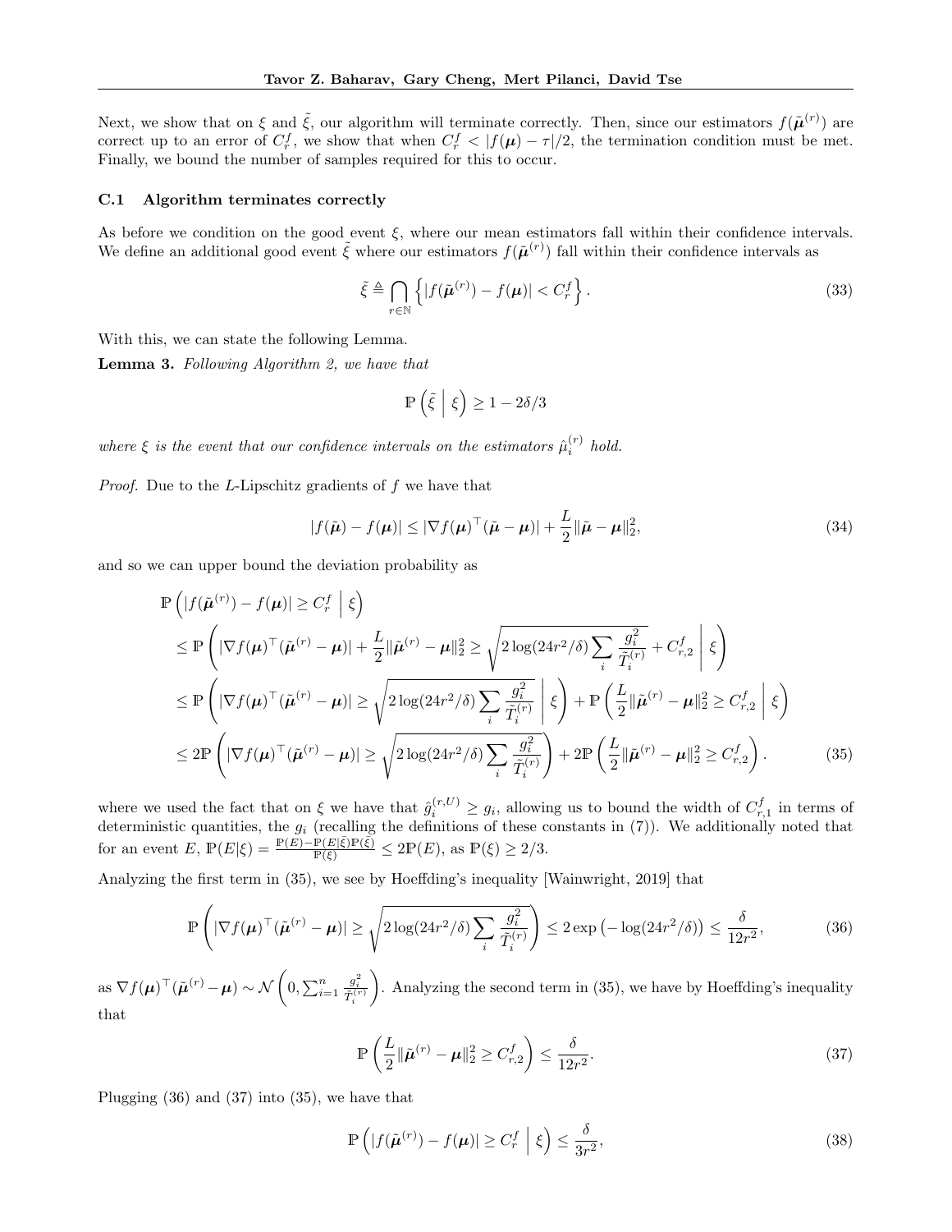Next, we show that on $\xi$ and $\tilde{\xi}$, our algorithm will terminate correctly. Then, since our estimators $f(\tilde{\boldsymbol{\mu}}^{(r)})$ are correct up to an error of $C_r^f$, we show that when $C_r^f < |f(\boldsymbol{\mu}) - \tau|/2$, the termination condition must be met. Finally, we bound the number of samples required for this to occur.

### C.1 Algorithm terminates correctly

As before we condition on the good event $\xi$, where our mean estimators fall within their confidence intervals. We define an additional good event $\tilde{\xi}$ where our estimators $f(\tilde{\boldsymbol{\mu}}^{(r)})$ fall within their confidence intervals as

$$\tilde{\xi} \triangleq \bigcap_{r \in \mathbb{N}} \left\{ |f(\tilde{\boldsymbol{\mu}}^{(r)}) - f(\boldsymbol{\mu})| < C_r^f \right\}. \tag{33}$$

With this, we can state the following Lemma.

**Lemma 3.** *Following Algorithm 2, we have that*

$$\mathbb{P}\left( \tilde{\xi} \;\middle|\; \xi \right) \geq 1 - 2\delta/3$$

*where $\xi$ is the event that our confidence intervals on the estimators $\hat{\mu}_i^{(r)}$ hold.*

*Proof.* Due to the $L$-Lipschitz gradients of $f$ we have that

$$|f(\tilde{\boldsymbol{\mu}}) - f(\boldsymbol{\mu})| \leq |\nabla f(\boldsymbol{\mu})^\top (\tilde{\boldsymbol{\mu}} - \boldsymbol{\mu})| + \frac{L}{2} \|\tilde{\boldsymbol{\mu}} - \boldsymbol{\mu}\|_2^2, \tag{34}$$

and so we can upper bound the deviation probability as

$$\begin{aligned}
&\mathbb{P}\left( |f(\tilde{\boldsymbol{\mu}}^{(r)}) - f(\boldsymbol{\mu})| \geq C_r^f \;\middle|\; \xi \right) \\
&\leq \mathbb{P}\left( |\nabla f(\boldsymbol{\mu})^\top (\tilde{\boldsymbol{\mu}}^{(r)} - \boldsymbol{\mu})| + \frac{L}{2} \|\tilde{\boldsymbol{\mu}}^{(r)} - \boldsymbol{\mu}\|_2^2 \geq \sqrt{2 \log(24r^2/\delta) \sum_i \frac{g_i^2}{\tilde{T}_i^{(r)}}} + C_{r,2}^f \;\middle|\; \xi \right) \\
&\leq \mathbb{P}\left( |\nabla f(\boldsymbol{\mu})^\top (\tilde{\boldsymbol{\mu}}^{(r)} - \boldsymbol{\mu})| \geq \sqrt{2 \log(24r^2/\delta) \sum_i \frac{g_i^2}{\tilde{T}_i^{(r)}}} \;\middle|\; \xi \right) + \mathbb{P}\left( \frac{L}{2} \|\tilde{\boldsymbol{\mu}}^{(r)} - \boldsymbol{\mu}\|_2^2 \geq C_{r,2}^f \;\middle|\; \xi \right) \\
&\leq 2\mathbb{P}\left( |\nabla f(\boldsymbol{\mu})^\top (\tilde{\boldsymbol{\mu}}^{(r)} - \boldsymbol{\mu})| \geq \sqrt{2 \log(24r^2/\delta) \sum_i \frac{g_i^2}{\tilde{T}_i^{(r)}}} \right) + 2\mathbb{P}\left( \frac{L}{2} \|\tilde{\boldsymbol{\mu}}^{(r)} - \boldsymbol{\mu}\|_2^2 \geq C_{r,2}^f \right).
\end{aligned} \tag{35}$$

where we used the fact that on $\xi$ we have that $\hat{g}_i^{(r,U)} \geq g_i$, allowing us to bound the width of $C_{r,1}^f$ in terms of deterministic quantities, the $g_i$ (recalling the definitions of these constants in (7)). We additionally noted that for an event $E$, $\mathbb{P}(E|\xi) = \frac{\mathbb{P}(E) - \mathbb{P}(E|\bar{\xi})\mathbb{P}(\bar{\xi})}{\mathbb{P}(\xi)} \leq 2\mathbb{P}(E)$, as $\mathbb{P}(\xi) \geq 2/3$.

Analyzing the first term in (35), we see by Hoeffding's inequality [Wainwright, 2019] that

$$\mathbb{P}\left( |\nabla f(\boldsymbol{\mu})^\top (\tilde{\boldsymbol{\mu}}^{(r)} - \boldsymbol{\mu})| \geq \sqrt{2 \log(24r^2/\delta) \sum_i \frac{g_i^2}{\tilde{T}_i^{(r)}}} \right) \leq 2 \exp\left( -\log(24r^2/\delta) \right) \leq \frac{\delta}{12r^2}, \tag{36}$$

as $\nabla f(\boldsymbol{\mu})^\top (\tilde{\boldsymbol{\mu}}^{(r)} - \boldsymbol{\mu}) \sim \mathcal{N}\left(0, \sum_{i=1}^n \frac{g_i^2}{\tilde{T}_i^{(r)}}\right)$. Analyzing the second term in (35), we have by Hoeffding's inequality that

$$\mathbb{P}\left( \frac{L}{2} \|\tilde{\boldsymbol{\mu}}^{(r)} - \boldsymbol{\mu}\|_2^2 \geq C_{r,2}^f \right) \leq \frac{\delta}{12r^2}. \tag{37}$$

Plugging (36) and (37) into (35), we have that

$$\mathbb{P}\left( |f(\tilde{\boldsymbol{\mu}}^{(r)}) - f(\boldsymbol{\mu})| \geq C_r^f \;\middle|\; \xi \right) \leq \frac{\delta}{3r^2}, \tag{38}$$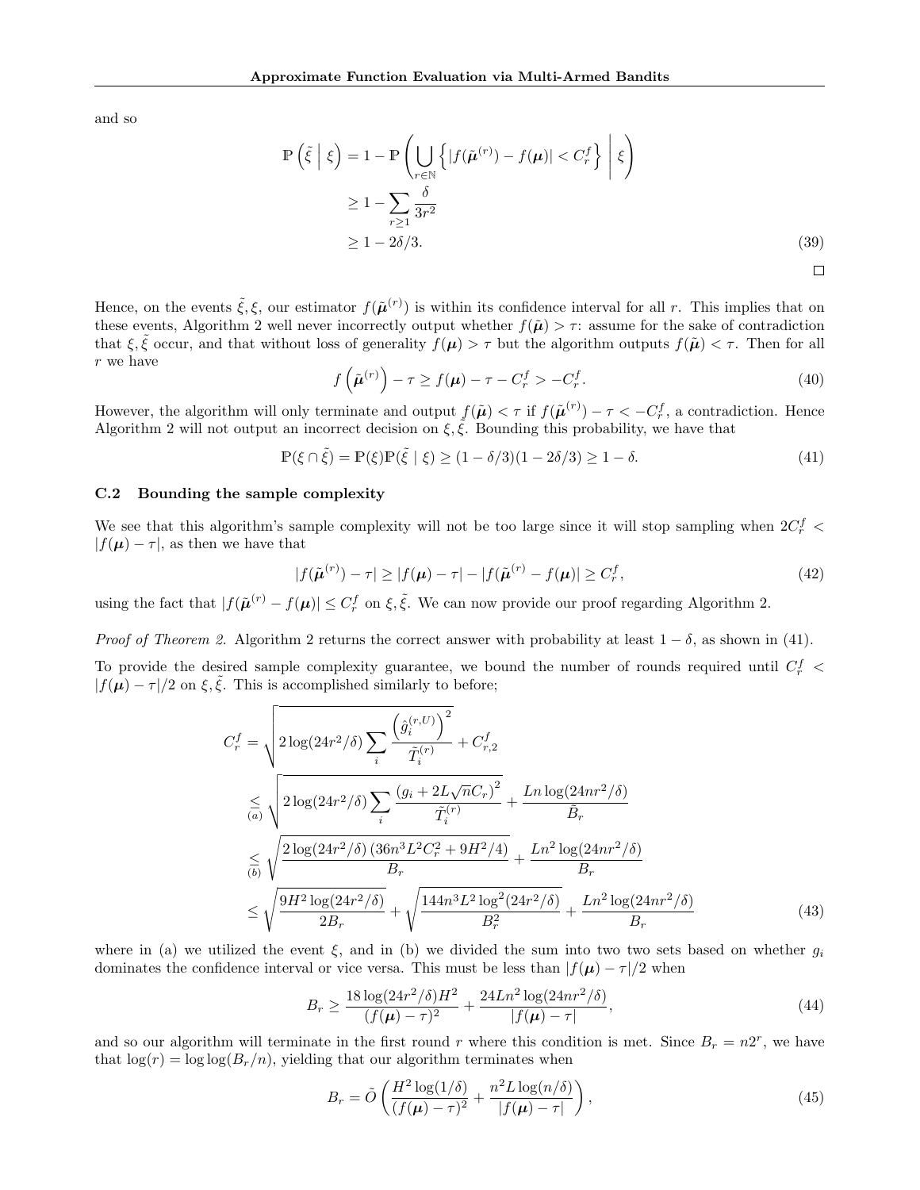and so

$$
\begin{aligned}
\mathbb{P}\left(\tilde{\xi} \;\middle|\; \xi\right) &= 1 - \mathbb{P}\left(\bigcup_{r\in\mathbb{N}} \left\{ |f(\tilde{\boldsymbol{\mu}}^{(r)}) - f(\boldsymbol{\mu})| < C_r^f \right\} \;\middle|\; \xi \right) \\
&\geq 1 - \sum_{r\geq 1} \frac{\delta}{3r^2} \\
&\geq 1 - 2\delta/3. \qquad (39)
\end{aligned}
$$

□

Hence, on the events $\tilde{\xi}, \xi$, our estimator $f(\tilde{\boldsymbol{\mu}}^{(r)})$ is within its confidence interval for all $r$. This implies that on these events, Algorithm 2 well never incorrectly output whether $f(\tilde{\boldsymbol{\mu}}) > \tau$: assume for the sake of contradiction that $\xi, \tilde{\xi}$ occur, and that without loss of generality $f(\boldsymbol{\mu}) > \tau$ but the algorithm outputs $f(\tilde{\boldsymbol{\mu}}) < \tau$. Then for all $r$ we have

$$
f\left(\tilde{\boldsymbol{\mu}}^{(r)}\right) - \tau \geq f(\boldsymbol{\mu}) - \tau - C_r^f > -C_r^f. \qquad (40)
$$

However, the algorithm will only terminate and output $f(\tilde{\boldsymbol{\mu}}) < \tau$ if $f(\tilde{\boldsymbol{\mu}}^{(r)}) - \tau < -C_r^f$, a contradiction. Hence Algorithm 2 will not output an incorrect decision on $\xi, \tilde{\xi}$. Bounding this probability, we have that

$$
\mathbb{P}(\xi \cap \tilde{\xi}) = \mathbb{P}(\xi)\mathbb{P}(\tilde{\xi} \mid \xi) \geq (1 - \delta/3)(1 - 2\delta/3) \geq 1 - \delta. \qquad (41)
$$

### C.2 Bounding the sample complexity

We see that this algorithm's sample complexity will not be too large since it will stop sampling when $2C_r^f < |f(\boldsymbol{\mu}) - \tau|$, as then we have that

$$
|f(\tilde{\boldsymbol{\mu}}^{(r)}) - \tau| \geq |f(\boldsymbol{\mu}) - \tau| - |f(\tilde{\boldsymbol{\mu}}^{(r)} - f(\boldsymbol{\mu})| \geq C_r^f, \qquad (42)
$$

using the fact that $|f(\tilde{\boldsymbol{\mu}}^{(r)} - f(\boldsymbol{\mu})| \leq C_r^f$ on $\xi, \tilde{\xi}$. We can now provide our proof regarding Algorithm 2.

*Proof of Theorem 2.* Algorithm 2 returns the correct answer with probability at least $1 - \delta$, as shown in (41).

To provide the desired sample complexity guarantee, we bound the number of rounds required until $C_r^f < |f(\boldsymbol{\mu}) - \tau|/2$ on $\xi, \tilde{\xi}$. This is accomplished similarly to before;

$$
\begin{aligned}
C_r^f &= \sqrt{2\log(24r^2/\delta) \sum_i \frac{\left(\hat{g}_i^{(r,U)}\right)^2}{\tilde{T}_i^{(r)}}} + C_{r,2}^f \\
&\underset{(a)}{\leq} \sqrt{2\log(24r^2/\delta) \sum_i \frac{\left(g_i + 2L\sqrt{n}C_r\right)^2}{\tilde{T}_i^{(r)}}} + \frac{Ln\log(24nr^2/\delta)}{\tilde{B}_r} \\
&\underset{(b)}{\leq} \sqrt{\frac{2\log(24r^2/\delta)\left(36n^3L^2C_r^2 + 9H^2/4\right)}{B_r}} + \frac{Ln^2\log(24nr^2/\delta)}{B_r} \\
&\leq \sqrt{\frac{9H^2\log(24r^2/\delta)}{2B_r}} + \sqrt{\frac{144n^3L^2\log^2(24r^2/\delta)}{B_r^2}} + \frac{Ln^2\log(24nr^2/\delta)}{B_r} \qquad (43)
\end{aligned}
$$

where in (a) we utilized the event $\xi$, and in (b) we divided the sum into two two sets based on whether $g_i$ dominates the confidence interval or vice versa. This must be less than $|f(\boldsymbol{\mu}) - \tau|/2$ when

$$
B_r \geq \frac{18\log(24r^2/\delta)H^2}{(f(\boldsymbol{\mu}) - \tau)^2} + \frac{24Ln^2\log(24nr^2/\delta)}{|f(\boldsymbol{\mu}) - \tau|}, \qquad (44)
$$

and so our algorithm will terminate in the first round $r$ where this condition is met. Since $B_r = n2^r$, we have that $\log(r) = \log\log(B_r/n)$, yielding that our algorithm terminates when

$$
B_r = \tilde{O}\left(\frac{H^2\log(1/\delta)}{(f(\boldsymbol{\mu}) - \tau)^2} + \frac{n^2L\log(n/\delta)}{|f(\boldsymbol{\mu}) - \tau|}\right), \qquad (45)
$$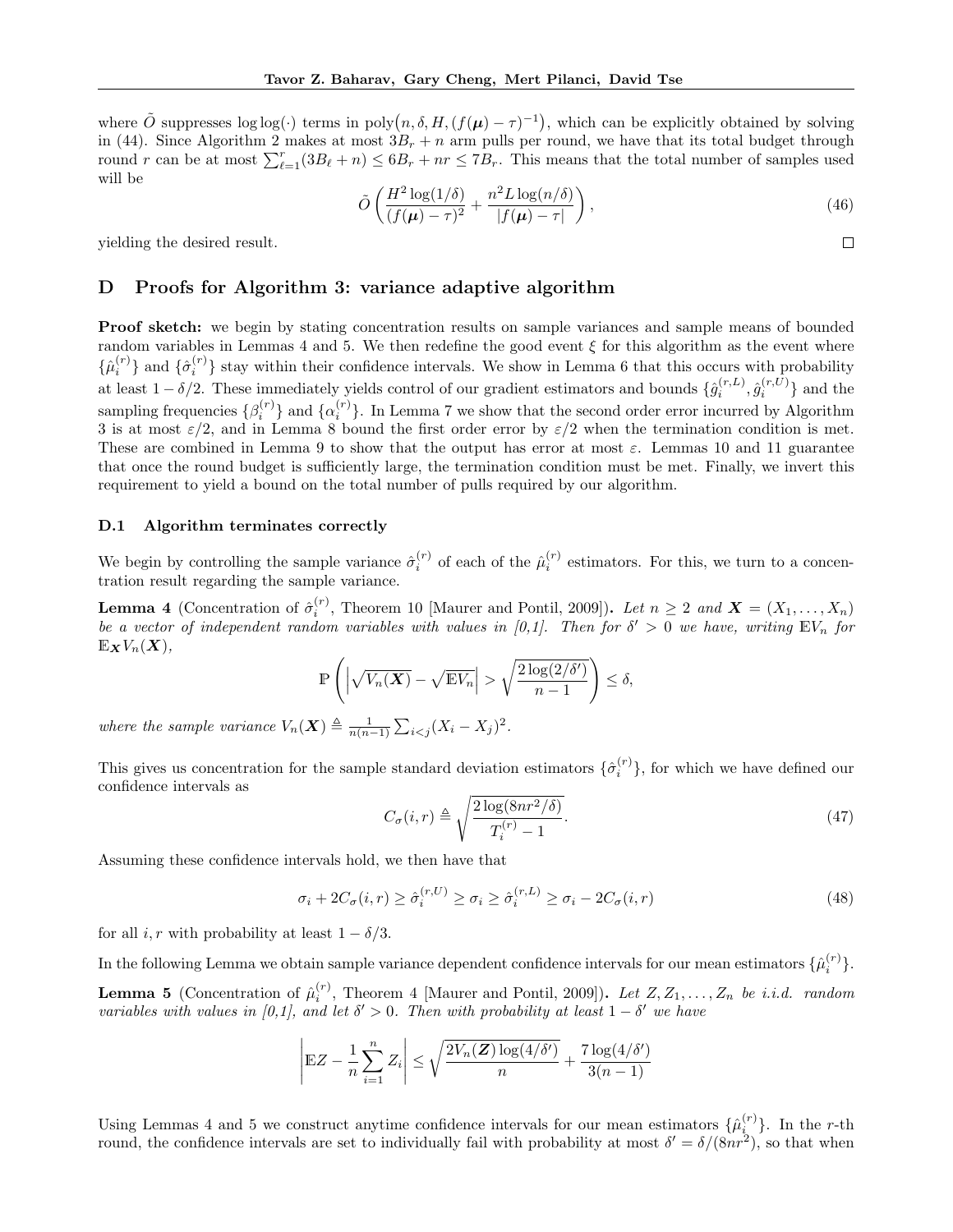where $\tilde{O}$ suppresses $\log\log(\cdot)$ terms in $\text{poly}\big(n, \delta, H, (f(\boldsymbol{\mu}) - \tau)^{-1}\big)$, which can be explicitly obtained by solving in (44). Since Algorithm 2 makes at most $3B_r + n$ arm pulls per round, we have that its total budget through round $r$ can be at most $\sum_{\ell=1}^{r}(3B_\ell + n) \leq 6B_r + nr \leq 7B_r$. This means that the total number of samples used will be

$$\tilde{O}\left(\frac{H^2 \log(1/\delta)}{(f(\boldsymbol{\mu}) - \tau)^2} + \frac{n^2 L \log(n/\delta)}{|f(\boldsymbol{\mu}) - \tau|}\right), \tag{46}$$

yielding the desired result. $\square$

## D Proofs for Algorithm 3: variance adaptive algorithm

**Proof sketch:** we begin by stating concentration results on sample variances and sample means of bounded random variables in Lemmas 4 and 5. We then redefine the good event $\xi$ for this algorithm as the event where $\{\hat{\mu}_i^{(r)}\}$ and $\{\hat{\sigma}_i^{(r)}\}$ stay within their confidence intervals. We show in Lemma 6 that this occurs with probability at least $1 - \delta/2$. These immediately yields control of our gradient estimators and bounds $\{\hat{g}_i^{(r,L)}, \hat{g}_i^{(r,U)}\}$ and the sampling frequencies $\{\beta_i^{(r)}\}$ and $\{\alpha_i^{(r)}\}$. In Lemma 7 we show that the second order error incurred by Algorithm 3 is at most $\varepsilon/2$, and in Lemma 8 bound the first order error by $\varepsilon/2$ when the termination condition is met. These are combined in Lemma 9 to show that the output has error at most $\varepsilon$. Lemmas 10 and 11 guarantee that once the round budget is sufficiently large, the termination condition must be met. Finally, we invert this requirement to yield a bound on the total number of pulls required by our algorithm.

### D.1 Algorithm terminates correctly

We begin by controlling the sample variance $\hat{\sigma}_i^{(r)}$ of each of the $\hat{\mu}_i^{(r)}$ estimators. For this, we turn to a concentration result regarding the sample variance.

**Lemma 4** (Concentration of $\hat{\sigma}_i^{(r)}$, Theorem 10 [Maurer and Pontil, 2009])**.** *Let $n \geq 2$ and $\boldsymbol{X} = (X_1, \ldots, X_n)$ be a vector of independent random variables with values in [0,1]. Then for $\delta' > 0$ we have, writing $\mathbb{E}V_n$ for $\mathbb{E}_{\boldsymbol{X}} V_n(\boldsymbol{X})$,*

$$\mathbb{P}\left(\left|\sqrt{V_n(\boldsymbol{X})} - \sqrt{\mathbb{E}V_n}\right| > \sqrt{\frac{2\log(2/\delta')}{n-1}}\right) \leq \delta,$$

*where the sample variance $V_n(\boldsymbol{X}) \triangleq \frac{1}{n(n-1)}\sum_{i<j}(X_i - X_j)^2$.*

This gives us concentration for the sample standard deviation estimators $\{\hat{\sigma}_i^{(r)}\}$, for which we have defined our confidence intervals as

$$C_\sigma(i, r) \triangleq \sqrt{\frac{2\log(8nr^2/\delta)}{T_i^{(r)} - 1}}. \tag{47}$$

Assuming these confidence intervals hold, we then have that

$$\sigma_i + 2C_\sigma(i, r) \geq \hat{\sigma}_i^{(r,U)} \geq \sigma_i \geq \hat{\sigma}_i^{(r,L)} \geq \sigma_i - 2C_\sigma(i, r) \tag{48}$$

for all $i, r$ with probability at least $1 - \delta/3$.

In the following Lemma we obtain sample variance dependent confidence intervals for our mean estimators $\{\hat{\mu}_i^{(r)}\}$.

**Lemma 5** (Concentration of $\hat{\mu}_i^{(r)}$, Theorem 4 [Maurer and Pontil, 2009])**.** *Let $Z, Z_1, \ldots, Z_n$ be i.i.d. random variables with values in [0,1], and let $\delta' > 0$. Then with probability at least $1 - \delta'$ we have*

$$\left|\mathbb{E}Z - \frac{1}{n}\sum_{i=1}^{n} Z_i\right| \leq \sqrt{\frac{2V_n(\boldsymbol{Z})\log(4/\delta')}{n}} + \frac{7\log(4/\delta')}{3(n-1)}$$

Using Lemmas 4 and 5 we construct anytime confidence intervals for our mean estimators $\{\hat{\mu}_i^{(r)}\}$. In the $r$-th round, the confidence intervals are set to individually fail with probability at most $\delta' = \delta/(8nr^2)$, so that when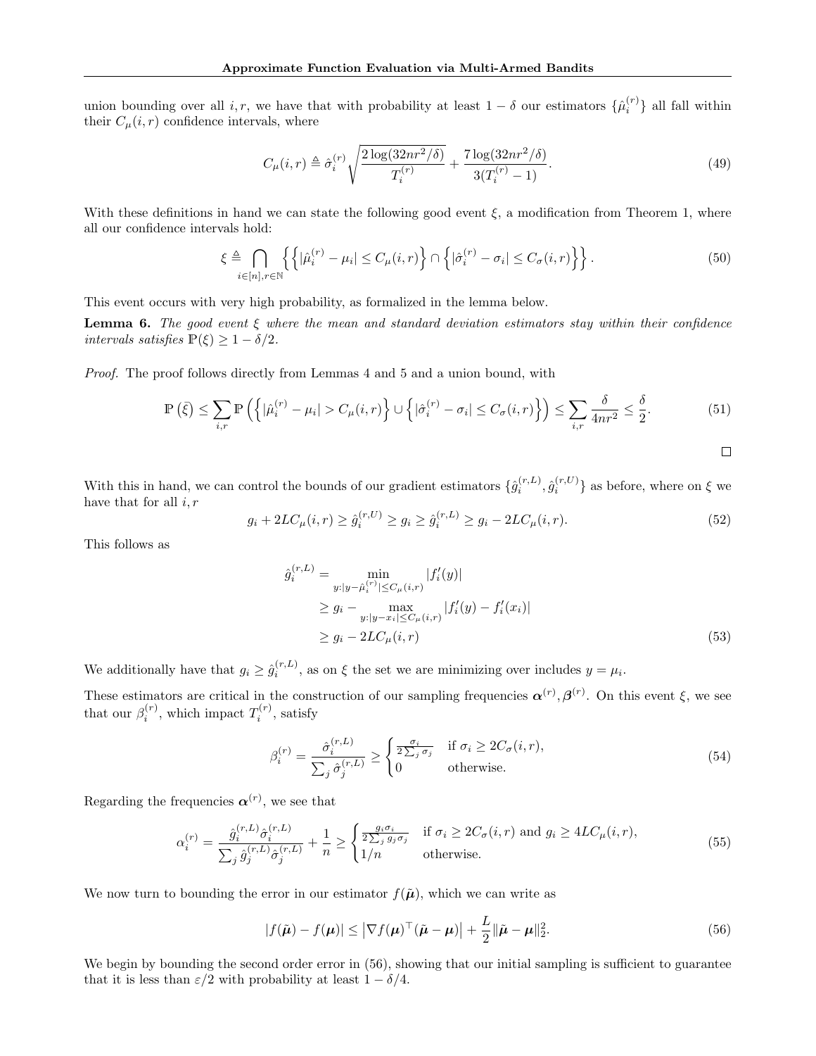union bounding over all $i, r$, we have that with probability at least $1 - \delta$ our estimators $\{\hat{\mu}_i^{(r)}\}$ all fall within their $C_\mu(i, r)$ confidence intervals, where

$$C_\mu(i, r) \triangleq \hat{\sigma}_i^{(r)} \sqrt{\frac{2 \log(32nr^2/\delta)}{T_i^{(r)}}} + \frac{7 \log(32nr^2/\delta)}{3(T_i^{(r)} - 1)}. \tag{49}$$

With these definitions in hand we can state the following good event $\xi$, a modification from Theorem 1, where all our confidence intervals hold:

$$\xi \triangleq \bigcap_{i \in [n], r \in \mathbb{N}} \left\{ \left\{ |\hat{\mu}_i^{(r)} - \mu_i| \leq C_\mu(i, r) \right\} \cap \left\{ |\hat{\sigma}_i^{(r)} - \sigma_i| \leq C_\sigma(i, r) \right\} \right\}. \tag{50}$$

This event occurs with very high probability, as formalized in the lemma below.

**Lemma 6.** *The good event $\xi$ where the mean and standard deviation estimators stay within their confidence intervals satisfies $\mathbb{P}(\xi) \geq 1 - \delta/2$.*

*Proof.* The proof follows directly from Lemmas 4 and 5 and a union bound, with

$$\mathbb{P}\left(\bar{\xi}\right) \leq \sum_{i,r} \mathbb{P}\left( \left\{ |\hat{\mu}_i^{(r)} - \mu_i| > C_\mu(i, r) \right\} \cup \left\{ |\hat{\sigma}_i^{(r)} - \sigma_i| \leq C_\sigma(i, r) \right\} \right) \leq \sum_{i,r} \frac{\delta}{4nr^2} \leq \frac{\delta}{2}. \tag{51}$$

□

With this in hand, we can control the bounds of our gradient estimators $\{\hat{g}_i^{(r,L)}, \hat{g}_i^{(r,U)}\}$ as before, where on $\xi$ we have that for all $i, r$

$$g_i + 2LC_\mu(i, r) \geq \hat{g}_i^{(r,U)} \geq g_i \geq \hat{g}_i^{(r,L)} \geq g_i - 2LC_\mu(i, r). \tag{52}$$

This follows as

$$\begin{aligned} \hat{g}_i^{(r,L)} &= \min_{y : |y - \hat{\mu}_i^{(r)}| \leq C_\mu(i,r)} |f_i'(y)| \\ &\geq g_i - \max_{y : |y - x_i| \leq C_\mu(i,r)} |f_i'(y) - f_i'(x_i)| \\ &\geq g_i - 2LC_\mu(i, r) \end{aligned} \tag{53}$$

We additionally have that $g_i \geq \hat{g}_i^{(r,L)}$, as on $\xi$ the set we are minimizing over includes $y = \mu_i$.

These estimators are critical in the construction of our sampling frequencies $\boldsymbol{\alpha}^{(r)}, \boldsymbol{\beta}^{(r)}$. On this event $\xi$, we see that our $\beta_i^{(r)}$, which impact $T_i^{(r)}$, satisfy

$$\beta_i^{(r)} = \frac{\hat{\sigma}_i^{(r,L)}}{\sum_j \hat{\sigma}_j^{(r,L)}} \geq \begin{cases} \frac{\sigma_i}{2 \sum_j \sigma_j} & \text{if } \sigma_i \geq 2C_\sigma(i, r), \\ 0 & \text{otherwise.} \end{cases} \tag{54}$$

Regarding the frequencies $\boldsymbol{\alpha}^{(r)}$, we see that

$$\alpha_i^{(r)} = \frac{\hat{g}_i^{(r,L)} \hat{\sigma}_i^{(r,L)}}{\sum_j \hat{g}_j^{(r,L)} \hat{\sigma}_j^{(r,L)}} + \frac{1}{n} \geq \begin{cases} \frac{g_i \sigma_i}{2 \sum_j g_j \sigma_j} & \text{if } \sigma_i \geq 2C_\sigma(i, r) \text{ and } g_i \geq 4LC_\mu(i, r), \\ 1/n & \text{otherwise.} \end{cases} \tag{55}$$

We now turn to bounding the error in our estimator $f(\tilde{\boldsymbol{\mu}})$, which we can write as

$$|f(\tilde{\boldsymbol{\mu}}) - f(\boldsymbol{\mu})| \leq \left| \nabla f(\boldsymbol{\mu})^\top (\tilde{\boldsymbol{\mu}} - \boldsymbol{\mu}) \right| + \frac{L}{2} \|\tilde{\boldsymbol{\mu}} - \boldsymbol{\mu}\|_2^2. \tag{56}$$

We begin by bounding the second order error in (56), showing that our initial sampling is sufficient to guarantee that it is less than $\varepsilon/2$ with probability at least $1 - \delta/4$.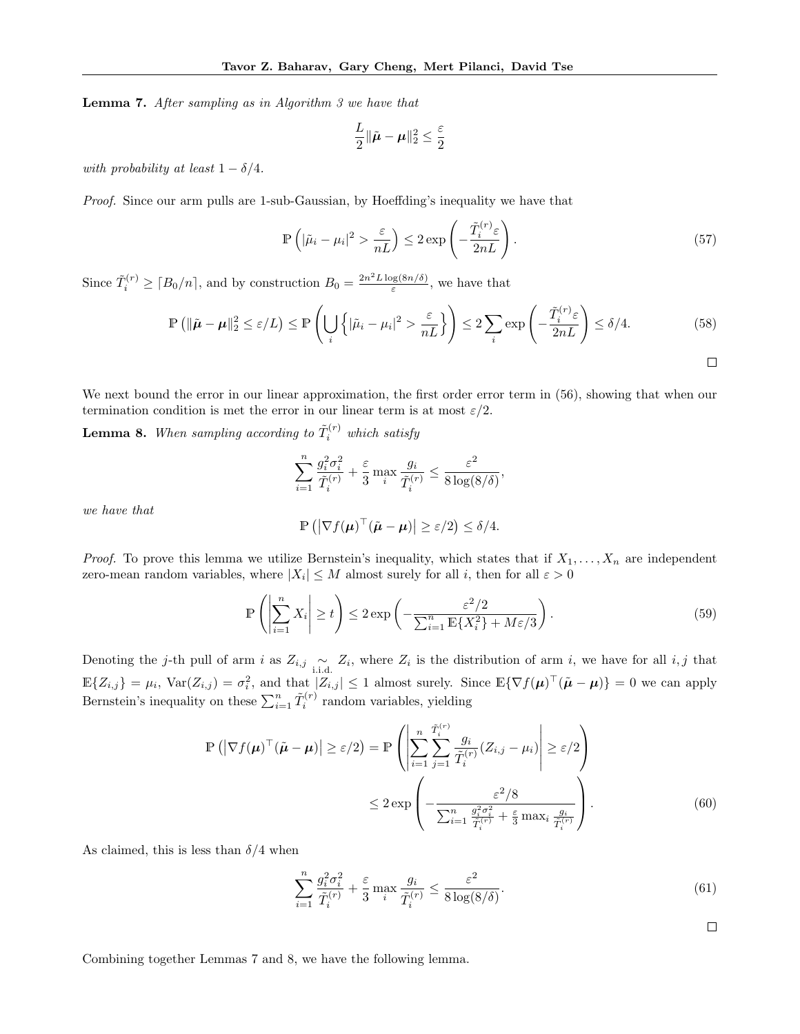**Lemma 7.** *After sampling as in Algorithm 3 we have that*

$$\frac{L}{2}\|\tilde{\boldsymbol{\mu}} - \boldsymbol{\mu}\|_2^2 \leq \frac{\varepsilon}{2}$$

*with probability at least* $1 - \delta/4$.

*Proof.* Since our arm pulls are 1-sub-Gaussian, by Hoeffding's inequality we have that

$$\mathbb{P}\left(|\tilde{\mu}_i - \mu_i|^2 > \frac{\varepsilon}{nL}\right) \leq 2\exp\left(-\frac{\tilde{T}_i^{(r)}\varepsilon}{2nL}\right). \tag{57}$$

Since $\tilde{T}_i^{(r)} \geq \lceil B_0/n \rceil$, and by construction $B_0 = \frac{2n^2 L \log(8n/\delta)}{\varepsilon}$, we have that

$$\mathbb{P}\left(\|\tilde{\boldsymbol{\mu}} - \boldsymbol{\mu}\|_2^2 \leq \varepsilon/L\right) \leq \mathbb{P}\left(\bigcup_i \left\{|\tilde{\mu}_i - \mu_i|^2 > \frac{\varepsilon}{nL}\right\}\right) \leq 2\sum_i \exp\left(-\frac{\tilde{T}_i^{(r)}\varepsilon}{2nL}\right) \leq \delta/4. \tag{58}$$

□

We next bound the error in our linear approximation, the first order error term in (56), showing that when our termination condition is met the error in our linear term is at most $\varepsilon/2$.

**Lemma 8.** *When sampling according to* $\tilde{T}_i^{(r)}$ *which satisfy*

$$\sum_{i=1}^n \frac{g_i^2 \sigma_i^2}{\tilde{T}_i^{(r)}} + \frac{\varepsilon}{3}\max_i \frac{g_i}{\tilde{T}_i^{(r)}} \leq \frac{\varepsilon^2}{8\log(8/\delta)},$$

*we have that*

$$\mathbb{P}\left(\left|\nabla f(\boldsymbol{\mu})^\top (\tilde{\boldsymbol{\mu}} - \boldsymbol{\mu})\right| \geq \varepsilon/2\right) \leq \delta/4.$$

*Proof.* To prove this lemma we utilize Bernstein's inequality, which states that if $X_1, \ldots, X_n$ are independent zero-mean random variables, where $|X_i| \leq M$ almost surely for all $i$, then for all $\varepsilon > 0$

$$\mathbb{P}\left(\left|\sum_{i=1}^n X_i\right| \geq t\right) \leq 2\exp\left(-\frac{\varepsilon^2/2}{\sum_{i=1}^n \mathbb{E}\{X_i^2\} + M\varepsilon/3}\right). \tag{59}$$

Denoting the $j$-th pull of arm $i$ as $Z_{i,j} \underset{\text{i.i.d.}}{\sim} Z_i$, where $Z_i$ is the distribution of arm $i$, we have for all $i, j$ that $\mathbb{E}\{Z_{i,j}\} = \mu_i$, $\text{Var}(Z_{i,j}) = \sigma_i^2$, and that $|Z_{i,j}| \leq 1$ almost surely. Since $\mathbb{E}\{\nabla f(\boldsymbol{\mu})^\top (\tilde{\boldsymbol{\mu}} - \boldsymbol{\mu})\} = 0$ we can apply Bernstein's inequality on these $\sum_{i=1}^n \tilde{T}_i^{(r)}$ random variables, yielding

$$\begin{aligned}
\mathbb{P}\left(\left|\nabla f(\boldsymbol{\mu})^\top (\tilde{\boldsymbol{\mu}} - \boldsymbol{\mu})\right| \geq \varepsilon/2\right) &= \mathbb{P}\left(\left|\sum_{i=1}^n \sum_{j=1}^{\tilde{T}_i^{(r)}} \frac{g_i}{\tilde{T}_i^{(r)}}(Z_{i,j} - \mu_i)\right| \geq \varepsilon/2\right) \\
&\leq 2\exp\left(-\frac{\varepsilon^2/8}{\sum_{i=1}^n \frac{g_i^2\sigma_i^2}{\tilde{T}_i^{(r)}} + \frac{\varepsilon}{3}\max_i \frac{g_i}{\tilde{T}_i^{(r)}}}\right).
\end{aligned} \tag{60}$$

As claimed, this is less than $\delta/4$ when

$$\sum_{i=1}^n \frac{g_i^2 \sigma_i^2}{\tilde{T}_i^{(r)}} + \frac{\varepsilon}{3}\max_i \frac{g_i}{\tilde{T}_i^{(r)}} \leq \frac{\varepsilon^2}{8\log(8/\delta)}. \tag{61}$$

□

Combining together Lemmas 7 and 8, we have the following lemma.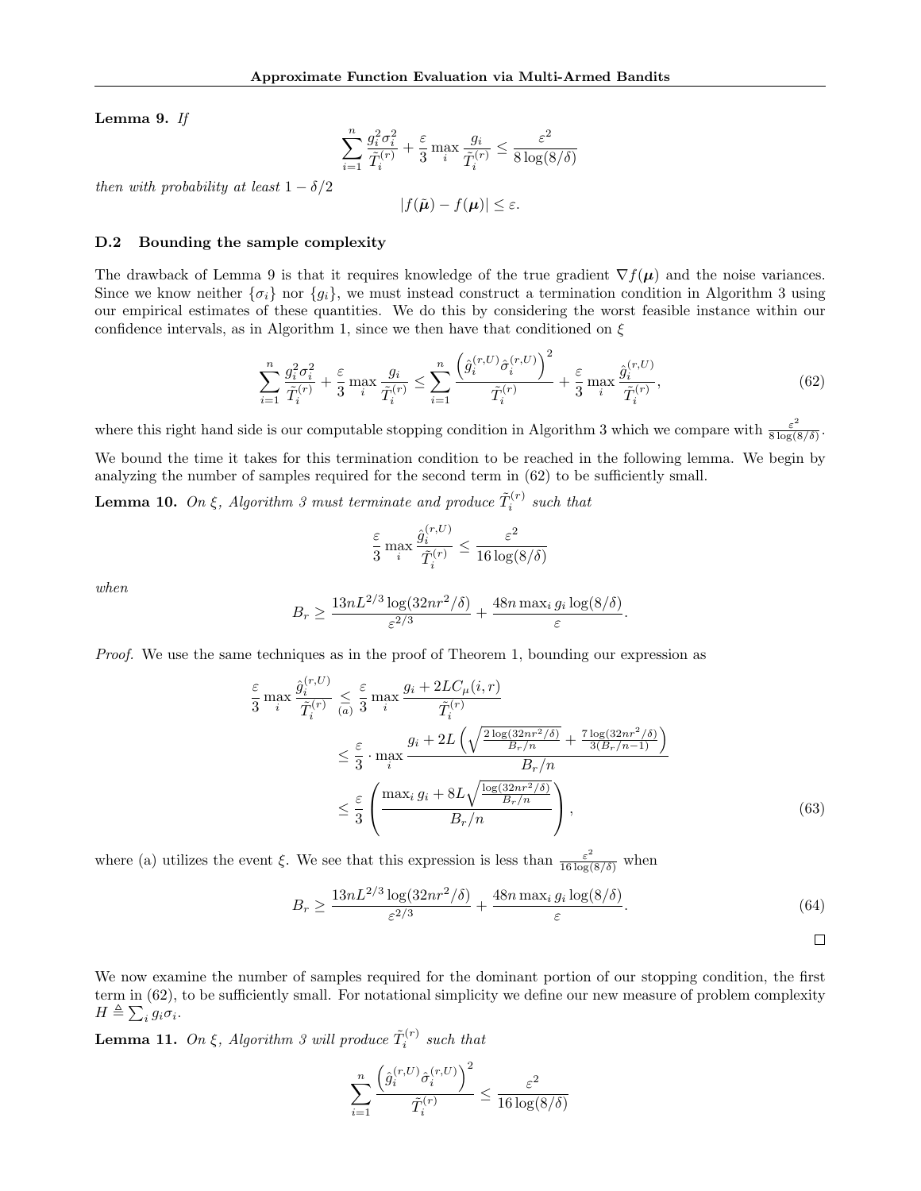**Lemma 9.** *If*

$$\sum_{i=1}^{n} \frac{g_i^2 \sigma_i^2}{\tilde{T}_i^{(r)}} + \frac{\varepsilon}{3} \max_i \frac{g_i}{\tilde{T}_i^{(r)}} \leq \frac{\varepsilon^2}{8 \log(8/\delta)}$$

*then with probability at least* $1 - \delta/2$

$$|f(\tilde{\boldsymbol{\mu}}) - f(\boldsymbol{\mu})| \leq \varepsilon.$$

### D.2 Bounding the sample complexity

The drawback of Lemma 9 is that it requires knowledge of the true gradient $\nabla f(\boldsymbol{\mu})$ and the noise variances. Since we know neither $\{\sigma_i\}$ nor $\{g_i\}$, we must instead construct a termination condition in Algorithm 3 using our empirical estimates of these quantities. We do this by considering the worst feasible instance within our confidence intervals, as in Algorithm 1, since we then have that conditioned on $\xi$

$$\sum_{i=1}^{n} \frac{g_i^2 \sigma_i^2}{\tilde{T}_i^{(r)}} + \frac{\varepsilon}{3} \max_i \frac{g_i}{\tilde{T}_i^{(r)}} \leq \sum_{i=1}^{n} \frac{\left(\hat{g}_i^{(r,U)} \hat{\sigma}_i^{(r,U)}\right)^2}{\tilde{T}_i^{(r)}} + \frac{\varepsilon}{3} \max_i \frac{\hat{g}_i^{(r,U)}}{\tilde{T}_i^{(r)}}, \tag{62}$$

where this right hand side is our computable stopping condition in Algorithm 3 which we compare with $\frac{\varepsilon^2}{8 \log(8/\delta)}$.

We bound the time it takes for this termination condition to be reached in the following lemma. We begin by analyzing the number of samples required for the second term in (62) to be sufficiently small.

**Lemma 10.** *On* $\xi$*, Algorithm 3 must terminate and produce* $\tilde{T}_i^{(r)}$ *such that*

$$\frac{\varepsilon}{3} \max_i \frac{\hat{g}_i^{(r,U)}}{\tilde{T}_i^{(r)}} \leq \frac{\varepsilon^2}{16 \log(8/\delta)}$$

*when*

$$B_r \geq \frac{13 n L^{2/3} \log(32 n r^2/\delta)}{\varepsilon^{2/3}} + \frac{48 n \max_i g_i \log(8/\delta)}{\varepsilon}.$$

*Proof.* We use the same techniques as in the proof of Theorem 1, bounding our expression as

$$\begin{aligned}
\frac{\varepsilon}{3} \max_i \frac{\hat{g}_i^{(r,U)}}{\tilde{T}_i^{(r)}} &\underset{(a)}{\leq} \frac{\varepsilon}{3} \max_i \frac{g_i + 2 L C_\mu(i,r)}{\tilde{T}_i^{(r)}} \\
&\leq \frac{\varepsilon}{3} \cdot \max_i \frac{g_i + 2L \left( \sqrt{\frac{2 \log(32 n r^2/\delta)}{B_r/n}} + \frac{7 \log(32 n r^2/\delta)}{3(B_r/n - 1)} \right)}{B_r/n} \\
&\leq \frac{\varepsilon}{3} \left( \frac{\max_i g_i + 8L \sqrt{\frac{\log(32 n r^2/\delta)}{B_r/n}}}{B_r/n} \right),
\end{aligned} \tag{63}$$

where (a) utilizes the event $\xi$. We see that this expression is less than $\frac{\varepsilon^2}{16 \log(8/\delta)}$ when

$$B_r \geq \frac{13 n L^{2/3} \log(32 n r^2/\delta)}{\varepsilon^{2/3}} + \frac{48 n \max_i g_i \log(8/\delta)}{\varepsilon}. \tag{64}$$

$\square$

We now examine the number of samples required for the dominant portion of our stopping condition, the first term in (62), to be sufficiently small. For notational simplicity we define our new measure of problem complexity $H \triangleq \sum_i g_i \sigma_i$.

**Lemma 11.** *On* $\xi$*, Algorithm 3 will produce* $\tilde{T}_i^{(r)}$ *such that*

$$\sum_{i=1}^{n} \frac{\left(\hat{g}_i^{(r,U)} \hat{\sigma}_i^{(r,U)}\right)^2}{\tilde{T}_i^{(r)}} \leq \frac{\varepsilon^2}{16 \log(8/\delta)}$$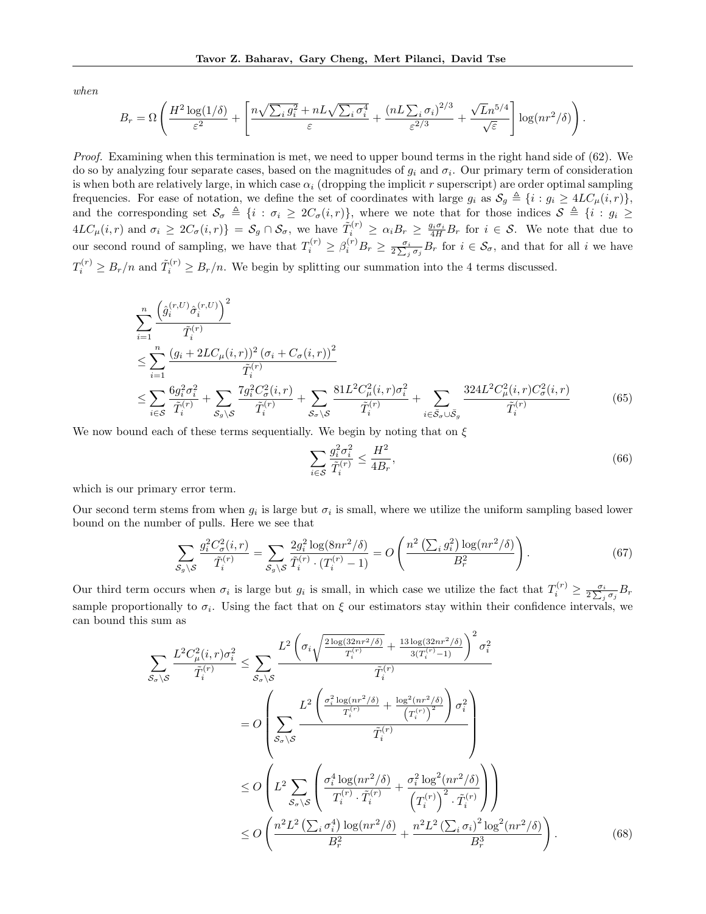*when*

$$B_r = \Omega\left( \frac{H^2 \log(1/\delta)}{\varepsilon^2} + \left[ \frac{n\sqrt{\sum_i g_i^2} + nL\sqrt{\sum_i \sigma_i^4}}{\varepsilon} + \frac{\left(nL\sum_i \sigma_i\right)^{2/3}}{\varepsilon^{2/3}} + \frac{\sqrt{L} n^{5/4}}{\sqrt{\varepsilon}} \right] \log(nr^2/\delta) \right).$$

*Proof.* Examining when this termination is met, we need to upper bound terms in the right hand side of (62). We do so by analyzing four separate cases, based on the magnitudes of $g_i$ and $\sigma_i$. Our primary term of consideration is when both are relatively large, in which case $\alpha_i$ (dropping the implicit $r$ superscript) are order optimal sampling frequencies. For ease of notation, we define the set of coordinates with large $g_i$ as $\mathcal{S}_g \triangleq \{i : g_i \geq 4LC_\mu(i,r)\}$, and the corresponding set $\mathcal{S}_\sigma \triangleq \{i : \sigma_i \geq 2C_\sigma(i,r)\}$, where we note that for those indices $\mathcal{S} \triangleq \{i : g_i \geq 4LC_\mu(i,r) \text{ and } \sigma_i \geq 2C_\sigma(i,r)\} = \mathcal{S}_g \cap \mathcal{S}_\sigma$, we have $\tilde{T}_i^{(r)} \geq \alpha_i B_r \geq \frac{g_i \sigma_i}{4H} B_r$ for $i \in \mathcal{S}$. We note that due to our second round of sampling, we have that $T_i^{(r)} \geq \beta_i^{(r)} B_r \geq \frac{\sigma_i}{2\sum_j \sigma_j} B_r$ for $i \in \mathcal{S}_\sigma$, and that for all $i$ we have $T_i^{(r)} \geq B_r/n$ and $\tilde{T}_i^{(r)} \geq B_r/n$. We begin by splitting our summation into the 4 terms discussed.

$$\begin{aligned}
&\sum_{i=1}^{n} \frac{\left(\hat{g}_i^{(r,U)} \hat{\sigma}_i^{(r,U)}\right)^2}{\tilde{T}_i^{(r)}} \\
&\leq \sum_{i=1}^{n} \frac{\left(g_i + 2LC_\mu(i,r)\right)^2 \left(\sigma_i + C_\sigma(i,r)\right)^2}{\tilde{T}_i^{(r)}} \\
&\leq \sum_{i \in \mathcal{S}} \frac{6 g_i^2 \sigma_i^2}{\tilde{T}_i^{(r)}} + \sum_{\mathcal{S}_g \setminus \mathcal{S}} \frac{7 g_i^2 C_\sigma^2(i,r)}{\tilde{T}_i^{(r)}} + \sum_{\mathcal{S}_\sigma \setminus \mathcal{S}} \frac{81 L^2 C_\mu^2(i,r) \sigma_i^2}{\tilde{T}_i^{(r)}} + \sum_{i \in \bar{\mathcal{S}}_\sigma \cup \bar{\mathcal{S}}_g} \frac{324 L^2 C_\mu^2(i,r) C_\sigma^2(i,r)}{\tilde{T}_i^{(r)}} \qquad (65)
\end{aligned}$$

We now bound each of these terms sequentially. We begin by noting that on $\xi$

$$\sum_{i \in \mathcal{S}} \frac{g_i^2 \sigma_i^2}{\tilde{T}_i^{(r)}} \leq \frac{H^2}{4B_r}, \qquad (66)$$

which is our primary error term.

Our second term stems from when $g_i$ is large but $\sigma_i$ is small, where we utilize the uniform sampling based lower bound on the number of pulls. Here we see that

$$\sum_{\mathcal{S}_g \setminus \mathcal{S}} \frac{g_i^2 C_\sigma^2(i,r)}{\tilde{T}_i^{(r)}} = \sum_{\mathcal{S}_g \setminus \mathcal{S}} \frac{2 g_i^2 \log(8nr^2/\delta)}{\tilde{T}_i^{(r)} \cdot (T_i^{(r)} - 1)} = O\left( \frac{n^2 \left(\sum_i g_i^2\right) \log(nr^2/\delta)}{B_r^2} \right). \qquad (67)$$

Our third term occurs when $\sigma_i$ is large but $g_i$ is small, in which case we utilize the fact that $T_i^{(r)} \geq \frac{\sigma_i}{2\sum_j \sigma_j} B_r$ sample proportionally to $\sigma_i$. Using the fact that on $\xi$ our estimators stay within their confidence intervals, we can bound this sum as

$$\begin{aligned}
\sum_{\mathcal{S}_\sigma \setminus \mathcal{S}} \frac{L^2 C_\mu^2(i,r) \sigma_i^2}{\tilde{T}_i^{(r)}} &\leq \sum_{\mathcal{S}_\sigma \setminus \mathcal{S}} \frac{L^2 \left( \sigma_i \sqrt{\frac{2\log(32nr^2/\delta)}{T_i^{(r)}}} + \frac{13\log(32nr^2/\delta)}{3(T_i^{(r)} - 1)} \right)^2 \sigma_i^2}{\tilde{T}_i^{(r)}} \\
&= O\left( \sum_{\mathcal{S}_\sigma \setminus \mathcal{S}} \frac{L^2 \left( \frac{\sigma_i^2 \log(nr^2/\delta)}{T_i^{(r)}} + \frac{\log^2(nr^2/\delta)}{\left(T_i^{(r)}\right)^2} \right) \sigma_i^2}{\tilde{T}_i^{(r)}} \right) \\
&\leq O\left( L^2 \sum_{\mathcal{S}_\sigma \setminus \mathcal{S}} \left( \frac{\sigma_i^4 \log(nr^2/\delta)}{T_i^{(r)} \cdot \tilde{T}_i^{(r)}} + \frac{\sigma_i^2 \log^2(nr^2/\delta)}{\left(T_i^{(r)}\right)^2 \cdot \tilde{T}_i^{(r)}} \right) \right) \\
&\leq O\left( \frac{n^2 L^2 \left(\sum_i \sigma_i^4\right) \log(nr^2/\delta)}{B_r^2} + \frac{n^2 L^2 \left(\sum_i \sigma_i\right)^2 \log^2(nr^2/\delta)}{B_r^3} \right). \qquad (68)
\end{aligned}$$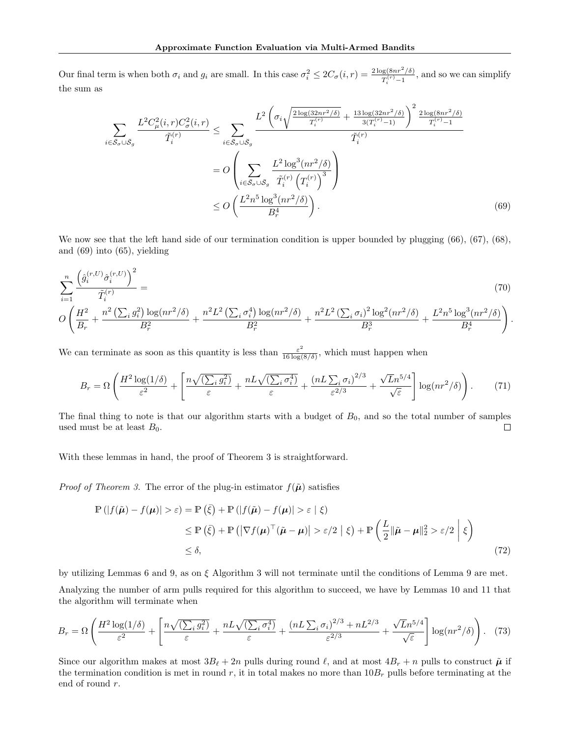Our final term is when both $\sigma_i$ and $g_i$ are small. In this case $\sigma_i^2 \leq 2C_\sigma(i,r) = \frac{2\log(8nr^2/\delta)}{T_i^{(r)}-1}$, and so we can simplify the sum as

$$
\begin{aligned}
\sum_{i\in\bar{\mathcal{S}}_\sigma\cup\bar{\mathcal{S}}_g} \frac{L^2 C_\mu^2(i,r) C_\sigma^2(i,r)}{\tilde{T}_i^{(r)}} &\leq \sum_{i\in\bar{\mathcal{S}}_\sigma\cup\bar{\mathcal{S}}_g} \frac{L^2\left(\sigma_i\sqrt{\frac{2\log(32nr^2/\delta)}{T_i^{(r)}}} + \frac{13\log(32nr^2/\delta)}{3(T_i^{(r)}-1)}\right)^2 \frac{2\log(8nr^2/\delta)}{T_i^{(r)}-1}}{\tilde{T}_i^{(r)}} \\
&= O\left(\sum_{i\in\bar{\mathcal{S}}_\sigma\cup\bar{\mathcal{S}}_g} \frac{L^2\log^3(nr^2/\delta)}{\tilde{T}_i^{(r)}\left(T_i^{(r)}\right)^3}\right) \\
&\leq O\left(\frac{L^2 n^5\log^3(nr^2/\delta)}{B_r^4}\right). \qquad (69)
\end{aligned}
$$

We now see that the left hand side of our termination condition is upper bounded by plugging (66), (67), (68), and (69) into (65), yielding

$$
\sum_{i=1}^n \frac{\left(\hat{g}_i^{(r,U)}\hat{\sigma}_i^{(r,U)}\right)^2}{\tilde{T}_i^{(r)}} = \qquad (70)
$$

$$
O\left(\frac{H^2}{B_r} + \frac{n^2\left(\sum_i g_i^2\right)\log(nr^2/\delta)}{B_r^2} + \frac{n^2L^2\left(\sum_i\sigma_i^4\right)\log(nr^2/\delta)}{B_r^2} + \frac{n^2L^2\left(\sum_i\sigma_i\right)^2\log^2(nr^2/\delta)}{B_r^3} + \frac{L^2n^5\log^3(nr^2/\delta)}{B_r^4}\right).
$$

We can terminate as soon as this quantity is less than $\frac{\varepsilon^2}{16\log(8/\delta)}$, which must happen when

$$
B_r = \Omega\left(\frac{H^2\log(1/\delta)}{\varepsilon^2} + \left[\frac{n\sqrt{\left(\sum_i g_i^2\right)}}{\varepsilon} + \frac{nL\sqrt{\left(\sum_i\sigma_i^4\right)}}{\varepsilon} + \frac{\left(nL\sum_i\sigma_i\right)^{2/3}}{\varepsilon^{2/3}} + \frac{\sqrt{L}n^{5/4}}{\sqrt{\varepsilon}}\right]\log(nr^2/\delta)\right). \qquad (71)
$$

The final thing to note is that our algorithm starts with a budget of $B_0$, and so the total number of samples used must be at least $B_0$. □

With these lemmas in hand, the proof of Theorem 3 is straightforward.

*Proof of Theorem 3.* The error of the plug-in estimator $f(\tilde{\boldsymbol{\mu}})$ satisfies

$$
\begin{aligned}
\mathbb{P}\left(|f(\tilde{\boldsymbol{\mu}}) - f(\boldsymbol{\mu})| > \varepsilon\right) &= \mathbb{P}\left(\bar{\xi}\right) + \mathbb{P}\left(|f(\tilde{\boldsymbol{\mu}}) - f(\boldsymbol{\mu})| > \varepsilon \mid \xi\right) \\
&\leq \mathbb{P}\left(\bar{\xi}\right) + \mathbb{P}\left(\left|\nabla f(\boldsymbol{\mu})^\top(\tilde{\boldsymbol{\mu}} - \boldsymbol{\mu})\right| > \varepsilon/2 \mid \xi\right) + \mathbb{P}\left(\frac{L}{2}\|\tilde{\boldsymbol{\mu}} - \boldsymbol{\mu}\|_2^2 > \varepsilon/2 \;\middle|\; \xi\right) \\
&\leq \delta, \qquad (72)
\end{aligned}
$$

by utilizing Lemmas 6 and 9, as on $\xi$ Algorithm 3 will not terminate until the conditions of Lemma 9 are met.

Analyzing the number of arm pulls required for this algorithm to succeed, we have by Lemmas 10 and 11 that the algorithm will terminate when

$$
B_r = \Omega\left(\frac{H^2\log(1/\delta)}{\varepsilon^2} + \left[\frac{n\sqrt{\left(\sum_i g_i^2\right)}}{\varepsilon} + \frac{nL\sqrt{\left(\sum_i\sigma_i^4\right)}}{\varepsilon} + \frac{\left(nL\sum_i\sigma_i\right)^{2/3} + nL^{2/3}}{\varepsilon^{2/3}} + \frac{\sqrt{L}n^{5/4}}{\sqrt{\varepsilon}}\right]\log(nr^2/\delta)\right). \qquad (73)
$$

Since our algorithm makes at most $3B_\ell + 2n$ pulls during round $\ell$, and at most $4B_r + n$ pulls to construct $\tilde{\boldsymbol{\mu}}$ if the termination condition is met in round $r$, it in total makes no more than $10B_r$ pulls before terminating at the end of round $r$.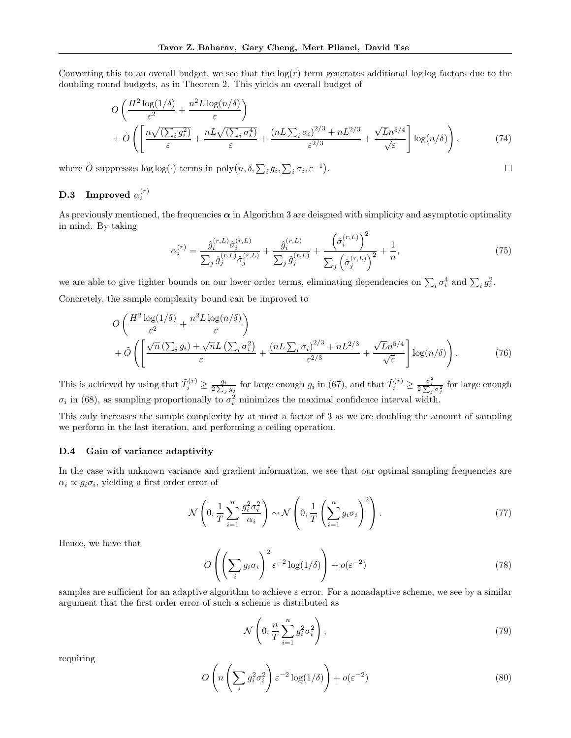Converting this to an overall budget, we see that the $\log(r)$ term generates additional $\log\log$ factors due to the doubling round budgets, as in Theorem 2. This yields an overall budget of

$$
O\left(\frac{H^2\log(1/\delta)}{\varepsilon^2}+\frac{n^2L\log(n/\delta)}{\varepsilon}\right) + \tilde{O}\left(\left[\frac{n\sqrt{(\sum_i g_i^2)}}{\varepsilon}+\frac{nL\sqrt{(\sum_i \sigma_i^4)}}{\varepsilon}+\frac{\left(nL\sum_i\sigma_i\right)^{2/3}+nL^{2/3}}{\varepsilon^{2/3}}+\frac{\sqrt{L}n^{5/4}}{\sqrt{\varepsilon}}\right]\log(n/\delta)\right), \tag{74}
$$

where $\tilde{O}$ suppresses $\log\log(\cdot)$ terms in $\text{poly}\left(n,\delta,\sum_i g_i,\sum_i\sigma_i,\varepsilon^{-1}\right)$. $\square$

### D.3 Improved $\alpha_i^{(r)}$

As previously mentioned, the frequencies $\boldsymbol{\alpha}$ in Algorithm 3 are deisgned with simplicity and asymptotic optimality in mind. By taking

$$
\alpha_i^{(r)}=\frac{\hat{g}_i^{(r,L)}\hat{\sigma}_i^{(r,L)}}{\sum_j \hat{g}_j^{(r,L)}\hat{\sigma}_j^{(r,L)}}+\frac{\hat{g}_i^{(r,L)}}{\sum_j \hat{g}_j^{(r,L)}}+\frac{\left(\hat{\sigma}_i^{(r,L)}\right)^2}{\sum_j\left(\hat{\sigma}_j^{(r,L)}\right)^2}+\frac{1}{n}, \tag{75}
$$

we are able to give tighter bounds on our lower order terms, eliminating dependencies on $\sum_i\sigma_i^4$ and $\sum_i g_i^2$.

Concretely, the sample complexity bound can be improved to

$$
O\left(\frac{H^2\log(1/\delta)}{\varepsilon^2}+\frac{n^2L\log(n/\delta)}{\varepsilon}\right) + \tilde{O}\left(\left[\frac{\sqrt{n}\left(\sum_i g_i\right)+\sqrt{n}L\left(\sum_i\sigma_i^2\right)}{\varepsilon}+\frac{\left(nL\sum_i\sigma_i\right)^{2/3}+nL^{2/3}}{\varepsilon^{2/3}}+\frac{\sqrt{L}n^{5/4}}{\sqrt{\varepsilon}}\right]\log(n/\delta)\right). \tag{76}
$$

This is achieved by using that $\tilde{T}_i^{(r)}\geq\frac{g_i}{2\sum_j g_j}$ for large enough $g_i$ in (67), and that $\tilde{T}_i^{(r)}\geq\frac{\sigma_i^2}{2\sum_j\sigma_j^2}$ for large enough $\sigma_i$ in (68), as sampling proportionally to $\sigma_i^2$ minimizes the maximal confidence interval width.

This only increases the sample complexity by at most a factor of 3 as we are doubling the amount of sampling we perform in the last iteration, and performing a ceiling operation.

### D.4 Gain of variance adaptivity

In the case with unknown variance and gradient information, we see that our optimal sampling frequencies are $\alpha_i\propto g_i\sigma_i$, yielding a first order error of

$$
\mathcal{N}\left(0,\frac{1}{T}\sum_{i=1}^n\frac{g_i^2\sigma_i^2}{\alpha_i}\right)\sim\mathcal{N}\left(0,\frac{1}{T}\left(\sum_{i=1}^n g_i\sigma_i\right)^2\right). \tag{77}
$$

Hence, we have that

$$
O\left(\left(\sum_i g_i\sigma_i\right)^2\varepsilon^{-2}\log(1/\delta)\right)+o(\varepsilon^{-2}) \tag{78}
$$

samples are sufficient for an adaptive algorithm to achieve $\varepsilon$ error. For a nonadaptive scheme, we see by a similar argument that the first order error of such a scheme is distributed as

$$
\mathcal{N}\left(0,\frac{n}{T}\sum_{i=1}^n g_i^2\sigma_i^2\right), \tag{79}
$$

requiring

$$
O\left(n\left(\sum_i g_i^2\sigma_i^2\right)\varepsilon^{-2}\log(1/\delta)\right)+o(\varepsilon^{-2}) \tag{80}
$$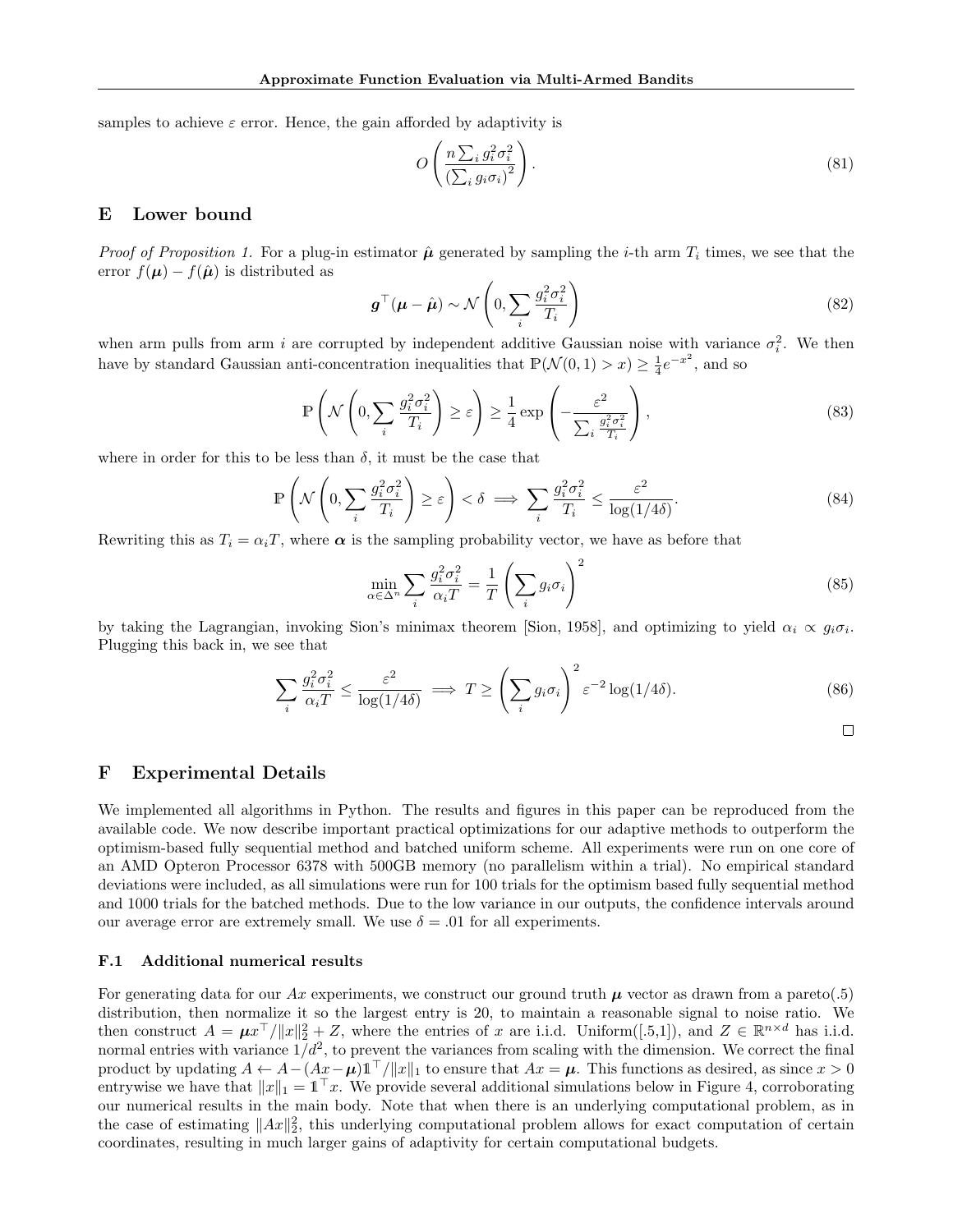samples to achieve $\varepsilon$ error. Hence, the gain afforded by adaptivity is

$$O\left(\frac{n\sum_i g_i^2\sigma_i^2}{\left(\sum_i g_i\sigma_i\right)^2}\right). \tag{81}$$

## E Lower bound

*Proof of Proposition 1.* For a plug-in estimator $\hat{\boldsymbol{\mu}}$ generated by sampling the $i$-th arm $T_i$ times, we see that the error $f(\boldsymbol{\mu}) - f(\hat{\boldsymbol{\mu}})$ is distributed as

$$\boldsymbol{g}^\top(\boldsymbol{\mu} - \hat{\boldsymbol{\mu}}) \sim \mathcal{N}\left(0, \sum_i \frac{g_i^2\sigma_i^2}{T_i}\right) \tag{82}$$

when arm pulls from arm $i$ are corrupted by independent additive Gaussian noise with variance $\sigma_i^2$. We then have by standard Gaussian anti-concentration inequalities that $\mathbb{P}(\mathcal{N}(0,1) > x) \geq \frac{1}{4}e^{-x^2}$, and so

$$\mathbb{P}\left(\mathcal{N}\left(0, \sum_i \frac{g_i^2\sigma_i^2}{T_i}\right) \geq \varepsilon\right) \geq \frac{1}{4}\exp\left(-\frac{\varepsilon^2}{\sum_i \frac{g_i^2\sigma_i^2}{T_i}}\right), \tag{83}$$

where in order for this to be less than $\delta$, it must be the case that

$$\mathbb{P}\left(\mathcal{N}\left(0, \sum_i \frac{g_i^2\sigma_i^2}{T_i}\right) \geq \varepsilon\right) < \delta \implies \sum_i \frac{g_i^2\sigma_i^2}{T_i} \leq \frac{\varepsilon^2}{\log(1/4\delta)}. \tag{84}$$

Rewriting this as $T_i = \alpha_i T$, where $\boldsymbol{\alpha}$ is the sampling probability vector, we have as before that

$$\min_{\alpha \in \Delta^n} \sum_i \frac{g_i^2\sigma_i^2}{\alpha_i T} = \frac{1}{T}\left(\sum_i g_i\sigma_i\right)^2 \tag{85}$$

by taking the Lagrangian, invoking Sion's minimax theorem [Sion, 1958], and optimizing to yield $\alpha_i \propto g_i\sigma_i$. Plugging this back in, we see that

$$\sum_i \frac{g_i^2\sigma_i^2}{\alpha_i T} \leq \frac{\varepsilon^2}{\log(1/4\delta)} \implies T \geq \left(\sum_i g_i\sigma_i\right)^2 \varepsilon^{-2}\log(1/4\delta). \tag{86}$$

□

## F Experimental Details

We implemented all algorithms in Python. The results and figures in this paper can be reproduced from the available code. We now describe important practical optimizations for our adaptive methods to outperform the optimism-based fully sequential method and batched uniform scheme. All experiments were run on one core of an AMD Opteron Processor 6378 with 500GB memory (no parallelism within a trial). No empirical standard deviations were included, as all simulations were run for 100 trials for the optimism based fully sequential method and 1000 trials for the batched methods. Due to the low variance in our outputs, the confidence intervals around our average error are extremely small. We use $\delta = .01$ for all experiments.

### F.1 Additional numerical results

For generating data for our $Ax$ experiments, we construct our ground truth $\boldsymbol{\mu}$ vector as drawn from a pareto(.5) distribution, then normalize it so the largest entry is 20, to maintain a reasonable signal to noise ratio. We then construct $A = \boldsymbol{\mu}x^\top/\|x\|_2^2 + Z$, where the entries of $x$ are i.i.d. Uniform([.5,1]), and $Z \in \mathbb{R}^{n\times d}$ has i.i.d. normal entries with variance $1/d^2$, to prevent the variances from scaling with the dimension. We correct the final product by updating $A \leftarrow A - (Ax - \boldsymbol{\mu})\mathbb{1}^\top/\|x\|_1$ to ensure that $Ax = \boldsymbol{\mu}$. This functions as desired, as since $x > 0$ entrywise we have that $\|x\|_1 = \mathbb{1}^\top x$. We provide several additional simulations below in Figure 4, corroborating our numerical results in the main body. Note that when there is an underlying computational problem, as in the case of estimating $\|Ax\|_2^2$, this underlying computational problem allows for exact computation of certain coordinates, resulting in much larger gains of adaptivity for certain computational budgets.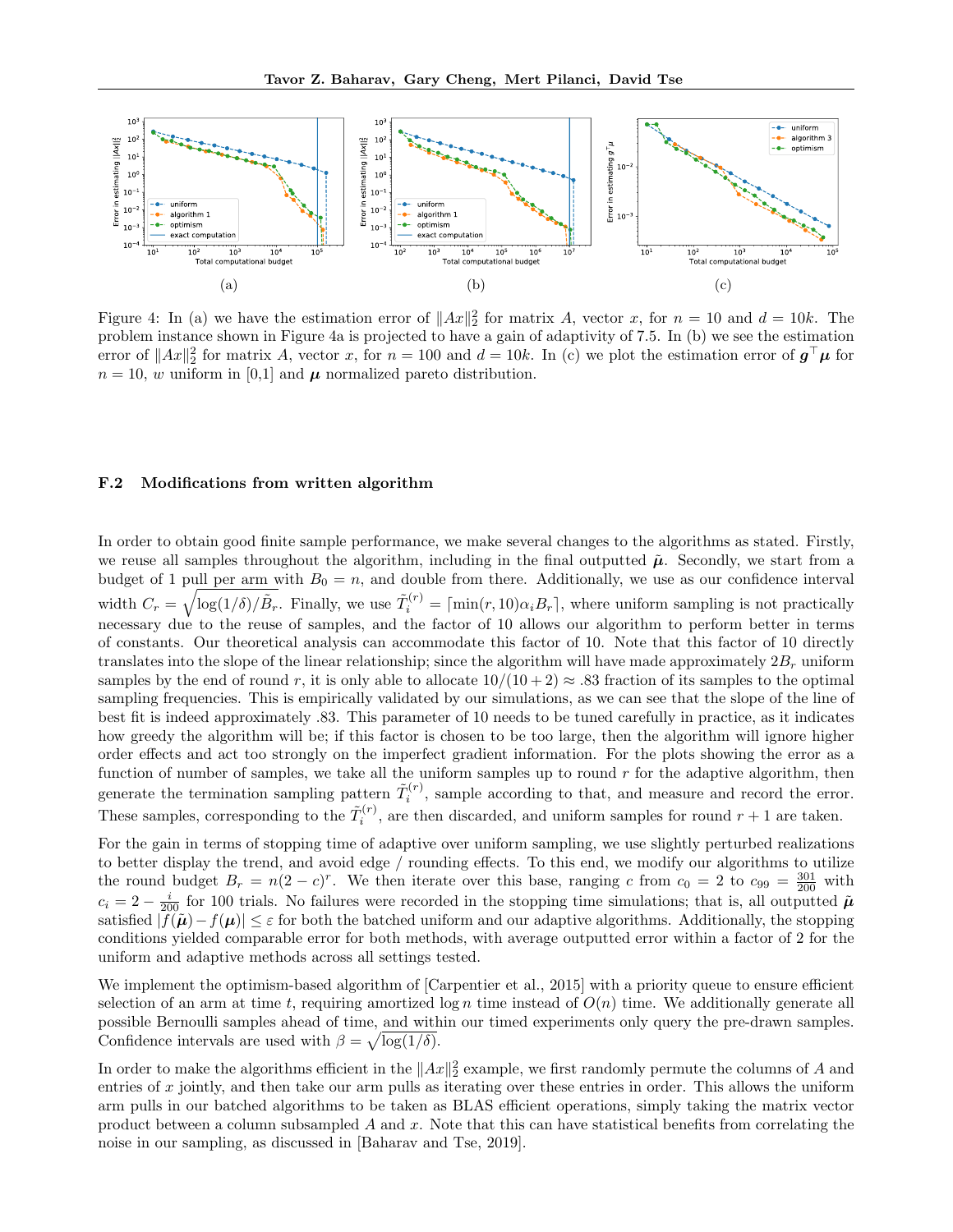Figure 4: In (a) we have the estimation error of $\|Ax\|_2^2$ for matrix $A$, vector $x$, for $n = 10$ and $d = 10k$. The problem instance shown in Figure 4a is projected to have a gain of adaptivity of 7.5. In (b) we see the estimation error of $\|Ax\|_2^2$ for matrix $A$, vector $x$, for $n = 100$ and $d = 10k$. In (c) we plot the estimation error of $\boldsymbol{g}^\top \boldsymbol{\mu}$ for $n = 10$, $w$ uniform in [0,1] and $\boldsymbol{\mu}$ normalized pareto distribution.

### F.2 Modifications from written algorithm

In order to obtain good finite sample performance, we make several changes to the algorithms as stated. Firstly, we reuse all samples throughout the algorithm, including in the final outputted $\tilde{\boldsymbol{\mu}}$. Secondly, we start from a budget of 1 pull per arm with $B_0 = n$, and double from there. Additionally, we use as our confidence interval width $C_r = \sqrt{\log(1/\delta)/\tilde{B}_r}$. Finally, we use $\tilde{T}_i^{(r)} = \lceil \min(r, 10)\alpha_i B_r \rceil$, where uniform sampling is not practically necessary due to the reuse of samples, and the factor of 10 allows our algorithm to perform better in terms of constants. Our theoretical analysis can accommodate this factor of 10. Note that this factor of 10 directly translates into the slope of the linear relationship; since the algorithm will have made approximately $2B_r$ uniform samples by the end of round $r$, it is only able to allocate $10/(10+2) \approx .83$ fraction of its samples to the optimal sampling frequencies. This is empirically validated by our simulations, as we can see that the slope of the line of best fit is indeed approximately .83. This parameter of 10 needs to be tuned carefully in practice, as it indicates how greedy the algorithm will be; if this factor is chosen to be too large, then the algorithm will ignore higher order effects and act too strongly on the imperfect gradient information. For the plots showing the error as a function of number of samples, we take all the uniform samples up to round $r$ for the adaptive algorithm, then generate the termination sampling pattern $\tilde{T}_i^{(r)}$, sample according to that, and measure and record the error. These samples, corresponding to the $\tilde{T}_i^{(r)}$, are then discarded, and uniform samples for round $r + 1$ are taken.

For the gain in terms of stopping time of adaptive over uniform sampling, we use slightly perturbed realizations to better display the trend, and avoid edge / rounding effects. To this end, we modify our algorithms to utilize the round budget $B_r = n(2 - c)^r$. We then iterate over this base, ranging $c$ from $c_0 = 2$ to $c_{99} = \frac{301}{200}$ with $c_i = 2 - \frac{i}{200}$ for 100 trials. No failures were recorded in the stopping time simulations; that is, all outputted $\tilde{\boldsymbol{\mu}}$ satisfied $|f(\tilde{\boldsymbol{\mu}}) - f(\boldsymbol{\mu})| \le \varepsilon$ for both the batched uniform and our adaptive algorithms. Additionally, the stopping conditions yielded comparable error for both methods, with average outputted error within a factor of 2 for the uniform and adaptive methods across all settings tested.

We implement the optimism-based algorithm of [Carpentier et al., 2015] with a priority queue to ensure efficient selection of an arm at time $t$, requiring amortized $\log n$ time instead of $O(n)$ time. We additionally generate all possible Bernoulli samples ahead of time, and within our timed experiments only query the pre-drawn samples. Confidence intervals are used with $\beta = \sqrt{\log(1/\delta)}$.

In order to make the algorithms efficient in the $\|Ax\|_2^2$ example, we first randomly permute the columns of $A$ and entries of $x$ jointly, and then take our arm pulls as iterating over these entries in order. This allows the uniform arm pulls in our batched algorithms to be taken as BLAS efficient operations, simply taking the matrix vector product between a column subsampled $A$ and $x$. Note that this can have statistical benefits from correlating the noise in our sampling, as discussed in [Baharav and Tse, 2019].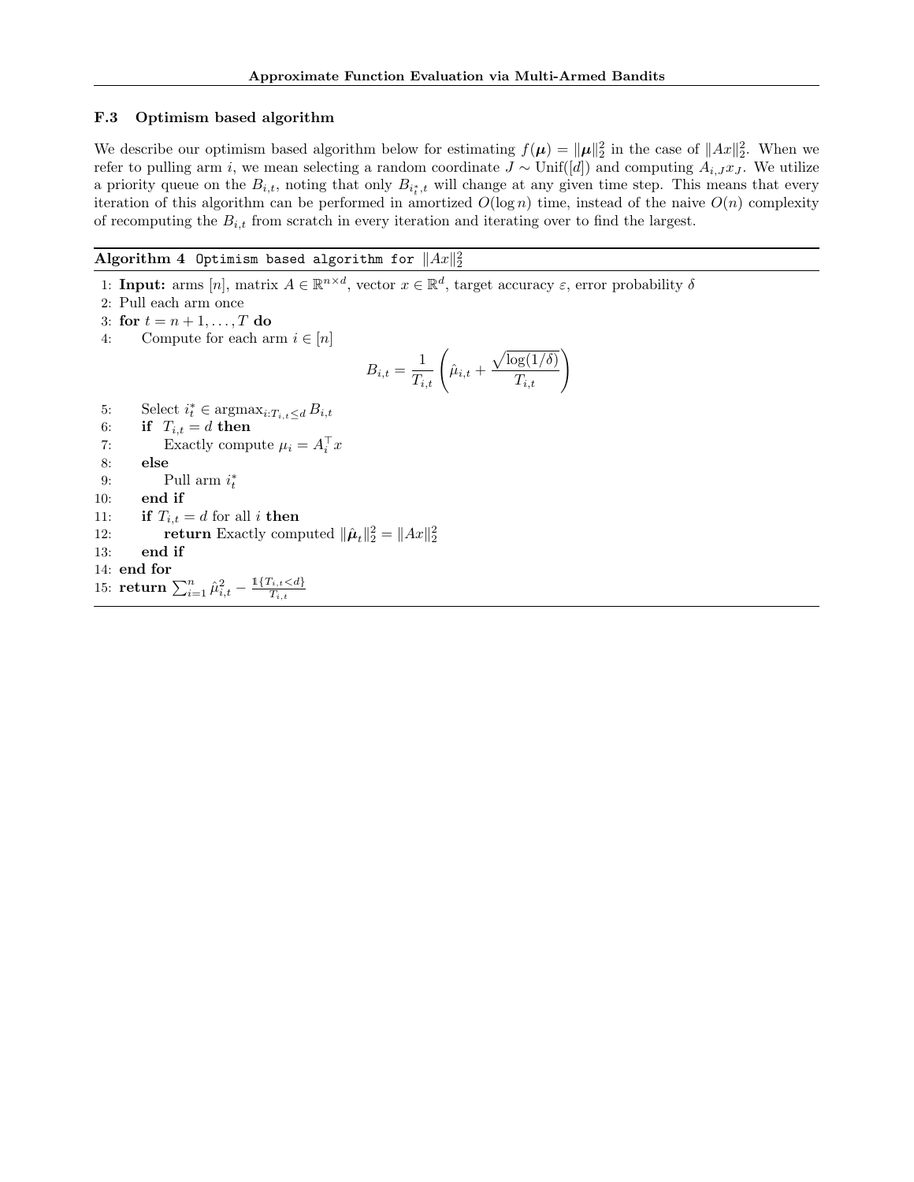### F.3 Optimism based algorithm

We describe our optimism based algorithm below for estimating $f(\boldsymbol{\mu}) = \|\boldsymbol{\mu}\|_2^2$ in the case of $\|Ax\|_2^2$. When we refer to pulling arm $i$, we mean selecting a random coordinate $J \sim \text{Unif}([d])$ and computing $A_{i,J} x_J$. We utilize a priority queue on the $B_{i,t}$, noting that only $B_{i_t^*,t}$ will change at any given time step. This means that every iteration of this algorithm can be performed in amortized $O(\log n)$ time, instead of the naive $O(n)$ complexity of recomputing the $B_{i,t}$ from scratch in every iteration and iterating over to find the largest.

**Algorithm 4** `Optimism based algorithm for` $\|Ax\|_2^2$

1: **Input:** arms $[n]$, matrix $A \in \mathbb{R}^{n \times d}$, vector $x \in \mathbb{R}^d$, target accuracy $\varepsilon$, error probability $\delta$
2: Pull each arm once
3: **for** $t = n+1, \ldots, T$ **do**
4: Compute for each arm $i \in [n]$

$$B_{i,t} = \frac{1}{T_{i,t}} \left( \hat{\mu}_{i,t} + \frac{\sqrt{\log(1/\delta)}}{T_{i,t}} \right)$$

5: Select $i_t^* \in \text{argmax}_{i : T_{i,t} \leq d} B_{i,t}$
6: **if** $T_{i,t} = d$ **then**
7: Exactly compute $\mu_i = A_i^\top x$
8: **else**
9: Pull arm $i_t^*$
10: **end if**
11: **if** $T_{i,t} = d$ for all $i$ **then**
12: **return** Exactly computed $\|\hat{\boldsymbol{\mu}}_t\|_2^2 = \|Ax\|_2^2$
13: **end if**
14: **end for**
15: **return** $\sum_{i=1}^n \hat{\mu}_{i,t}^2 - \frac{\mathbb{1}\{T_{i,t} < d\}}{T_{i,t}}$